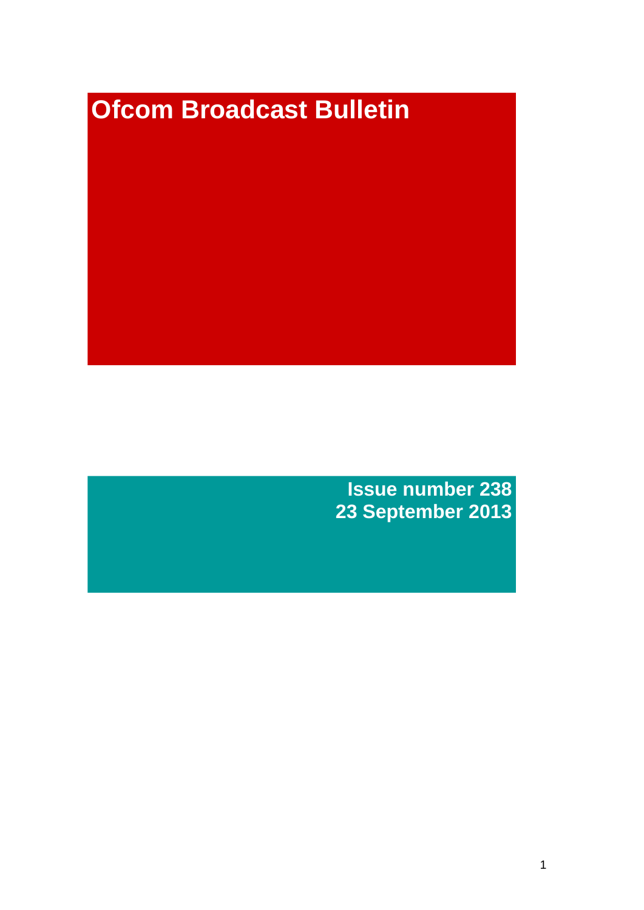# Ofcom Broadcast Bulletin

**Issue number 238**
**23 September 2013**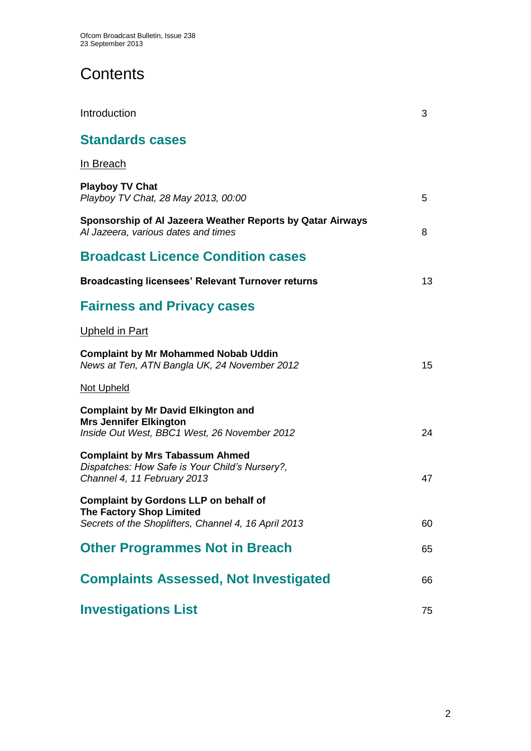# Contents

Introduction 3

## Standards cases

In Breach

**Playboy TV Chat**
*Playboy TV Chat, 28 May 2013, 00:00* 5

**Sponsorship of Al Jazeera Weather Reports by Qatar Airways**
*Al Jazeera, various dates and times* 8

## Broadcast Licence Condition cases

**Broadcasting licensees' Relevant Turnover returns** 13

## Fairness and Privacy cases

Upheld in Part

**Complaint by Mr Mohammed Nobab Uddin**
*News at Ten, ATN Bangla UK, 24 November 2012* 15

Not Upheld

**Complaint by Mr David Elkington and Mrs Jennifer Elkington**
*Inside Out West, BBC1 West, 26 November 2012* 24

**Complaint by Mrs Tabassum Ahmed**
*Dispatches: How Safe is Your Child's Nursery?, Channel 4, 11 February 2013* 47

**Complaint by Gordons LLP on behalf of The Factory Shop Limited**
*Secrets of the Shoplifters, Channel 4, 16 April 2013* 60

## Other Programmes Not in Breach 65

## Complaints Assessed, Not Investigated 66

## Investigations List 75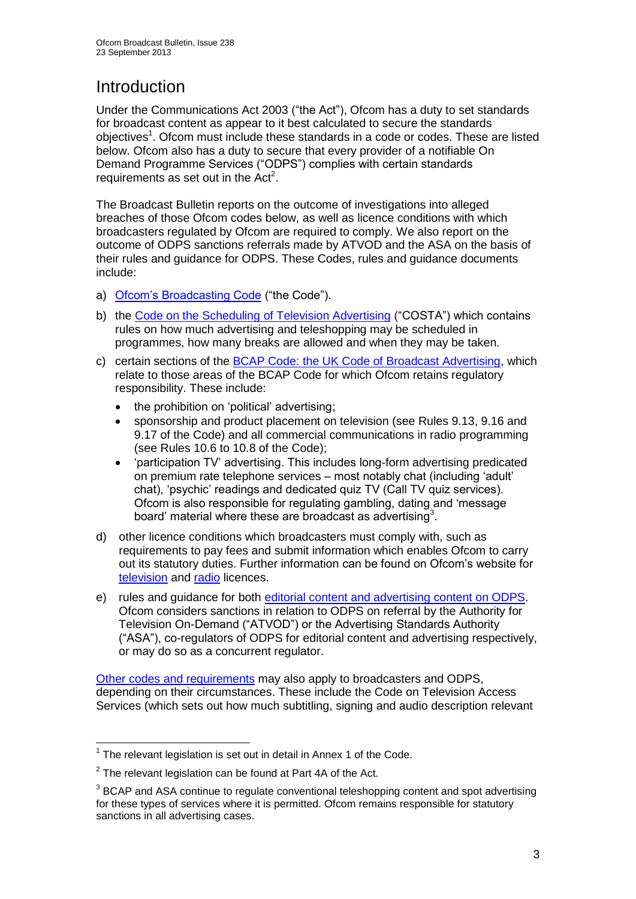# Introduction

Under the Communications Act 2003 ("the Act"), Ofcom has a duty to set standards for broadcast content as appear to it best calculated to secure the standards objectives[1]. Ofcom must include these standards in a code or codes. These are listed below. Ofcom also has a duty to secure that every provider of a notifiable On Demand Programme Services ("ODPS") complies with certain standards requirements as set out in the Act[2].

The Broadcast Bulletin reports on the outcome of investigations into alleged breaches of those Ofcom codes below, as well as licence conditions with which broadcasters regulated by Ofcom are required to comply. We also report on the outcome of ODPS sanctions referrals made by ATVOD and the ASA on the basis of their rules and guidance for ODPS. These Codes, rules and guidance documents include:

a) Ofcom's Broadcasting Code ("the Code").

b) the Code on the Scheduling of Television Advertising ("COSTA") which contains rules on how much advertising and teleshopping may be scheduled in programmes, how many breaks are allowed and when they may be taken.

c) certain sections of the BCAP Code: the UK Code of Broadcast Advertising, which relate to those areas of the BCAP Code for which Ofcom retains regulatory responsibility. These include:
   - the prohibition on 'political' advertising;
   - sponsorship and product placement on television (see Rules 9.13, 9.16 and 9.17 of the Code) and all commercial communications in radio programming (see Rules 10.6 to 10.8 of the Code);
   - 'participation TV' advertising. This includes long-form advertising predicated on premium rate telephone services – most notably chat (including 'adult' chat), 'psychic' readings and dedicated quiz TV (Call TV quiz services). Ofcom is also responsible for regulating gambling, dating and 'message board' material where these are broadcast as advertising[3].

d) other licence conditions which broadcasters must comply with, such as requirements to pay fees and submit information which enables Ofcom to carry out its statutory duties. Further information can be found on Ofcom's website for television and radio licences.

e) rules and guidance for both editorial content and advertising content on ODPS. Ofcom considers sanctions in relation to ODPS on referral by the Authority for Television On-Demand ("ATVOD") or the Advertising Standards Authority ("ASA"), co-regulators of ODPS for editorial content and advertising respectively, or may do so as a concurrent regulator.

Other codes and requirements may also apply to broadcasters and ODPS, depending on their circumstances. These include the Code on Television Access Services (which sets out how much subtitling, signing and audio description relevant

---

[1] The relevant legislation is set out in detail in Annex 1 of the Code.

[2] The relevant legislation can be found at Part 4A of the Act.

[3] BCAP and ASA continue to regulate conventional teleshopping content and spot advertising for these types of services where it is permitted. Ofcom remains responsible for statutory sanctions in all advertising cases.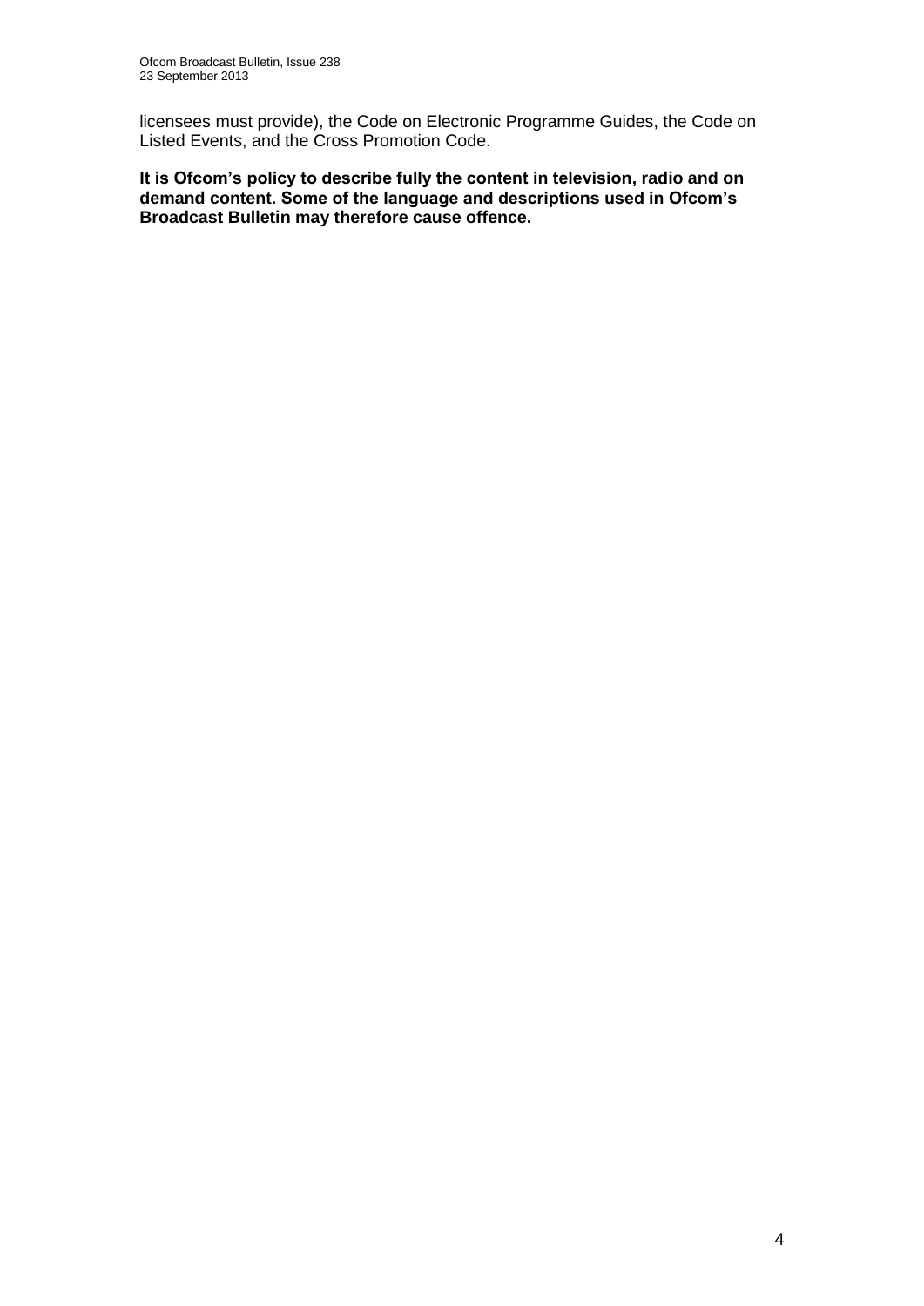licensees must provide), the Code on Electronic Programme Guides, the Code on Listed Events, and the Cross Promotion Code.

**It is Ofcom's policy to describe fully the content in television, radio and on demand content. Some of the language and descriptions used in Ofcom's Broadcast Bulletin may therefore cause offence.**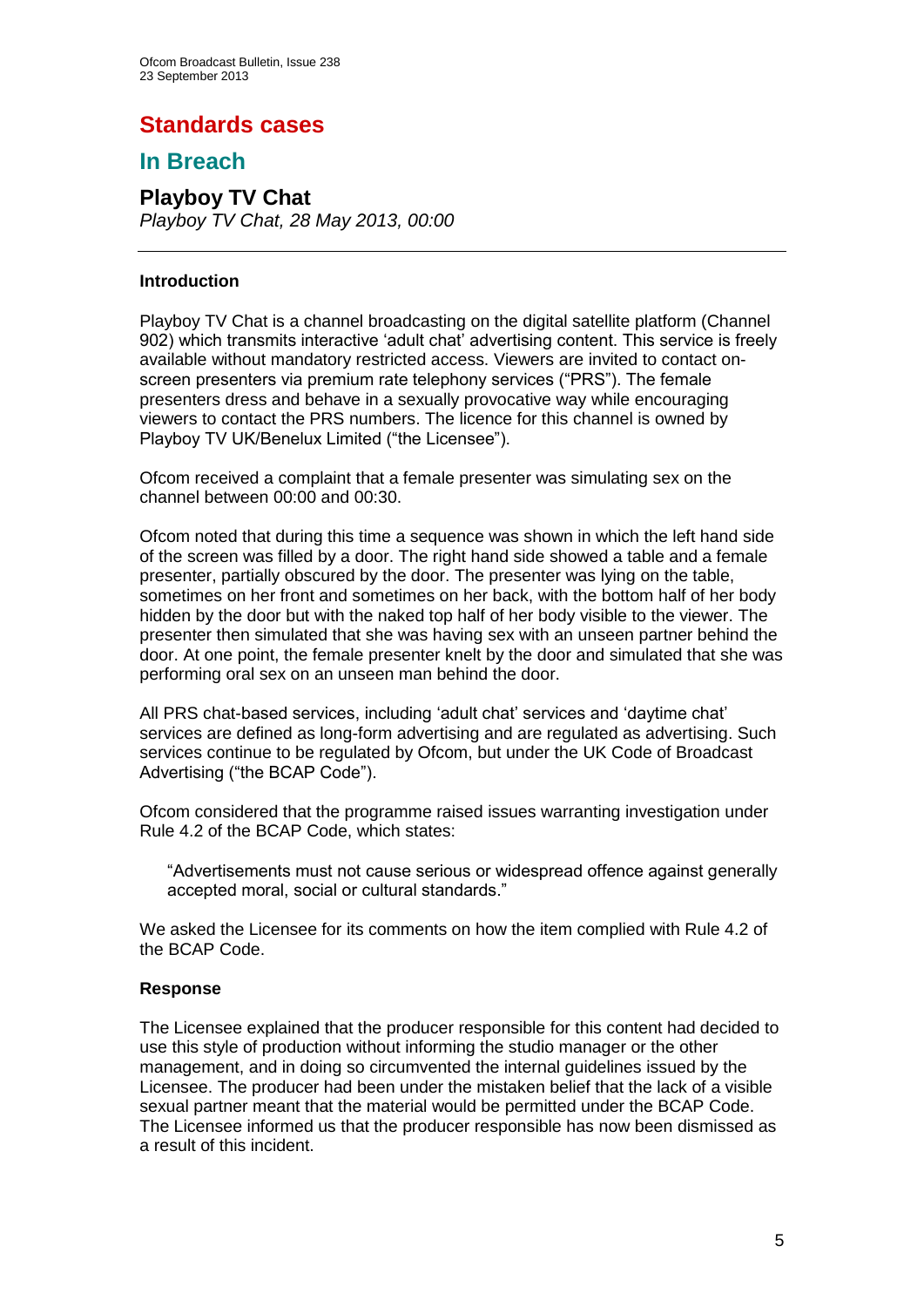# Standards cases

## In Breach

### Playboy TV Chat

*Playboy TV Chat, 28 May 2013, 00:00*

---

#### Introduction

Playboy TV Chat is a channel broadcasting on the digital satellite platform (Channel 902) which transmits interactive 'adult chat' advertising content. This service is freely available without mandatory restricted access. Viewers are invited to contact on-screen presenters via premium rate telephony services ("PRS"). The female presenters dress and behave in a sexually provocative way while encouraging viewers to contact the PRS numbers. The licence for this channel is owned by Playboy TV UK/Benelux Limited ("the Licensee").

Ofcom received a complaint that a female presenter was simulating sex on the channel between 00:00 and 00:30.

Ofcom noted that during this time a sequence was shown in which the left hand side of the screen was filled by a door. The right hand side showed a table and a female presenter, partially obscured by the door. The presenter was lying on the table, sometimes on her front and sometimes on her back, with the bottom half of her body hidden by the door but with the naked top half of her body visible to the viewer. The presenter then simulated that she was having sex with an unseen partner behind the door. At one point, the female presenter knelt by the door and simulated that she was performing oral sex on an unseen man behind the door.

All PRS chat-based services, including 'adult chat' services and 'daytime chat' services are defined as long-form advertising and are regulated as advertising. Such services continue to be regulated by Ofcom, but under the UK Code of Broadcast Advertising ("the BCAP Code").

Ofcom considered that the programme raised issues warranting investigation under Rule 4.2 of the BCAP Code, which states:

> "Advertisements must not cause serious or widespread offence against generally accepted moral, social or cultural standards."

We asked the Licensee for its comments on how the item complied with Rule 4.2 of the BCAP Code.

#### Response

The Licensee explained that the producer responsible for this content had decided to use this style of production without informing the studio manager or the other management, and in doing so circumvented the internal guidelines issued by the Licensee. The producer had been under the mistaken belief that the lack of a visible sexual partner meant that the material would be permitted under the BCAP Code. The Licensee informed us that the producer responsible has now been dismissed as a result of this incident.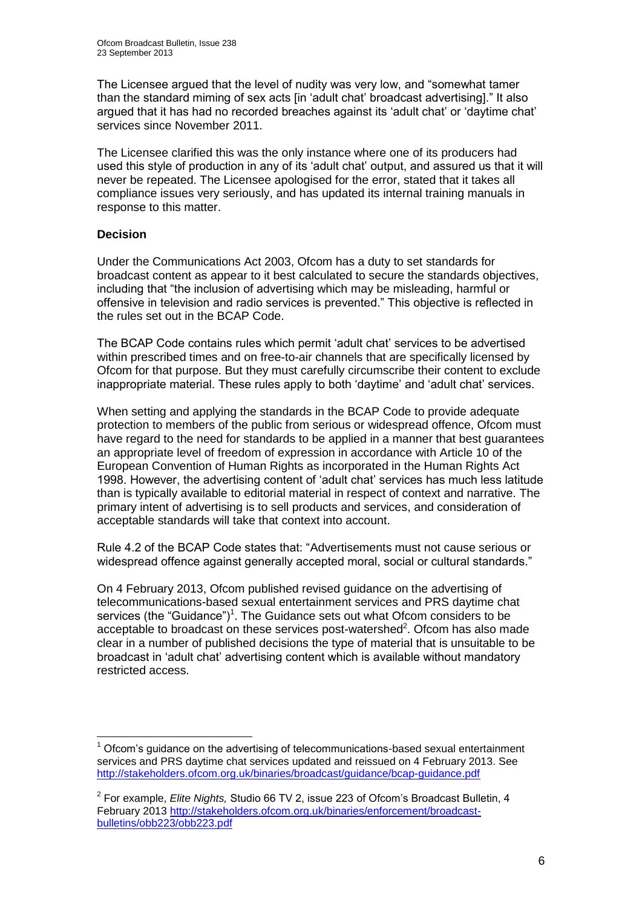The Licensee argued that the level of nudity was very low, and "somewhat tamer than the standard miming of sex acts [in 'adult chat' broadcast advertising]." It also argued that it has had no recorded breaches against its 'adult chat' or 'daytime chat' services since November 2011.

The Licensee clarified this was the only instance where one of its producers had used this style of production in any of its 'adult chat' output, and assured us that it will never be repeated. The Licensee apologised for the error, stated that it takes all compliance issues very seriously, and has updated its internal training manuals in response to this matter.

**Decision**

Under the Communications Act 2003, Ofcom has a duty to set standards for broadcast content as appear to it best calculated to secure the standards objectives, including that "the inclusion of advertising which may be misleading, harmful or offensive in television and radio services is prevented." This objective is reflected in the rules set out in the BCAP Code.

The BCAP Code contains rules which permit 'adult chat' services to be advertised within prescribed times and on free-to-air channels that are specifically licensed by Ofcom for that purpose. But they must carefully circumscribe their content to exclude inappropriate material. These rules apply to both 'daytime' and 'adult chat' services.

When setting and applying the standards in the BCAP Code to provide adequate protection to members of the public from serious or widespread offence, Ofcom must have regard to the need for standards to be applied in a manner that best guarantees an appropriate level of freedom of expression in accordance with Article 10 of the European Convention of Human Rights as incorporated in the Human Rights Act 1998. However, the advertising content of 'adult chat' services has much less latitude than is typically available to editorial material in respect of context and narrative. The primary intent of advertising is to sell products and services, and consideration of acceptable standards will take that context into account.

Rule 4.2 of the BCAP Code states that: "Advertisements must not cause serious or widespread offence against generally accepted moral, social or cultural standards."

On 4 February 2013, Ofcom published revised guidance on the advertising of telecommunications-based sexual entertainment services and PRS daytime chat services (the "Guidance")[1]. The Guidance sets out what Ofcom considers to be acceptable to broadcast on these services post-watershed[2]. Ofcom has also made clear in a number of published decisions the type of material that is unsuitable to be broadcast in 'adult chat' advertising content which is available without mandatory restricted access.

---

[1] Ofcom's guidance on the advertising of telecommunications-based sexual entertainment services and PRS daytime chat services updated and reissued on 4 February 2013. See http://stakeholders.ofcom.org.uk/binaries/broadcast/guidance/bcap-guidance.pdf

[2] For example, *Elite Nights,* Studio 66 TV 2, issue 223 of Ofcom's Broadcast Bulletin, 4 February 2013 http://stakeholders.ofcom.org.uk/binaries/enforcement/broadcast-bulletins/obb223/obb223.pdf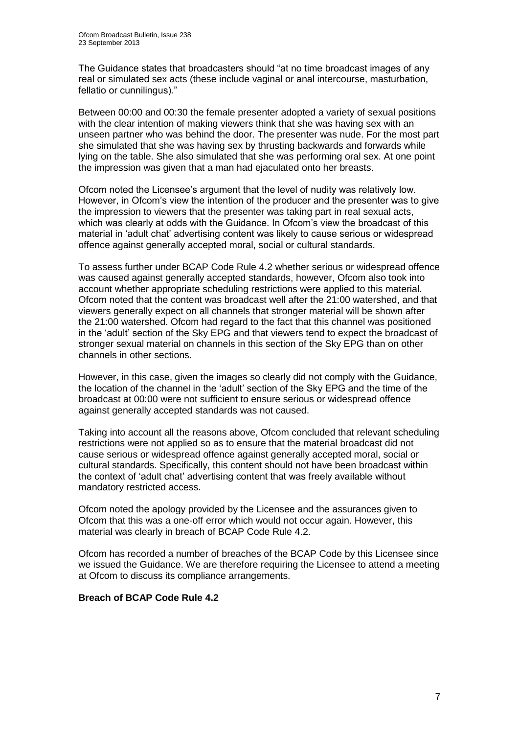The Guidance states that broadcasters should "at no time broadcast images of any real or simulated sex acts (these include vaginal or anal intercourse, masturbation, fellatio or cunnilingus)."

Between 00:00 and 00:30 the female presenter adopted a variety of sexual positions with the clear intention of making viewers think that she was having sex with an unseen partner who was behind the door. The presenter was nude. For the most part she simulated that she was having sex by thrusting backwards and forwards while lying on the table. She also simulated that she was performing oral sex. At one point the impression was given that a man had ejaculated onto her breasts.

Ofcom noted the Licensee's argument that the level of nudity was relatively low. However, in Ofcom's view the intention of the producer and the presenter was to give the impression to viewers that the presenter was taking part in real sexual acts, which was clearly at odds with the Guidance. In Ofcom's view the broadcast of this material in 'adult chat' advertising content was likely to cause serious or widespread offence against generally accepted moral, social or cultural standards.

To assess further under BCAP Code Rule 4.2 whether serious or widespread offence was caused against generally accepted standards, however, Ofcom also took into account whether appropriate scheduling restrictions were applied to this material. Ofcom noted that the content was broadcast well after the 21:00 watershed, and that viewers generally expect on all channels that stronger material will be shown after the 21:00 watershed. Ofcom had regard to the fact that this channel was positioned in the 'adult' section of the Sky EPG and that viewers tend to expect the broadcast of stronger sexual material on channels in this section of the Sky EPG than on other channels in other sections.

However, in this case, given the images so clearly did not comply with the Guidance, the location of the channel in the 'adult' section of the Sky EPG and the time of the broadcast at 00:00 were not sufficient to ensure serious or widespread offence against generally accepted standards was not caused.

Taking into account all the reasons above, Ofcom concluded that relevant scheduling restrictions were not applied so as to ensure that the material broadcast did not cause serious or widespread offence against generally accepted moral, social or cultural standards. Specifically, this content should not have been broadcast within the context of 'adult chat' advertising content that was freely available without mandatory restricted access.

Ofcom noted the apology provided by the Licensee and the assurances given to Ofcom that this was a one-off error which would not occur again. However, this material was clearly in breach of BCAP Code Rule 4.2.

Ofcom has recorded a number of breaches of the BCAP Code by this Licensee since we issued the Guidance. We are therefore requiring the Licensee to attend a meeting at Ofcom to discuss its compliance arrangements.

**Breach of BCAP Code Rule 4.2**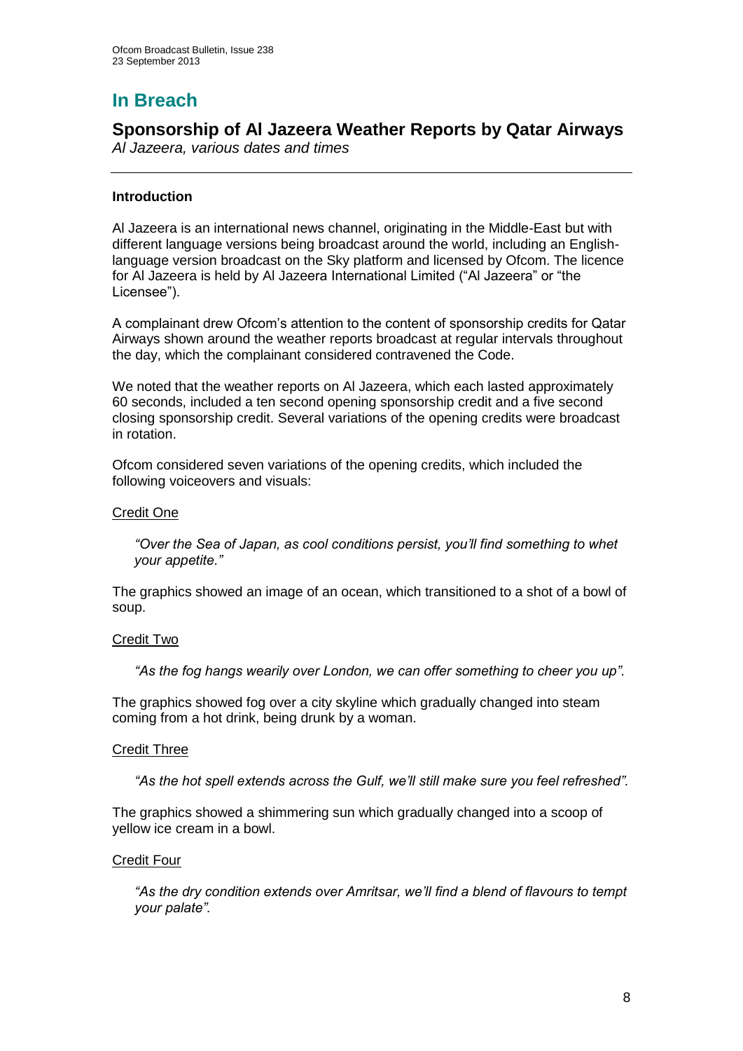# In Breach

## Sponsorship of Al Jazeera Weather Reports by Qatar Airways

*Al Jazeera, various dates and times*

---

### Introduction

Al Jazeera is an international news channel, originating in the Middle-East but with different language versions being broadcast around the world, including an English-language version broadcast on the Sky platform and licensed by Ofcom. The licence for Al Jazeera is held by Al Jazeera International Limited ("Al Jazeera" or "the Licensee").

A complainant drew Ofcom's attention to the content of sponsorship credits for Qatar Airways shown around the weather reports broadcast at regular intervals throughout the day, which the complainant considered contravened the Code.

We noted that the weather reports on Al Jazeera, which each lasted approximately 60 seconds, included a ten second opening sponsorship credit and a five second closing sponsorship credit. Several variations of the opening credits were broadcast in rotation.

Ofcom considered seven variations of the opening credits, which included the following voiceovers and visuals:

Credit One

> *"Over the Sea of Japan, as cool conditions persist, you'll find something to whet your appetite."*

The graphics showed an image of an ocean, which transitioned to a shot of a bowl of soup.

Credit Two

> *"As the fog hangs wearily over London, we can offer something to cheer you up".*

The graphics showed fog over a city skyline which gradually changed into steam coming from a hot drink, being drunk by a woman.

Credit Three

> *"As the hot spell extends across the Gulf, we'll still make sure you feel refreshed".*

The graphics showed a shimmering sun which gradually changed into a scoop of yellow ice cream in a bowl.

Credit Four

> *"As the dry condition extends over Amritsar, we'll find a blend of flavours to tempt your palate".*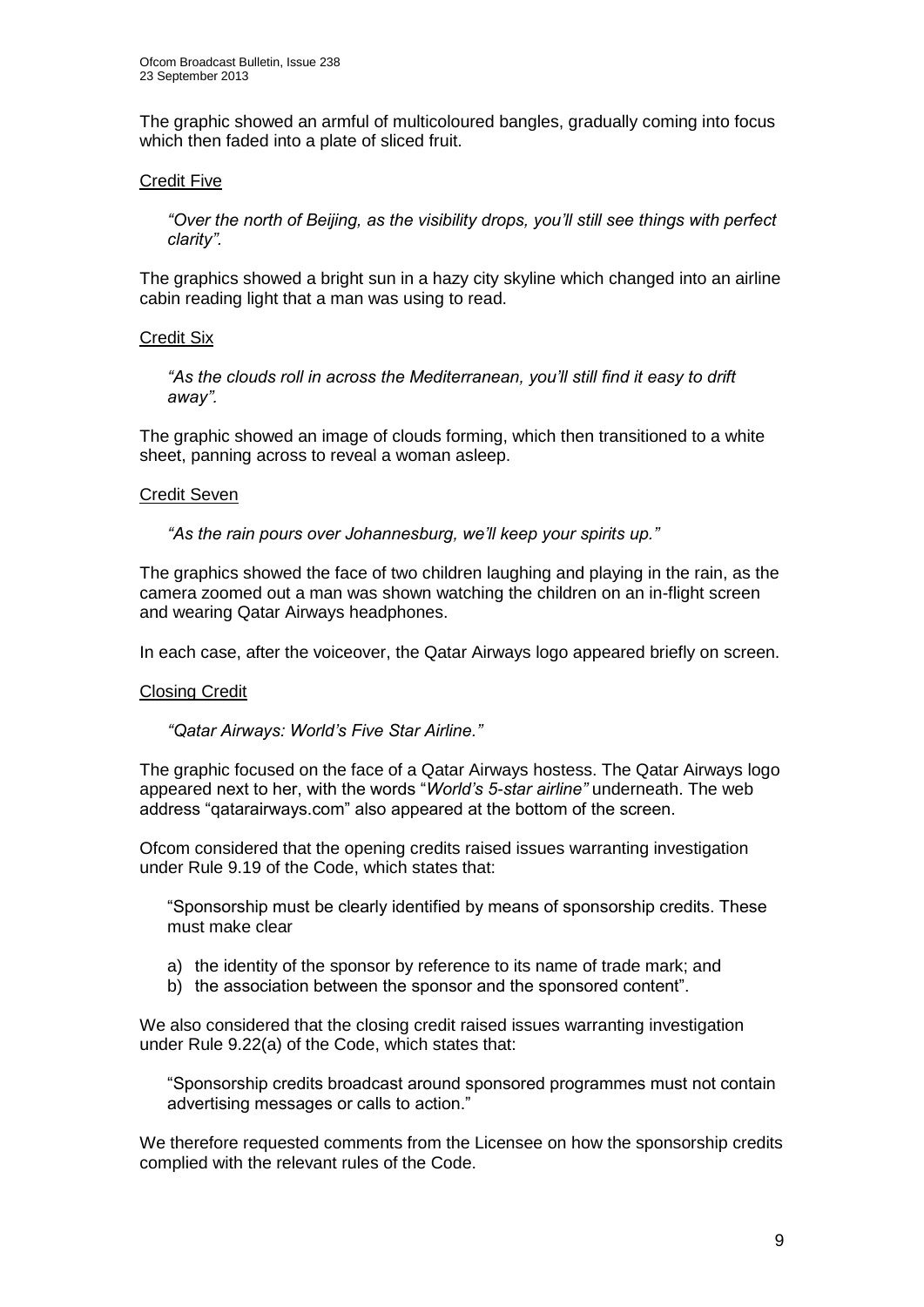The graphic showed an armful of multicoloured bangles, gradually coming into focus which then faded into a plate of sliced fruit.

Credit Five

> *"Over the north of Beijing, as the visibility drops, you'll still see things with perfect clarity".*

The graphics showed a bright sun in a hazy city skyline which changed into an airline cabin reading light that a man was using to read.

Credit Six

> *"As the clouds roll in across the Mediterranean, you'll still find it easy to drift away".*

The graphic showed an image of clouds forming, which then transitioned to a white sheet, panning across to reveal a woman asleep.

Credit Seven

> *"As the rain pours over Johannesburg, we'll keep your spirits up."*

The graphics showed the face of two children laughing and playing in the rain, as the camera zoomed out a man was shown watching the children on an in-flight screen and wearing Qatar Airways headphones.

In each case, after the voiceover, the Qatar Airways logo appeared briefly on screen.

Closing Credit

> *"Qatar Airways: World's Five Star Airline."*

The graphic focused on the face of a Qatar Airways hostess. The Qatar Airways logo appeared next to her, with the words "*World's 5-star airline"* underneath. The web address "qatarairways.com" also appeared at the bottom of the screen.

Ofcom considered that the opening credits raised issues warranting investigation under Rule 9.19 of the Code, which states that:

> "Sponsorship must be clearly identified by means of sponsorship credits. These must make clear
>
> a) the identity of the sponsor by reference to its name of trade mark; and
> b) the association between the sponsor and the sponsored content".

We also considered that the closing credit raised issues warranting investigation under Rule 9.22(a) of the Code, which states that:

> "Sponsorship credits broadcast around sponsored programmes must not contain advertising messages or calls to action."

We therefore requested comments from the Licensee on how the sponsorship credits complied with the relevant rules of the Code.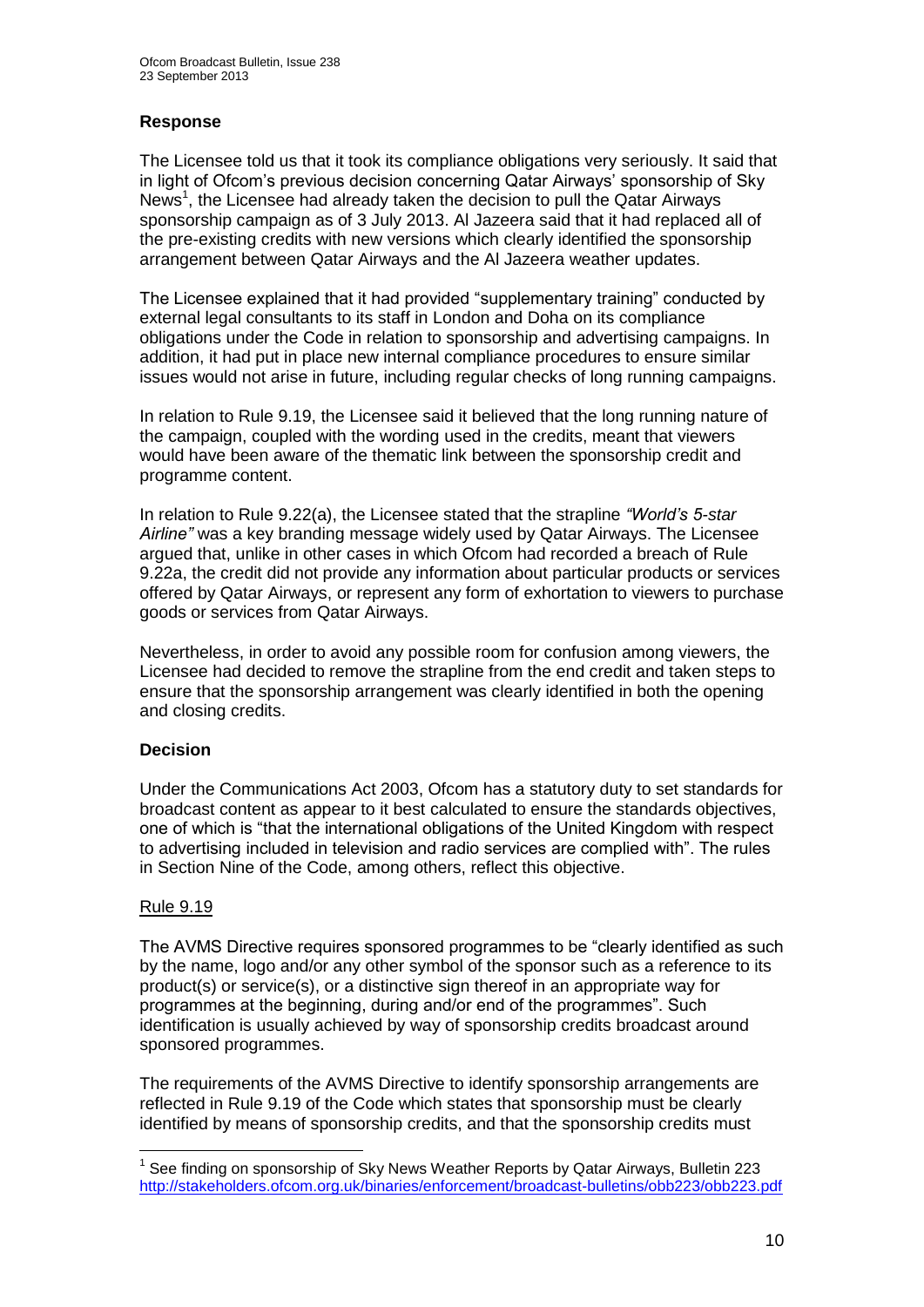### Response

The Licensee told us that it took its compliance obligations very seriously. It said that in light of Ofcom's previous decision concerning Qatar Airways' sponsorship of Sky News[1], the Licensee had already taken the decision to pull the Qatar Airways sponsorship campaign as of 3 July 2013. Al Jazeera said that it had replaced all of the pre-existing credits with new versions which clearly identified the sponsorship arrangement between Qatar Airways and the Al Jazeera weather updates.

The Licensee explained that it had provided "supplementary training" conducted by external legal consultants to its staff in London and Doha on its compliance obligations under the Code in relation to sponsorship and advertising campaigns. In addition, it had put in place new internal compliance procedures to ensure similar issues would not arise in future, including regular checks of long running campaigns.

In relation to Rule 9.19, the Licensee said it believed that the long running nature of the campaign, coupled with the wording used in the credits, meant that viewers would have been aware of the thematic link between the sponsorship credit and programme content.

In relation to Rule 9.22(a), the Licensee stated that the strapline *"World's 5-star Airline"* was a key branding message widely used by Qatar Airways. The Licensee argued that, unlike in other cases in which Ofcom had recorded a breach of Rule 9.22a, the credit did not provide any information about particular products or services offered by Qatar Airways, or represent any form of exhortation to viewers to purchase goods or services from Qatar Airways.

Nevertheless, in order to avoid any possible room for confusion among viewers, the Licensee had decided to remove the strapline from the end credit and taken steps to ensure that the sponsorship arrangement was clearly identified in both the opening and closing credits.

### Decision

Under the Communications Act 2003, Ofcom has a statutory duty to set standards for broadcast content as appear to it best calculated to ensure the standards objectives, one of which is "that the international obligations of the United Kingdom with respect to advertising included in television and radio services are complied with". The rules in Section Nine of the Code, among others, reflect this objective.

#### Rule 9.19

The AVMS Directive requires sponsored programmes to be "clearly identified as such by the name, logo and/or any other symbol of the sponsor such as a reference to its product(s) or service(s), or a distinctive sign thereof in an appropriate way for programmes at the beginning, during and/or end of the programmes". Such identification is usually achieved by way of sponsorship credits broadcast around sponsored programmes.

The requirements of the AVMS Directive to identify sponsorship arrangements are reflected in Rule 9.19 of the Code which states that sponsorship must be clearly identified by means of sponsorship credits, and that the sponsorship credits must

---

[1] See finding on sponsorship of Sky News Weather Reports by Qatar Airways, Bulletin 223 http://stakeholders.ofcom.org.uk/binaries/enforcement/broadcast-bulletins/obb223/obb223.pdf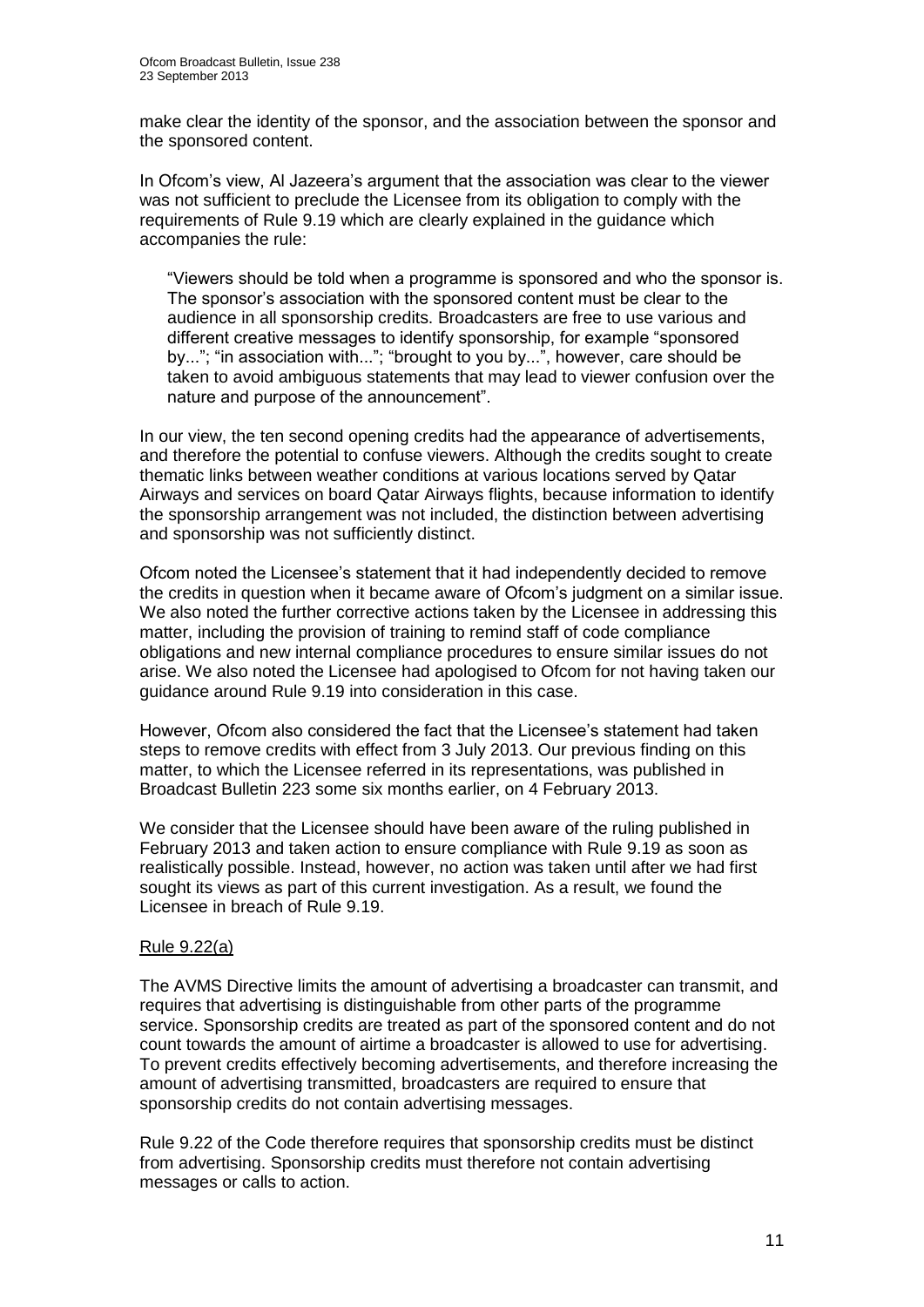make clear the identity of the sponsor, and the association between the sponsor and the sponsored content.

In Ofcom's view, Al Jazeera's argument that the association was clear to the viewer was not sufficient to preclude the Licensee from its obligation to comply with the requirements of Rule 9.19 which are clearly explained in the guidance which accompanies the rule:

> "Viewers should be told when a programme is sponsored and who the sponsor is. The sponsor's association with the sponsored content must be clear to the audience in all sponsorship credits. Broadcasters are free to use various and different creative messages to identify sponsorship, for example "sponsored by..."; "in association with..."; "brought to you by...", however, care should be taken to avoid ambiguous statements that may lead to viewer confusion over the nature and purpose of the announcement".

In our view, the ten second opening credits had the appearance of advertisements, and therefore the potential to confuse viewers. Although the credits sought to create thematic links between weather conditions at various locations served by Qatar Airways and services on board Qatar Airways flights, because information to identify the sponsorship arrangement was not included, the distinction between advertising and sponsorship was not sufficiently distinct.

Ofcom noted the Licensee's statement that it had independently decided to remove the credits in question when it became aware of Ofcom's judgment on a similar issue. We also noted the further corrective actions taken by the Licensee in addressing this matter, including the provision of training to remind staff of code compliance obligations and new internal compliance procedures to ensure similar issues do not arise. We also noted the Licensee had apologised to Ofcom for not having taken our guidance around Rule 9.19 into consideration in this case.

However, Ofcom also considered the fact that the Licensee's statement had taken steps to remove credits with effect from 3 July 2013. Our previous finding on this matter, to which the Licensee referred in its representations, was published in Broadcast Bulletin 223 some six months earlier, on 4 February 2013.

We consider that the Licensee should have been aware of the ruling published in February 2013 and taken action to ensure compliance with Rule 9.19 as soon as realistically possible. Instead, however, no action was taken until after we had first sought its views as part of this current investigation. As a result, we found the Licensee in breach of Rule 9.19.

Rule 9.22(a)

The AVMS Directive limits the amount of advertising a broadcaster can transmit, and requires that advertising is distinguishable from other parts of the programme service. Sponsorship credits are treated as part of the sponsored content and do not count towards the amount of airtime a broadcaster is allowed to use for advertising. To prevent credits effectively becoming advertisements, and therefore increasing the amount of advertising transmitted, broadcasters are required to ensure that sponsorship credits do not contain advertising messages.

Rule 9.22 of the Code therefore requires that sponsorship credits must be distinct from advertising. Sponsorship credits must therefore not contain advertising messages or calls to action.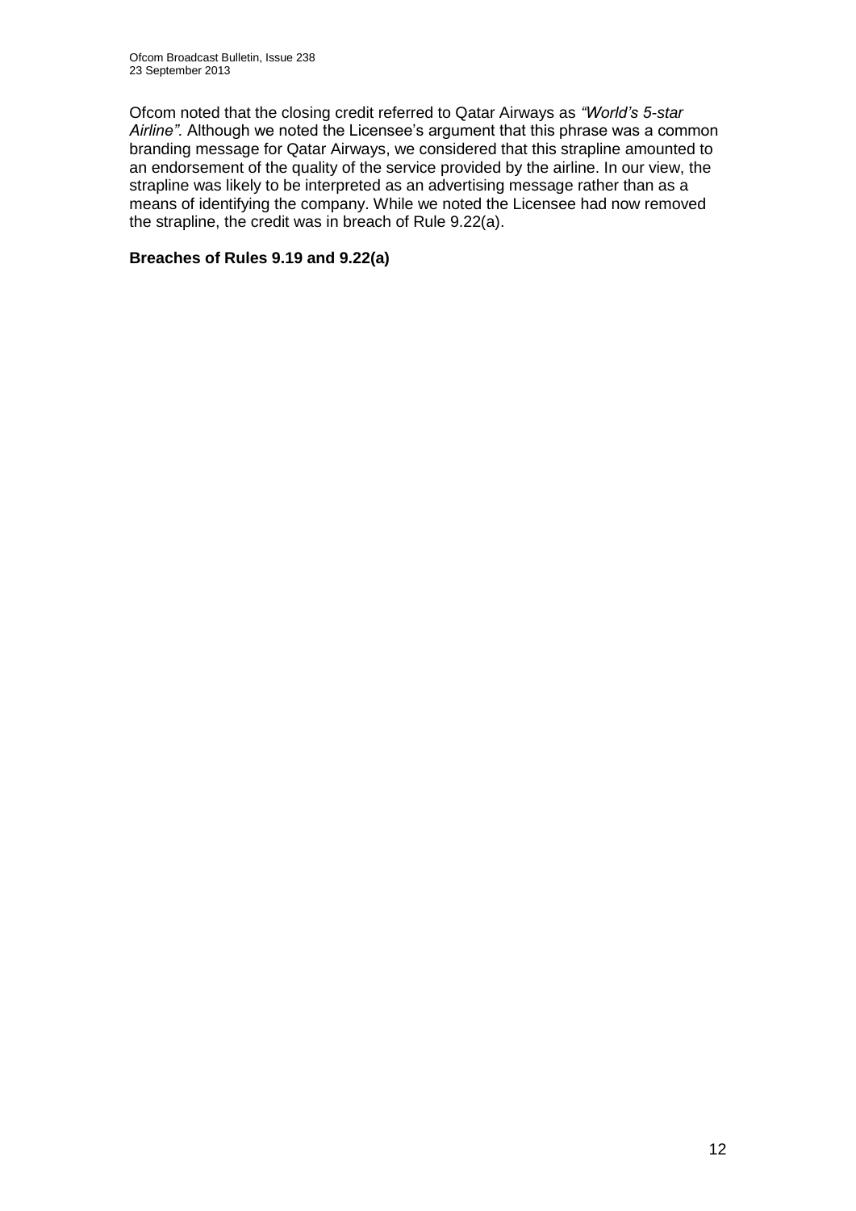Ofcom noted that the closing credit referred to Qatar Airways as *"World's 5-star Airline".* Although we noted the Licensee's argument that this phrase was a common branding message for Qatar Airways, we considered that this strapline amounted to an endorsement of the quality of the service provided by the airline. In our view, the strapline was likely to be interpreted as an advertising message rather than as a means of identifying the company. While we noted the Licensee had now removed the strapline, the credit was in breach of Rule 9.22(a).

**Breaches of Rules 9.19 and 9.22(a)**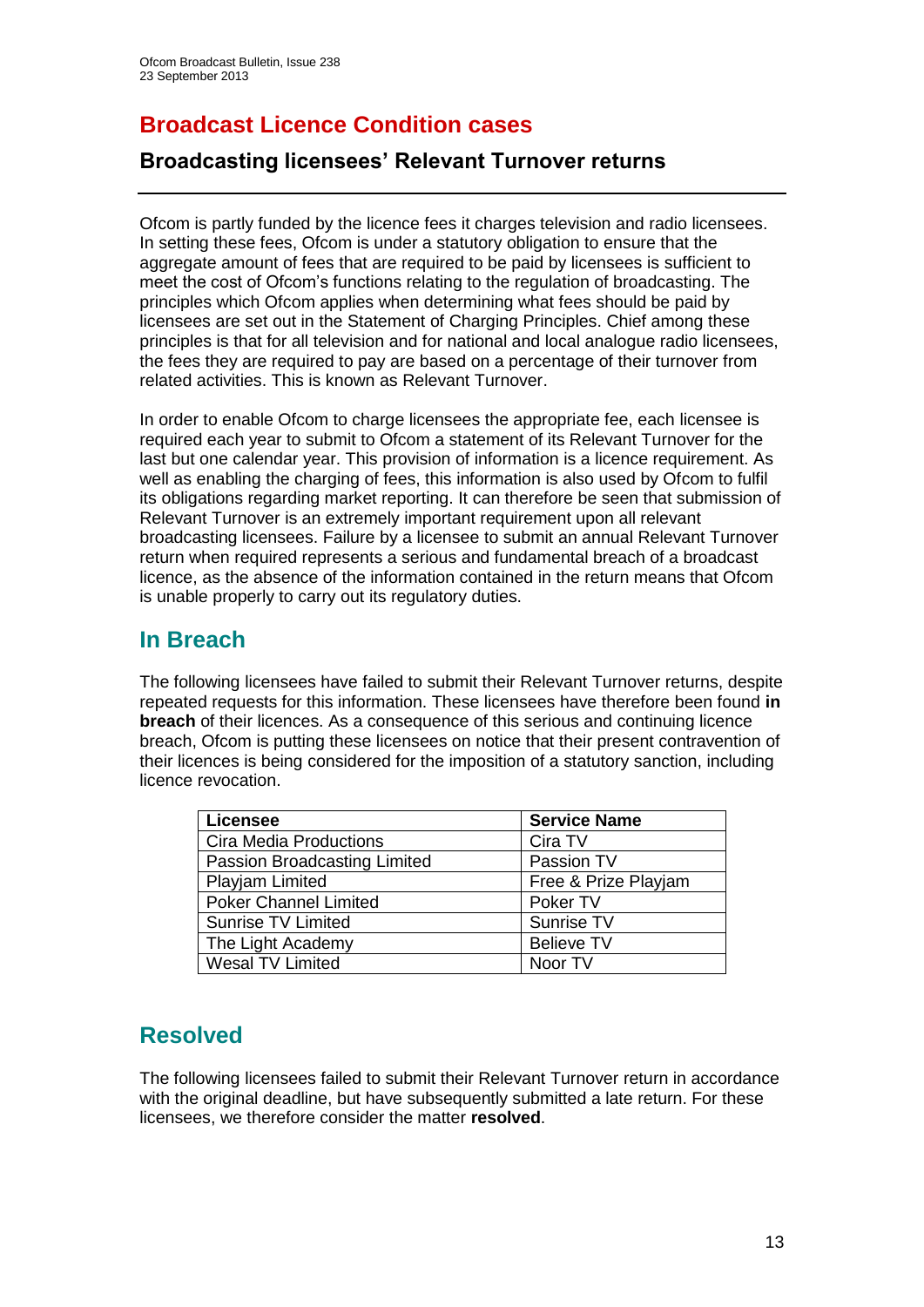# Broadcast Licence Condition cases

## Broadcasting licensees' Relevant Turnover returns

Ofcom is partly funded by the licence fees it charges television and radio licensees. In setting these fees, Ofcom is under a statutory obligation to ensure that the aggregate amount of fees that are required to be paid by licensees is sufficient to meet the cost of Ofcom's functions relating to the regulation of broadcasting. The principles which Ofcom applies when determining what fees should be paid by licensees are set out in the Statement of Charging Principles. Chief among these principles is that for all television and for national and local analogue radio licensees, the fees they are required to pay are based on a percentage of their turnover from related activities. This is known as Relevant Turnover.

In order to enable Ofcom to charge licensees the appropriate fee, each licensee is required each year to submit to Ofcom a statement of its Relevant Turnover for the last but one calendar year. This provision of information is a licence requirement. As well as enabling the charging of fees, this information is also used by Ofcom to fulfil its obligations regarding market reporting. It can therefore be seen that submission of Relevant Turnover is an extremely important requirement upon all relevant broadcasting licensees. Failure by a licensee to submit an annual Relevant Turnover return when required represents a serious and fundamental breach of a broadcast licence, as the absence of the information contained in the return means that Ofcom is unable properly to carry out its regulatory duties.

## In Breach

The following licensees have failed to submit their Relevant Turnover returns, despite repeated requests for this information. These licensees have therefore been found **in breach** of their licences. As a consequence of this serious and continuing licence breach, Ofcom is putting these licensees on notice that their present contravention of their licences is being considered for the imposition of a statutory sanction, including licence revocation.

| Licensee | Service Name |
|---|---|
| Cira Media Productions | Cira TV |
| Passion Broadcasting Limited | Passion TV |
| Playjam Limited | Free & Prize Playjam |
| Poker Channel Limited | Poker TV |
| Sunrise TV Limited | Sunrise TV |
| The Light Academy | Believe TV |
| Wesal TV Limited | Noor TV |

## Resolved

The following licensees failed to submit their Relevant Turnover return in accordance with the original deadline, but have subsequently submitted a late return. For these licensees, we therefore consider the matter **resolved**.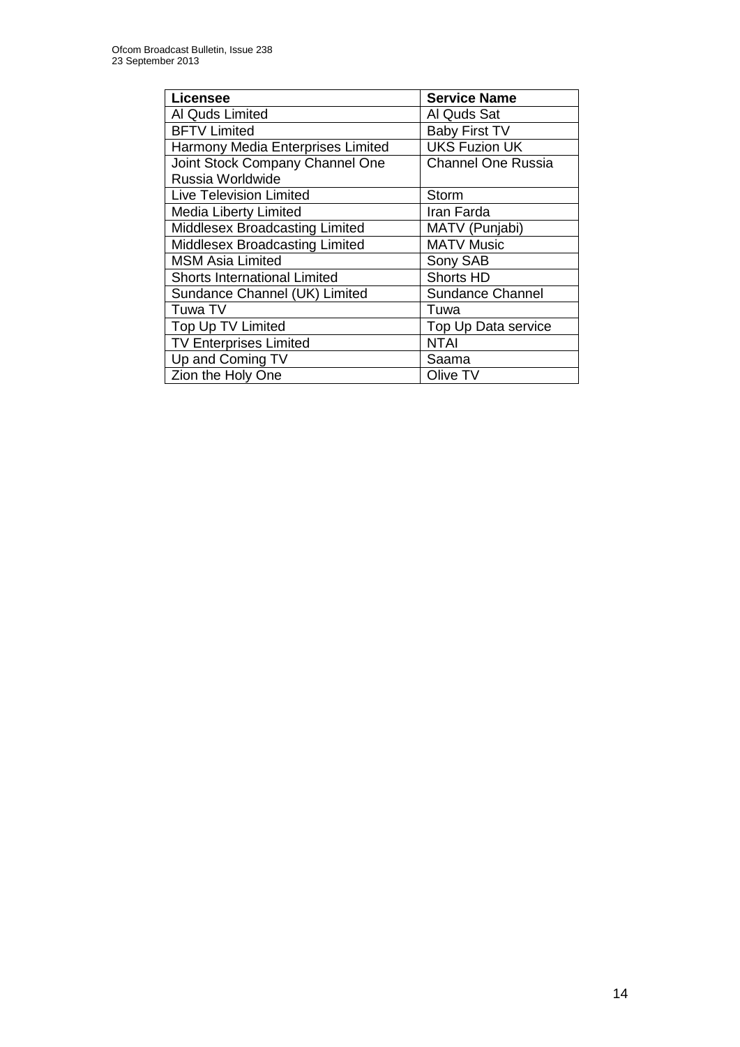| Licensee | Service Name |
| --- | --- |
| Al Quds Limited | Al Quds Sat |
| BFTV Limited | Baby First TV |
| Harmony Media Enterprises Limited | UKS Fuzion UK |
| Joint Stock Company Channel One Russia Worldwide | Channel One Russia |
| Live Television Limited | Storm |
| Media Liberty Limited | Iran Farda |
| Middlesex Broadcasting Limited | MATV (Punjabi) |
| Middlesex Broadcasting Limited | MATV Music |
| MSM Asia Limited | Sony SAB |
| Shorts International Limited | Shorts HD |
| Sundance Channel (UK) Limited | Sundance Channel |
| Tuwa TV | Tuwa |
| Top Up TV Limited | Top Up Data service |
| TV Enterprises Limited | NTAI |
| Up and Coming TV | Saama |
| Zion the Holy One | Olive TV |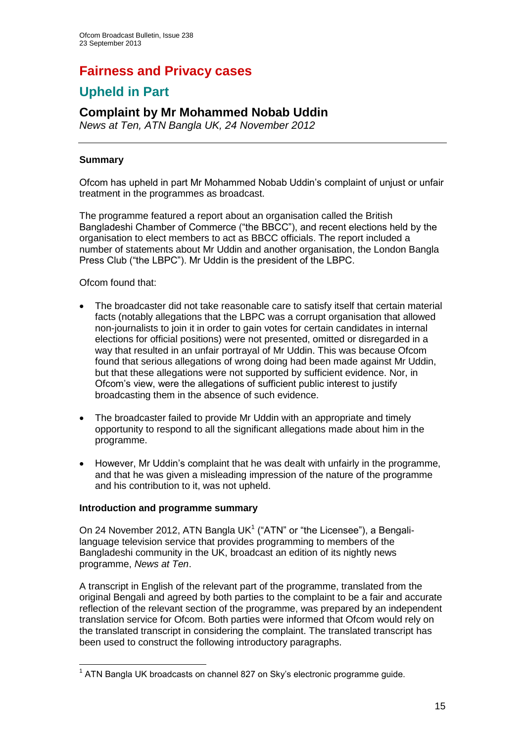# Fairness and Privacy cases

## Upheld in Part

### Complaint by Mr Mohammed Nobab Uddin

*News at Ten, ATN Bangla UK, 24 November 2012*

---

**Summary**

Ofcom has upheld in part Mr Mohammed Nobab Uddin's complaint of unjust or unfair treatment in the programmes as broadcast.

The programme featured a report about an organisation called the British Bangladeshi Chamber of Commerce ("the BBCC"), and recent elections held by the organisation to elect members to act as BBCC officials. The report included a number of statements about Mr Uddin and another organisation, the London Bangla Press Club ("the LBPC"). Mr Uddin is the president of the LBPC.

Ofcom found that:

- The broadcaster did not take reasonable care to satisfy itself that certain material facts (notably allegations that the LBPC was a corrupt organisation that allowed non-journalists to join it in order to gain votes for certain candidates in internal elections for official positions) were not presented, omitted or disregarded in a way that resulted in an unfair portrayal of Mr Uddin. This was because Ofcom found that serious allegations of wrong doing had been made against Mr Uddin, but that these allegations were not supported by sufficient evidence. Nor, in Ofcom's view, were the allegations of sufficient public interest to justify broadcasting them in the absence of such evidence.

- The broadcaster failed to provide Mr Uddin with an appropriate and timely opportunity to respond to all the significant allegations made about him in the programme.

- However, Mr Uddin's complaint that he was dealt with unfairly in the programme, and that he was given a misleading impression of the nature of the programme and his contribution to it, was not upheld.

**Introduction and programme summary**

On 24 November 2012, ATN Bangla UK[1] ("ATN" or "the Licensee"), a Bengali-language television service that provides programming to members of the Bangladeshi community in the UK, broadcast an edition of its nightly news programme, *News at Ten*.

A transcript in English of the relevant part of the programme, translated from the original Bengali and agreed by both parties to the complaint to be a fair and accurate reflection of the relevant section of the programme, was prepared by an independent translation service for Ofcom. Both parties were informed that Ofcom would rely on the translated transcript in considering the complaint. The translated transcript has been used to construct the following introductory paragraphs.

---

[1] ATN Bangla UK broadcasts on channel 827 on Sky's electronic programme guide.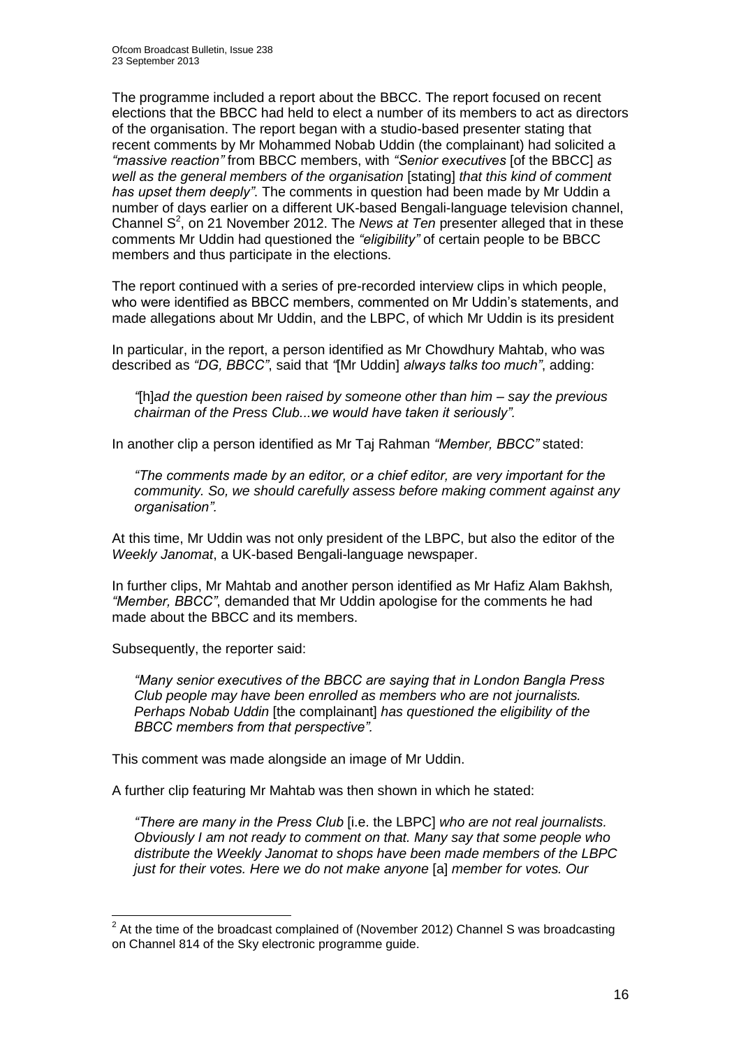The programme included a report about the BBCC. The report focused on recent elections that the BBCC had held to elect a number of its members to act as directors of the organisation. The report began with a studio-based presenter stating that recent comments by Mr Mohammed Nobab Uddin (the complainant) had solicited a *"massive reaction"* from BBCC members, with *"Senior executives* [of the BBCC] *as well as the general members of the organisation* [stating] *that this kind of comment has upset them deeply"*. The comments in question had been made by Mr Uddin a number of days earlier on a different UK-based Bengali-language television channel, Channel S[2], on 21 November 2012. The *News at Ten* presenter alleged that in these comments Mr Uddin had questioned the *"eligibility"* of certain people to be BBCC members and thus participate in the elections.

The report continued with a series of pre-recorded interview clips in which people, who were identified as BBCC members, commented on Mr Uddin's statements, and made allegations about Mr Uddin, and the LBPC, of which Mr Uddin is its president

In particular, in the report, a person identified as Mr Chowdhury Mahtab, who was described as *"DG, BBCC"*, said that *"*[Mr Uddin] *always talks too much"*, adding:

> *"*[h]*ad the question been raised by someone other than him – say the previous chairman of the Press Club...we would have taken it seriously".*

In another clip a person identified as Mr Taj Rahman *"Member, BBCC"* stated:

> *"The comments made by an editor, or a chief editor, are very important for the community. So, we should carefully assess before making comment against any organisation".*

At this time, Mr Uddin was not only president of the LBPC, but also the editor of the *Weekly Janomat*, a UK-based Bengali-language newspaper.

In further clips, Mr Mahtab and another person identified as Mr Hafiz Alam Bakhsh*, "Member, BBCC"*, demanded that Mr Uddin apologise for the comments he had made about the BBCC and its members.

Subsequently, the reporter said:

> *"Many senior executives of the BBCC are saying that in London Bangla Press Club people may have been enrolled as members who are not journalists. Perhaps Nobab Uddin* [the complainant] *has questioned the eligibility of the BBCC members from that perspective".*

This comment was made alongside an image of Mr Uddin.

A further clip featuring Mr Mahtab was then shown in which he stated:

> *"There are many in the Press Club* [i.e. the LBPC] *who are not real journalists. Obviously I am not ready to comment on that. Many say that some people who distribute the Weekly Janomat to shops have been made members of the LBPC just for their votes. Here we do not make anyone* [a] *member for votes. Our*

---

[2] At the time of the broadcast complained of (November 2012) Channel S was broadcasting on Channel 814 of the Sky electronic programme guide.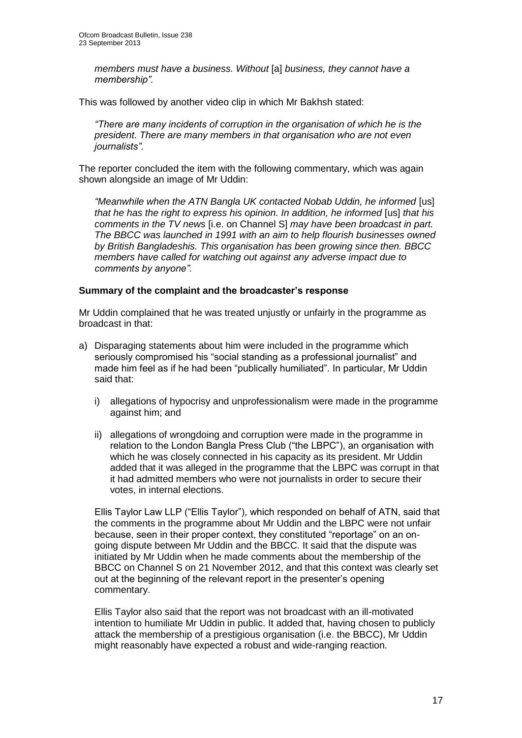*members must have a business. Without* [a] *business, they cannot have a membership".*

This was followed by another video clip in which Mr Bakhsh stated:

*"There are many incidents of corruption in the organisation of which he is the president. There are many members in that organisation who are not even journalists".*

The reporter concluded the item with the following commentary, which was again shown alongside an image of Mr Uddin:

*"Meanwhile when the ATN Bangla UK contacted Nobab Uddin, he informed* [us] *that he has the right to express his opinion. In addition, he informed* [us] *that his comments in the TV news* [i.e. on Channel S] *may have been broadcast in part. The BBCC was launched in 1991 with an aim to help flourish businesses owned by British Bangladeshis. This organisation has been growing since then. BBCC members have called for watching out against any adverse impact due to comments by anyone".*

**Summary of the complaint and the broadcaster's response**

Mr Uddin complained that he was treated unjustly or unfairly in the programme as broadcast in that:

a) Disparaging statements about him were included in the programme which seriously compromised his "social standing as a professional journalist" and made him feel as if he had been "publically humiliated". In particular, Mr Uddin said that:

   i) allegations of hypocrisy and unprofessionalism were made in the programme against him; and

   ii) allegations of wrongdoing and corruption were made in the programme in relation to the London Bangla Press Club ("the LBPC"), an organisation with which he was closely connected in his capacity as its president. Mr Uddin added that it was alleged in the programme that the LBPC was corrupt in that it had admitted members who were not journalists in order to secure their votes, in internal elections.

   Ellis Taylor Law LLP ("Ellis Taylor"), which responded on behalf of ATN, said that the comments in the programme about Mr Uddin and the LBPC were not unfair because, seen in their proper context, they constituted "reportage" on an on-going dispute between Mr Uddin and the BBCC. It said that the dispute was initiated by Mr Uddin when he made comments about the membership of the BBCC on Channel S on 21 November 2012, and that this context was clearly set out at the beginning of the relevant report in the presenter's opening commentary.

   Ellis Taylor also said that the report was not broadcast with an ill-motivated intention to humiliate Mr Uddin in public. It added that, having chosen to publicly attack the membership of a prestigious organisation (i.e. the BBCC), Mr Uddin might reasonably have expected a robust and wide-ranging reaction.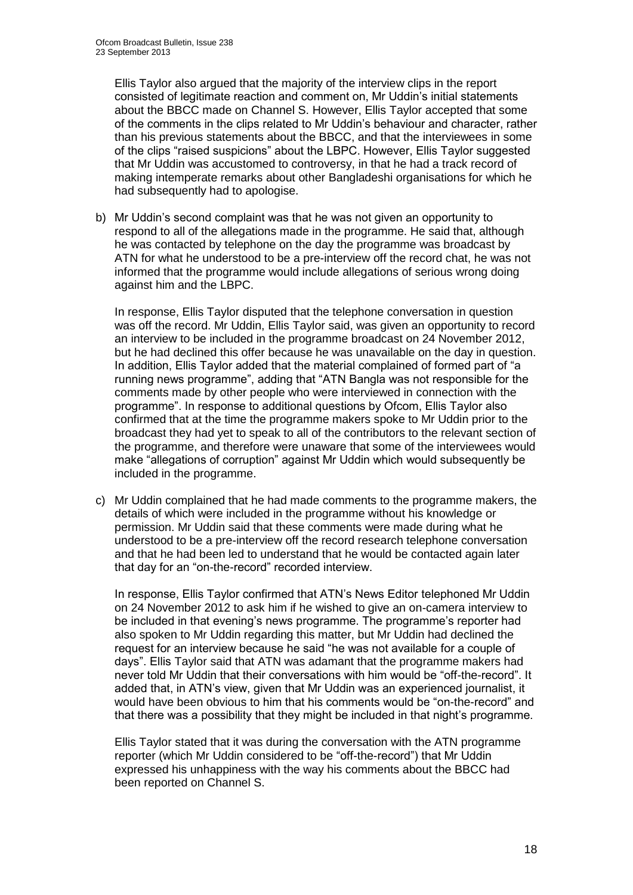Ellis Taylor also argued that the majority of the interview clips in the report consisted of legitimate reaction and comment on, Mr Uddin's initial statements about the BBCC made on Channel S. However, Ellis Taylor accepted that some of the comments in the clips related to Mr Uddin's behaviour and character, rather than his previous statements about the BBCC, and that the interviewees in some of the clips "raised suspicions" about the LBPC. However, Ellis Taylor suggested that Mr Uddin was accustomed to controversy, in that he had a track record of making intemperate remarks about other Bangladeshi organisations for which he had subsequently had to apologise.

b) Mr Uddin's second complaint was that he was not given an opportunity to respond to all of the allegations made in the programme. He said that, although he was contacted by telephone on the day the programme was broadcast by ATN for what he understood to be a pre-interview off the record chat, he was not informed that the programme would include allegations of serious wrong doing against him and the LBPC.

   In response, Ellis Taylor disputed that the telephone conversation in question was off the record. Mr Uddin, Ellis Taylor said, was given an opportunity to record an interview to be included in the programme broadcast on 24 November 2012, but he had declined this offer because he was unavailable on the day in question. In addition, Ellis Taylor added that the material complained of formed part of "a running news programme", adding that "ATN Bangla was not responsible for the comments made by other people who were interviewed in connection with the programme". In response to additional questions by Ofcom, Ellis Taylor also confirmed that at the time the programme makers spoke to Mr Uddin prior to the broadcast they had yet to speak to all of the contributors to the relevant section of the programme, and therefore were unaware that some of the interviewees would make "allegations of corruption" against Mr Uddin which would subsequently be included in the programme.

c) Mr Uddin complained that he had made comments to the programme makers, the details of which were included in the programme without his knowledge or permission. Mr Uddin said that these comments were made during what he understood to be a pre-interview off the record research telephone conversation and that he had been led to understand that he would be contacted again later that day for an "on-the-record" recorded interview.

   In response, Ellis Taylor confirmed that ATN's News Editor telephoned Mr Uddin on 24 November 2012 to ask him if he wished to give an on-camera interview to be included in that evening's news programme. The programme's reporter had also spoken to Mr Uddin regarding this matter, but Mr Uddin had declined the request for an interview because he said "he was not available for a couple of days". Ellis Taylor said that ATN was adamant that the programme makers had never told Mr Uddin that their conversations with him would be "off-the-record". It added that, in ATN's view, given that Mr Uddin was an experienced journalist, it would have been obvious to him that his comments would be "on-the-record" and that there was a possibility that they might be included in that night's programme.

   Ellis Taylor stated that it was during the conversation with the ATN programme reporter (which Mr Uddin considered to be "off-the-record") that Mr Uddin expressed his unhappiness with the way his comments about the BBCC had been reported on Channel S.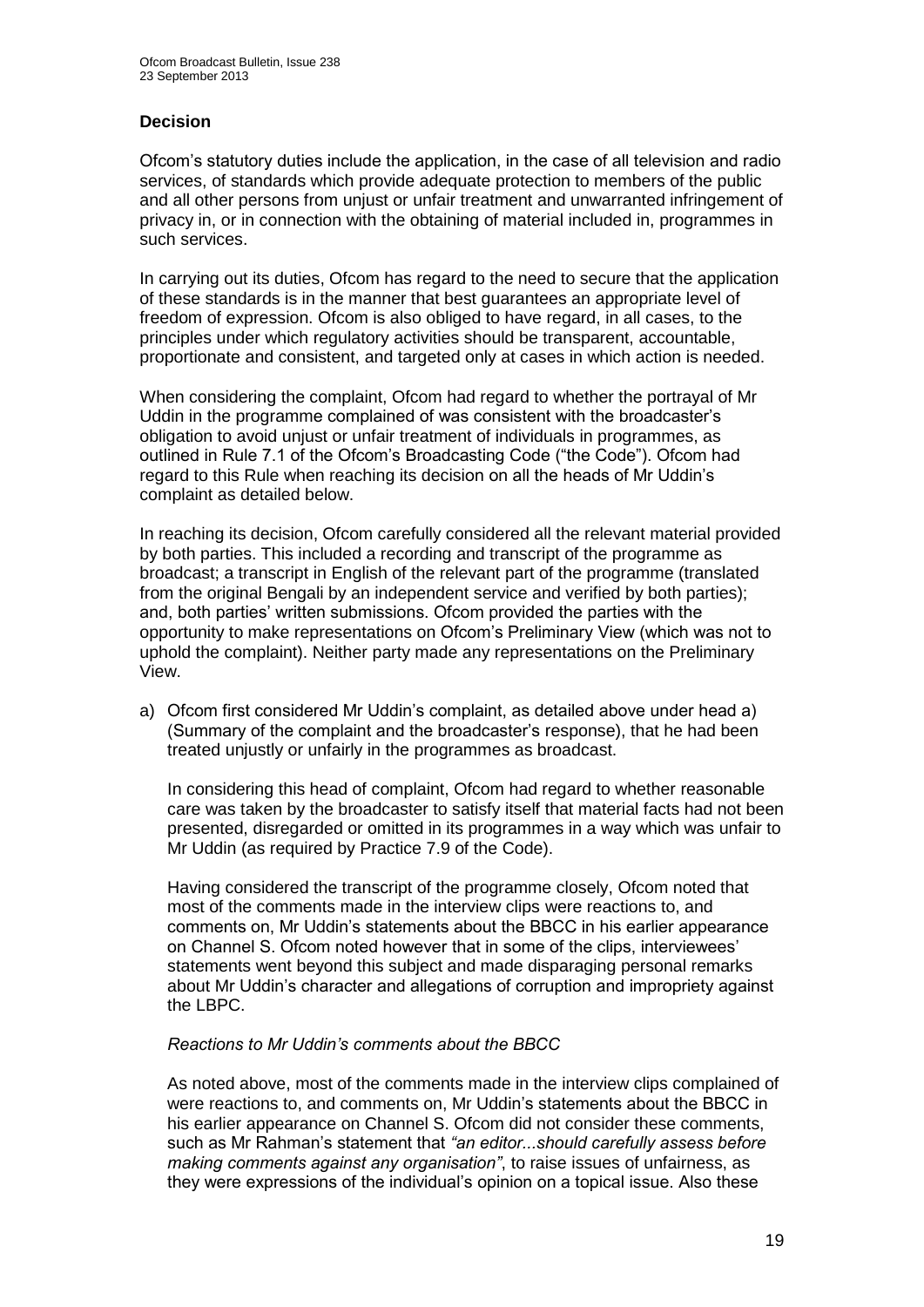### Decision

Ofcom's statutory duties include the application, in the case of all television and radio services, of standards which provide adequate protection to members of the public and all other persons from unjust or unfair treatment and unwarranted infringement of privacy in, or in connection with the obtaining of material included in, programmes in such services.

In carrying out its duties, Ofcom has regard to the need to secure that the application of these standards is in the manner that best guarantees an appropriate level of freedom of expression. Ofcom is also obliged to have regard, in all cases, to the principles under which regulatory activities should be transparent, accountable, proportionate and consistent, and targeted only at cases in which action is needed.

When considering the complaint, Ofcom had regard to whether the portrayal of Mr Uddin in the programme complained of was consistent with the broadcaster's obligation to avoid unjust or unfair treatment of individuals in programmes, as outlined in Rule 7.1 of the Ofcom's Broadcasting Code ("the Code"). Ofcom had regard to this Rule when reaching its decision on all the heads of Mr Uddin's complaint as detailed below.

In reaching its decision, Ofcom carefully considered all the relevant material provided by both parties. This included a recording and transcript of the programme as broadcast; a transcript in English of the relevant part of the programme (translated from the original Bengali by an independent service and verified by both parties); and, both parties' written submissions. Ofcom provided the parties with the opportunity to make representations on Ofcom's Preliminary View (which was not to uphold the complaint). Neither party made any representations on the Preliminary View.

a) Ofcom first considered Mr Uddin's complaint, as detailed above under head a) (Summary of the complaint and the broadcaster's response), that he had been treated unjustly or unfairly in the programmes as broadcast.

   In considering this head of complaint, Ofcom had regard to whether reasonable care was taken by the broadcaster to satisfy itself that material facts had not been presented, disregarded or omitted in its programmes in a way which was unfair to Mr Uddin (as required by Practice 7.9 of the Code).

   Having considered the transcript of the programme closely, Ofcom noted that most of the comments made in the interview clips were reactions to, and comments on, Mr Uddin's statements about the BBCC in his earlier appearance on Channel S. Ofcom noted however that in some of the clips, interviewees' statements went beyond this subject and made disparaging personal remarks about Mr Uddin's character and allegations of corruption and impropriety against the LBPC.

   *Reactions to Mr Uddin's comments about the BBCC*

   As noted above, most of the comments made in the interview clips complained of were reactions to, and comments on, Mr Uddin's statements about the BBCC in his earlier appearance on Channel S. Ofcom did not consider these comments, such as Mr Rahman's statement that *"an editor...should carefully assess before making comments against any organisation"*, to raise issues of unfairness, as they were expressions of the individual's opinion on a topical issue. Also these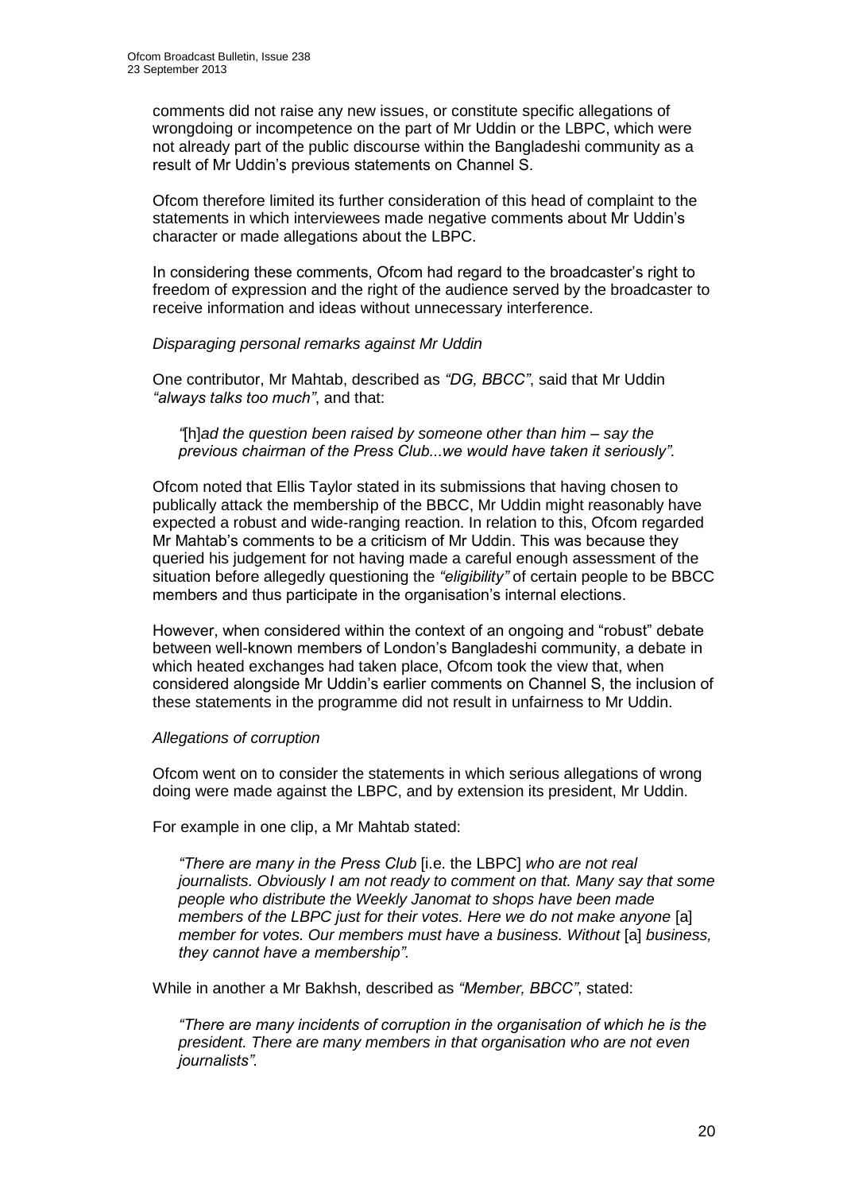comments did not raise any new issues, or constitute specific allegations of wrongdoing or incompetence on the part of Mr Uddin or the LBPC, which were not already part of the public discourse within the Bangladeshi community as a result of Mr Uddin's previous statements on Channel S.

Ofcom therefore limited its further consideration of this head of complaint to the statements in which interviewees made negative comments about Mr Uddin's character or made allegations about the LBPC.

In considering these comments, Ofcom had regard to the broadcaster's right to freedom of expression and the right of the audience served by the broadcaster to receive information and ideas without unnecessary interference.

*Disparaging personal remarks against Mr Uddin*

One contributor, Mr Mahtab, described as *"DG, BBCC"*, said that Mr Uddin *"always talks too much"*, and that:

> *"*[h]*ad the question been raised by someone other than him – say the previous chairman of the Press Club...we would have taken it seriously".*

Ofcom noted that Ellis Taylor stated in its submissions that having chosen to publically attack the membership of the BBCC, Mr Uddin might reasonably have expected a robust and wide-ranging reaction. In relation to this, Ofcom regarded Mr Mahtab's comments to be a criticism of Mr Uddin. This was because they queried his judgement for not having made a careful enough assessment of the situation before allegedly questioning the *"eligibility"* of certain people to be BBCC members and thus participate in the organisation's internal elections.

However, when considered within the context of an ongoing and "robust" debate between well-known members of London's Bangladeshi community, a debate in which heated exchanges had taken place, Ofcom took the view that, when considered alongside Mr Uddin's earlier comments on Channel S, the inclusion of these statements in the programme did not result in unfairness to Mr Uddin.

*Allegations of corruption*

Ofcom went on to consider the statements in which serious allegations of wrong doing were made against the LBPC, and by extension its president, Mr Uddin.

For example in one clip, a Mr Mahtab stated:

> *"There are many in the Press Club* [i.e. the LBPC] *who are not real journalists. Obviously I am not ready to comment on that. Many say that some people who distribute the Weekly Janomat to shops have been made members of the LBPC just for their votes. Here we do not make anyone* [a] *member for votes. Our members must have a business. Without* [a] *business, they cannot have a membership".*

While in another a Mr Bakhsh, described as *"Member, BBCC"*, stated:

> *"There are many incidents of corruption in the organisation of which he is the president. There are many members in that organisation who are not even journalists".*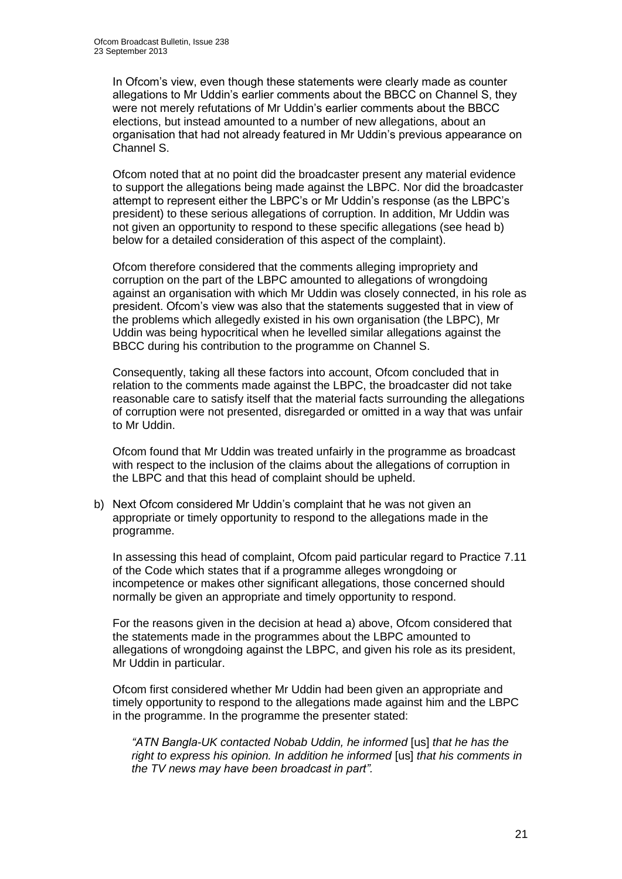In Ofcom's view, even though these statements were clearly made as counter allegations to Mr Uddin's earlier comments about the BBCC on Channel S, they were not merely refutations of Mr Uddin's earlier comments about the BBCC elections, but instead amounted to a number of new allegations, about an organisation that had not already featured in Mr Uddin's previous appearance on Channel S.

Ofcom noted that at no point did the broadcaster present any material evidence to support the allegations being made against the LBPC. Nor did the broadcaster attempt to represent either the LBPC's or Mr Uddin's response (as the LBPC's president) to these serious allegations of corruption. In addition, Mr Uddin was not given an opportunity to respond to these specific allegations (see head b) below for a detailed consideration of this aspect of the complaint).

Ofcom therefore considered that the comments alleging impropriety and corruption on the part of the LBPC amounted to allegations of wrongdoing against an organisation with which Mr Uddin was closely connected, in his role as president. Ofcom's view was also that the statements suggested that in view of the problems which allegedly existed in his own organisation (the LBPC), Mr Uddin was being hypocritical when he levelled similar allegations against the BBCC during his contribution to the programme on Channel S.

Consequently, taking all these factors into account, Ofcom concluded that in relation to the comments made against the LBPC, the broadcaster did not take reasonable care to satisfy itself that the material facts surrounding the allegations of corruption were not presented, disregarded or omitted in a way that was unfair to Mr Uddin.

Ofcom found that Mr Uddin was treated unfairly in the programme as broadcast with respect to the inclusion of the claims about the allegations of corruption in the LBPC and that this head of complaint should be upheld.

b) Next Ofcom considered Mr Uddin's complaint that he was not given an appropriate or timely opportunity to respond to the allegations made in the programme.

   In assessing this head of complaint, Ofcom paid particular regard to Practice 7.11 of the Code which states that if a programme alleges wrongdoing or incompetence or makes other significant allegations, those concerned should normally be given an appropriate and timely opportunity to respond.

   For the reasons given in the decision at head a) above, Ofcom considered that the statements made in the programmes about the LBPC amounted to allegations of wrongdoing against the LBPC, and given his role as its president, Mr Uddin in particular.

   Ofcom first considered whether Mr Uddin had been given an appropriate and timely opportunity to respond to the allegations made against him and the LBPC in the programme. In the programme the presenter stated:

   > *"ATN Bangla-UK contacted Nobab Uddin, he informed* [us] *that he has the right to express his opinion. In addition he informed* [us] *that his comments in the TV news may have been broadcast in part".*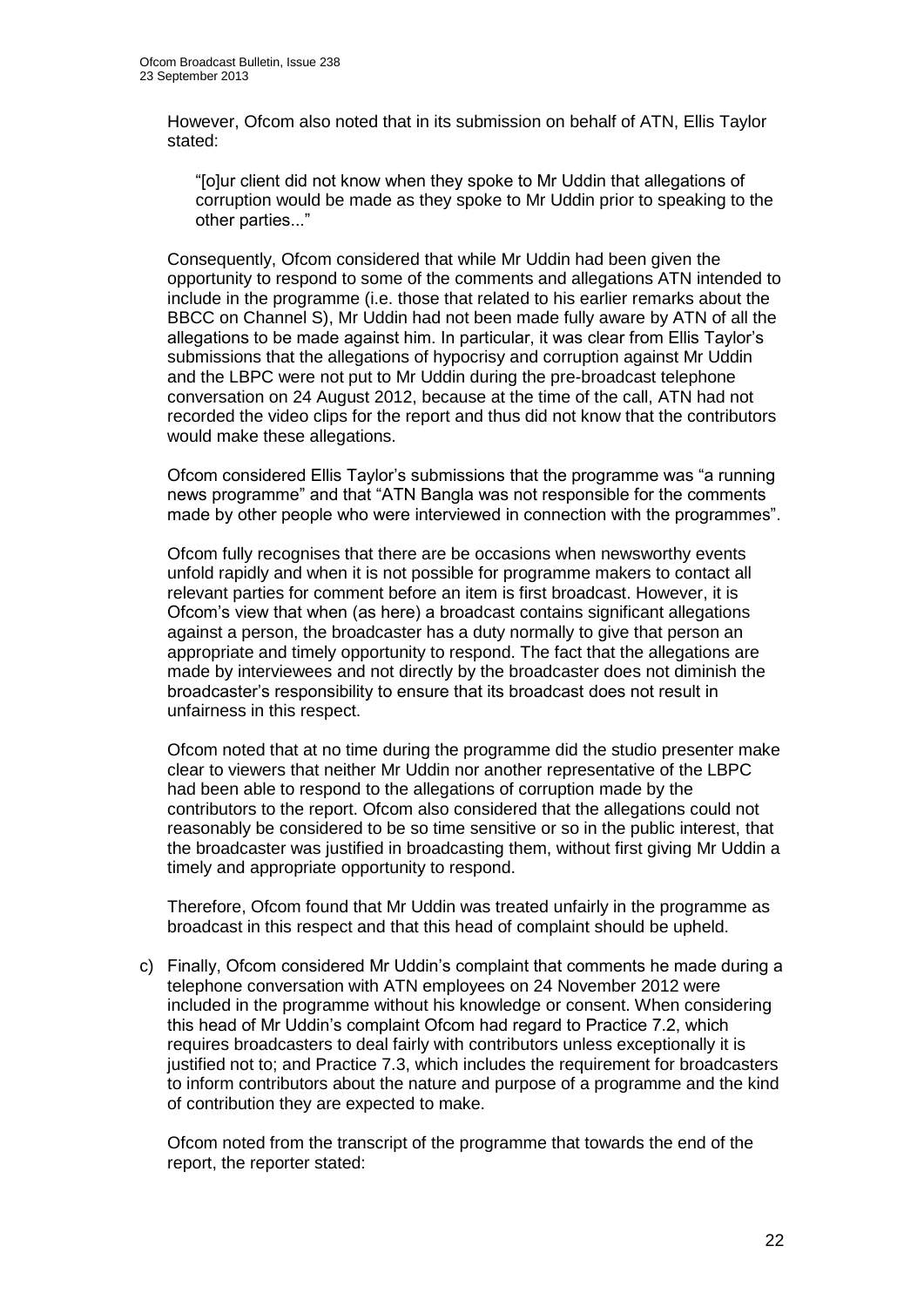However, Ofcom also noted that in its submission on behalf of ATN, Ellis Taylor stated:

> "[o]ur client did not know when they spoke to Mr Uddin that allegations of corruption would be made as they spoke to Mr Uddin prior to speaking to the other parties..."

Consequently, Ofcom considered that while Mr Uddin had been given the opportunity to respond to some of the comments and allegations ATN intended to include in the programme (i.e. those that related to his earlier remarks about the BBCC on Channel S), Mr Uddin had not been made fully aware by ATN of all the allegations to be made against him. In particular, it was clear from Ellis Taylor's submissions that the allegations of hypocrisy and corruption against Mr Uddin and the LBPC were not put to Mr Uddin during the pre-broadcast telephone conversation on 24 August 2012, because at the time of the call, ATN had not recorded the video clips for the report and thus did not know that the contributors would make these allegations.

Ofcom considered Ellis Taylor's submissions that the programme was "a running news programme" and that "ATN Bangla was not responsible for the comments made by other people who were interviewed in connection with the programmes".

Ofcom fully recognises that there are be occasions when newsworthy events unfold rapidly and when it is not possible for programme makers to contact all relevant parties for comment before an item is first broadcast. However, it is Ofcom's view that when (as here) a broadcast contains significant allegations against a person, the broadcaster has a duty normally to give that person an appropriate and timely opportunity to respond. The fact that the allegations are made by interviewees and not directly by the broadcaster does not diminish the broadcaster's responsibility to ensure that its broadcast does not result in unfairness in this respect.

Ofcom noted that at no time during the programme did the studio presenter make clear to viewers that neither Mr Uddin nor another representative of the LBPC had been able to respond to the allegations of corruption made by the contributors to the report. Ofcom also considered that the allegations could not reasonably be considered to be so time sensitive or so in the public interest, that the broadcaster was justified in broadcasting them, without first giving Mr Uddin a timely and appropriate opportunity to respond.

Therefore, Ofcom found that Mr Uddin was treated unfairly in the programme as broadcast in this respect and that this head of complaint should be upheld.

c) Finally, Ofcom considered Mr Uddin's complaint that comments he made during a telephone conversation with ATN employees on 24 November 2012 were included in the programme without his knowledge or consent. When considering this head of Mr Uddin's complaint Ofcom had regard to Practice 7.2, which requires broadcasters to deal fairly with contributors unless exceptionally it is justified not to; and Practice 7.3, which includes the requirement for broadcasters to inform contributors about the nature and purpose of a programme and the kind of contribution they are expected to make.

   Ofcom noted from the transcript of the programme that towards the end of the report, the reporter stated: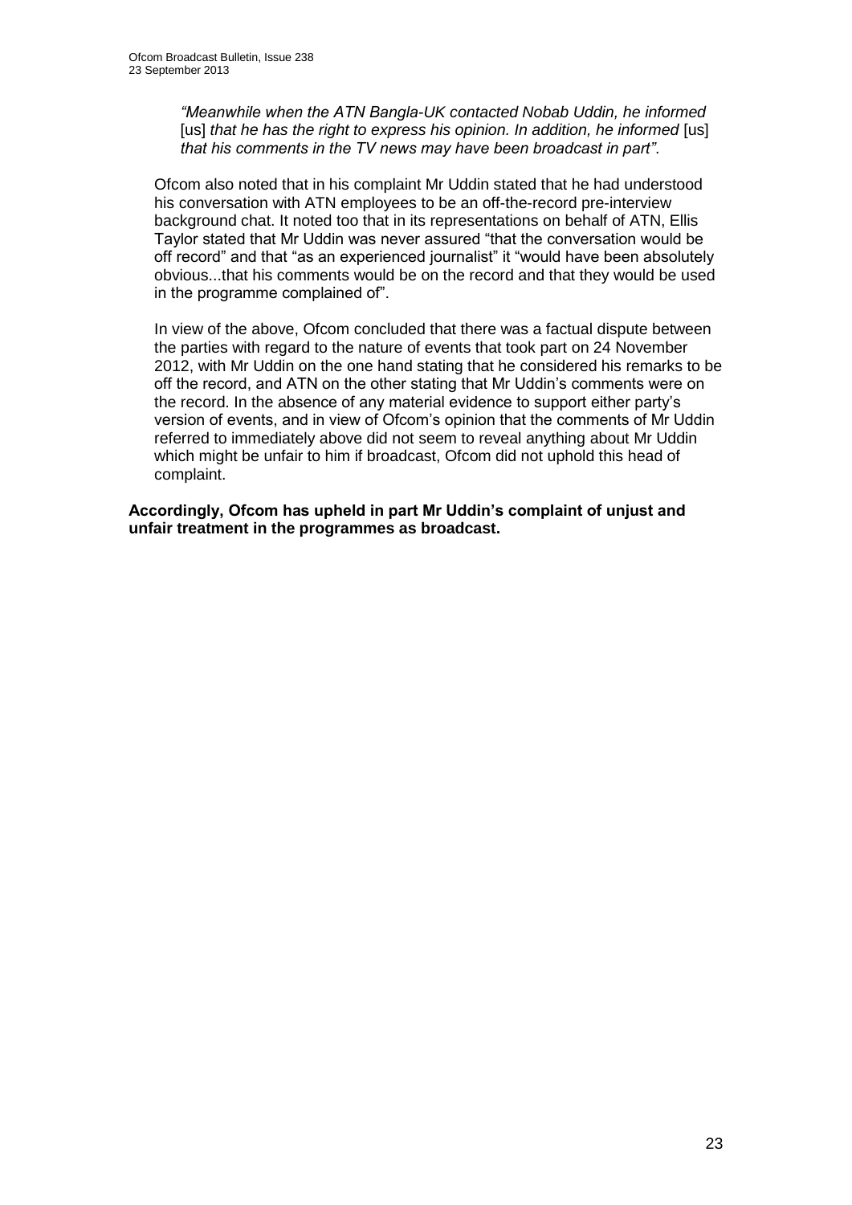*"Meanwhile when the ATN Bangla-UK contacted Nobab Uddin, he informed* [us] *that he has the right to express his opinion. In addition, he informed* [us] *that his comments in the TV news may have been broadcast in part"*.

Ofcom also noted that in his complaint Mr Uddin stated that he had understood his conversation with ATN employees to be an off-the-record pre-interview background chat. It noted too that in its representations on behalf of ATN, Ellis Taylor stated that Mr Uddin was never assured "that the conversation would be off record" and that "as an experienced journalist" it "would have been absolutely obvious...that his comments would be on the record and that they would be used in the programme complained of".

In view of the above, Ofcom concluded that there was a factual dispute between the parties with regard to the nature of events that took part on 24 November 2012, with Mr Uddin on the one hand stating that he considered his remarks to be off the record, and ATN on the other stating that Mr Uddin's comments were on the record. In the absence of any material evidence to support either party's version of events, and in view of Ofcom's opinion that the comments of Mr Uddin referred to immediately above did not seem to reveal anything about Mr Uddin which might be unfair to him if broadcast, Ofcom did not uphold this head of complaint.

**Accordingly, Ofcom has upheld in part Mr Uddin's complaint of unjust and unfair treatment in the programmes as broadcast.**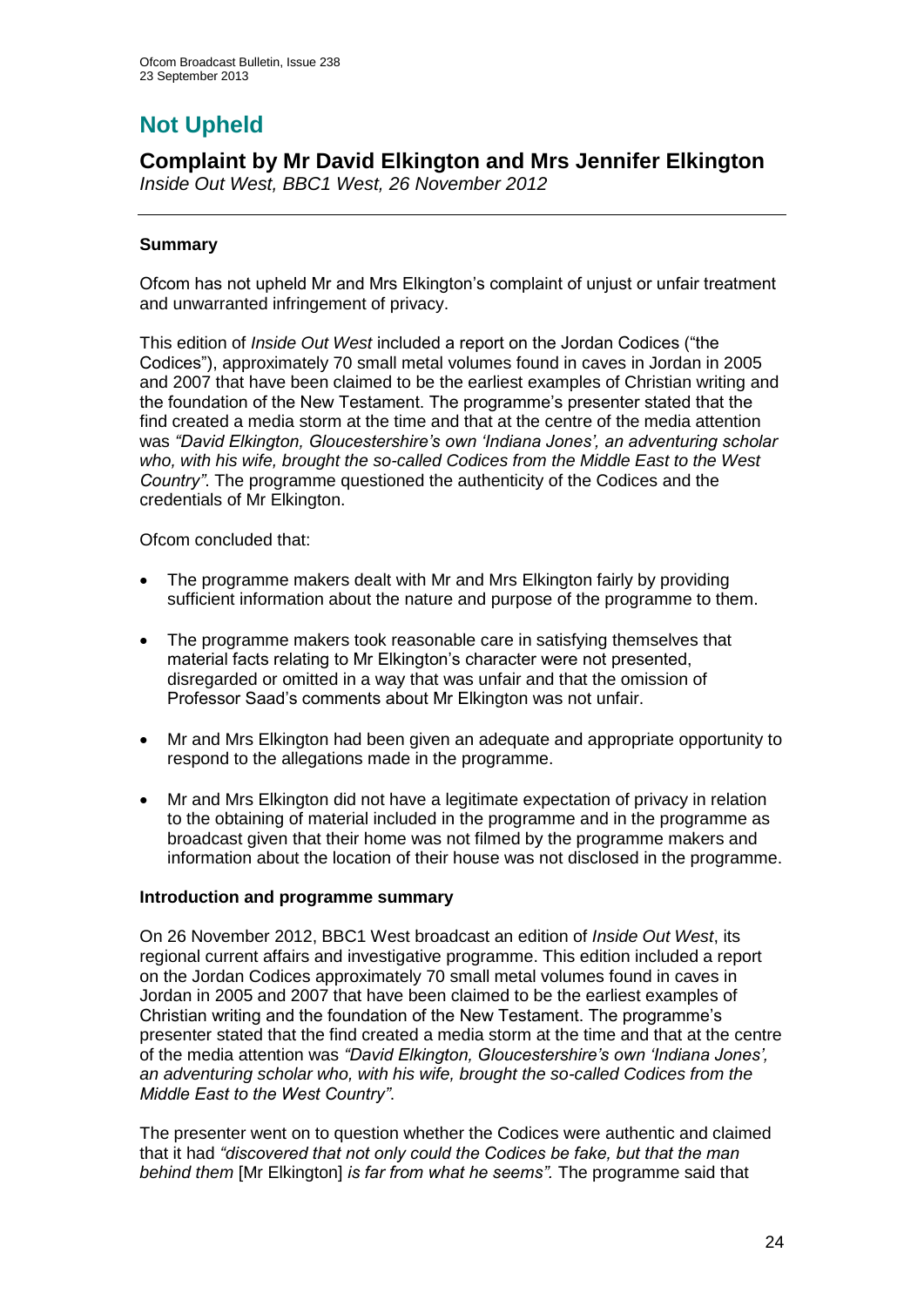# Not Upheld

## Complaint by Mr David Elkington and Mrs Jennifer Elkington

*Inside Out West, BBC1 West, 26 November 2012*

---

### Summary

Ofcom has not upheld Mr and Mrs Elkington's complaint of unjust or unfair treatment and unwarranted infringement of privacy.

This edition of *Inside Out West* included a report on the Jordan Codices ("the Codices"), approximately 70 small metal volumes found in caves in Jordan in 2005 and 2007 that have been claimed to be the earliest examples of Christian writing and the foundation of the New Testament. The programme's presenter stated that the find created a media storm at the time and that at the centre of the media attention was *"David Elkington, Gloucestershire's own 'Indiana Jones', an adventuring scholar who, with his wife, brought the so-called Codices from the Middle East to the West Country"*. The programme questioned the authenticity of the Codices and the credentials of Mr Elkington.

Ofcom concluded that:

- The programme makers dealt with Mr and Mrs Elkington fairly by providing sufficient information about the nature and purpose of the programme to them.
- The programme makers took reasonable care in satisfying themselves that material facts relating to Mr Elkington's character were not presented, disregarded or omitted in a way that was unfair and that the omission of Professor Saad's comments about Mr Elkington was not unfair.
- Mr and Mrs Elkington had been given an adequate and appropriate opportunity to respond to the allegations made in the programme.
- Mr and Mrs Elkington did not have a legitimate expectation of privacy in relation to the obtaining of material included in the programme and in the programme as broadcast given that their home was not filmed by the programme makers and information about the location of their house was not disclosed in the programme.

### Introduction and programme summary

On 26 November 2012, BBC1 West broadcast an edition of *Inside Out West*, its regional current affairs and investigative programme. This edition included a report on the Jordan Codices approximately 70 small metal volumes found in caves in Jordan in 2005 and 2007 that have been claimed to be the earliest examples of Christian writing and the foundation of the New Testament. The programme's presenter stated that the find created a media storm at the time and that at the centre of the media attention was *"David Elkington, Gloucestershire's own 'Indiana Jones', an adventuring scholar who, with his wife, brought the so-called Codices from the Middle East to the West Country"*.

The presenter went on to question whether the Codices were authentic and claimed that it had *"discovered that not only could the Codices be fake, but that the man behind them* [Mr Elkington] *is far from what he seems".* The programme said that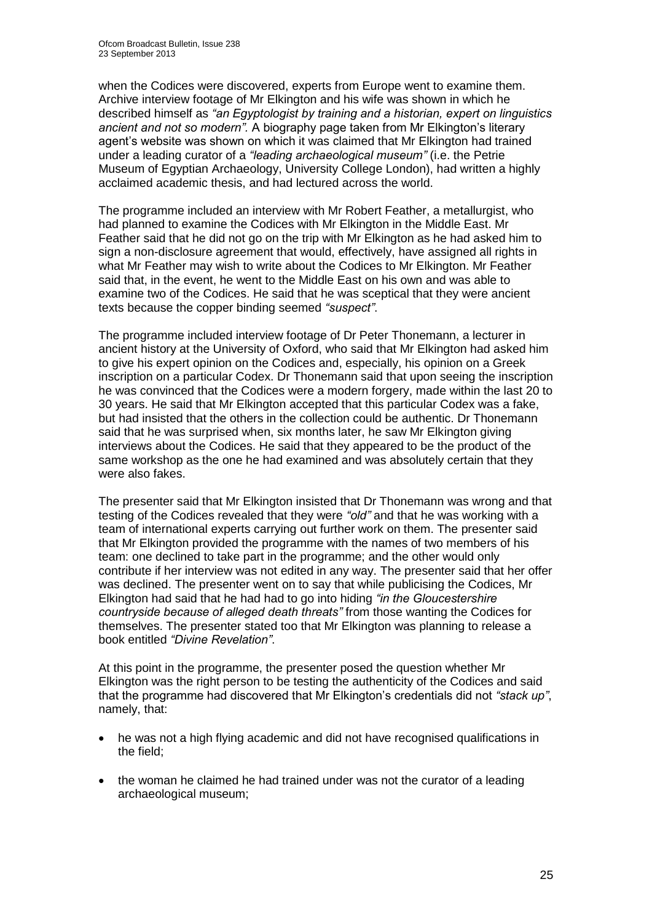when the Codices were discovered, experts from Europe went to examine them. Archive interview footage of Mr Elkington and his wife was shown in which he described himself as *"an Egyptologist by training and a historian, expert on linguistics ancient and not so modern".* A biography page taken from Mr Elkington's literary agent's website was shown on which it was claimed that Mr Elkington had trained under a leading curator of a *"leading archaeological museum"* (i.e. the Petrie Museum of Egyptian Archaeology, University College London), had written a highly acclaimed academic thesis, and had lectured across the world.

The programme included an interview with Mr Robert Feather, a metallurgist, who had planned to examine the Codices with Mr Elkington in the Middle East. Mr Feather said that he did not go on the trip with Mr Elkington as he had asked him to sign a non-disclosure agreement that would, effectively, have assigned all rights in what Mr Feather may wish to write about the Codices to Mr Elkington. Mr Feather said that, in the event, he went to the Middle East on his own and was able to examine two of the Codices. He said that he was sceptical that they were ancient texts because the copper binding seemed *"suspect"*.

The programme included interview footage of Dr Peter Thonemann, a lecturer in ancient history at the University of Oxford, who said that Mr Elkington had asked him to give his expert opinion on the Codices and, especially, his opinion on a Greek inscription on a particular Codex. Dr Thonemann said that upon seeing the inscription he was convinced that the Codices were a modern forgery, made within the last 20 to 30 years. He said that Mr Elkington accepted that this particular Codex was a fake, but had insisted that the others in the collection could be authentic. Dr Thonemann said that he was surprised when, six months later, he saw Mr Elkington giving interviews about the Codices. He said that they appeared to be the product of the same workshop as the one he had examined and was absolutely certain that they were also fakes.

The presenter said that Mr Elkington insisted that Dr Thonemann was wrong and that testing of the Codices revealed that they were *"old"* and that he was working with a team of international experts carrying out further work on them. The presenter said that Mr Elkington provided the programme with the names of two members of his team: one declined to take part in the programme; and the other would only contribute if her interview was not edited in any way. The presenter said that her offer was declined. The presenter went on to say that while publicising the Codices, Mr Elkington had said that he had had to go into hiding *"in the Gloucestershire countryside because of alleged death threats"* from those wanting the Codices for themselves. The presenter stated too that Mr Elkington was planning to release a book entitled *"Divine Revelation"*.

At this point in the programme, the presenter posed the question whether Mr Elkington was the right person to be testing the authenticity of the Codices and said that the programme had discovered that Mr Elkington's credentials did not *"stack up"*, namely, that:

- he was not a high flying academic and did not have recognised qualifications in the field;
- the woman he claimed he had trained under was not the curator of a leading archaeological museum;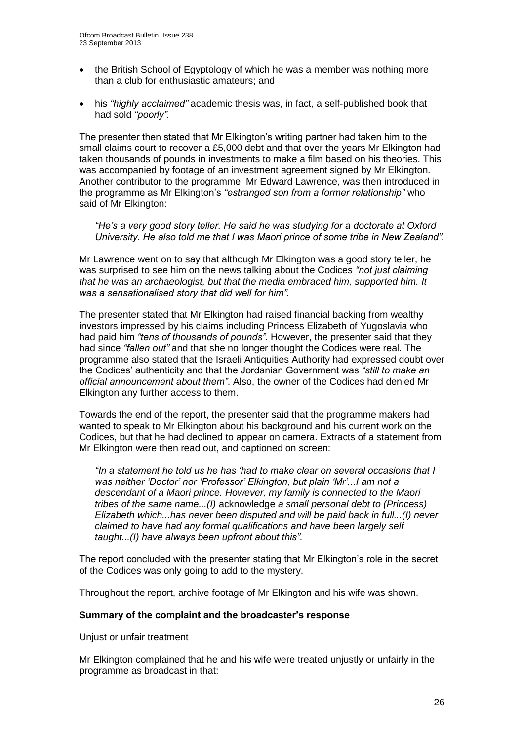- the British School of Egyptology of which he was a member was nothing more than a club for enthusiastic amateurs; and
- his *"highly acclaimed"* academic thesis was, in fact, a self-published book that had sold *"poorly"*.

The presenter then stated that Mr Elkington's writing partner had taken him to the small claims court to recover a £5,000 debt and that over the years Mr Elkington had taken thousands of pounds in investments to make a film based on his theories. This was accompanied by footage of an investment agreement signed by Mr Elkington. Another contributor to the programme, Mr Edward Lawrence, was then introduced in the programme as Mr Elkington's *"estranged son from a former relationship"* who said of Mr Elkington:

> *"He's a very good story teller. He said he was studying for a doctorate at Oxford University. He also told me that I was Maori prince of some tribe in New Zealand".*

Mr Lawrence went on to say that although Mr Elkington was a good story teller, he was surprised to see him on the news talking about the Codices *"not just claiming that he was an archaeologist, but that the media embraced him, supported him. It was a sensationalised story that did well for him".*

The presenter stated that Mr Elkington had raised financial backing from wealthy investors impressed by his claims including Princess Elizabeth of Yugoslavia who had paid him *"tens of thousands of pounds"*. However, the presenter said that they had since *"fallen out"* and that she no longer thought the Codices were real. The programme also stated that the Israeli Antiquities Authority had expressed doubt over the Codices' authenticity and that the Jordanian Government was *"still to make an official announcement about them"*. Also, the owner of the Codices had denied Mr Elkington any further access to them.

Towards the end of the report, the presenter said that the programme makers had wanted to speak to Mr Elkington about his background and his current work on the Codices, but that he had declined to appear on camera. Extracts of a statement from Mr Elkington were then read out, and captioned on screen:

> *"In a statement he told us he has 'had to make clear on several occasions that I was neither 'Doctor' nor 'Professor' Elkington, but plain 'Mr'...I am not a descendant of a Maori prince. However, my family is connected to the Maori tribes of the same name...(I)* acknowledge *a small personal debt to (Princess) Elizabeth which...has never been disputed and will be paid back in full...(I) never claimed to have had any formal qualifications and have been largely self taught...(I) have always been upfront about this".*

The report concluded with the presenter stating that Mr Elkington's role in the secret of the Codices was only going to add to the mystery.

Throughout the report, archive footage of Mr Elkington and his wife was shown.

### Summary of the complaint and the broadcaster's response

Unjust or unfair treatment

Mr Elkington complained that he and his wife were treated unjustly or unfairly in the programme as broadcast in that: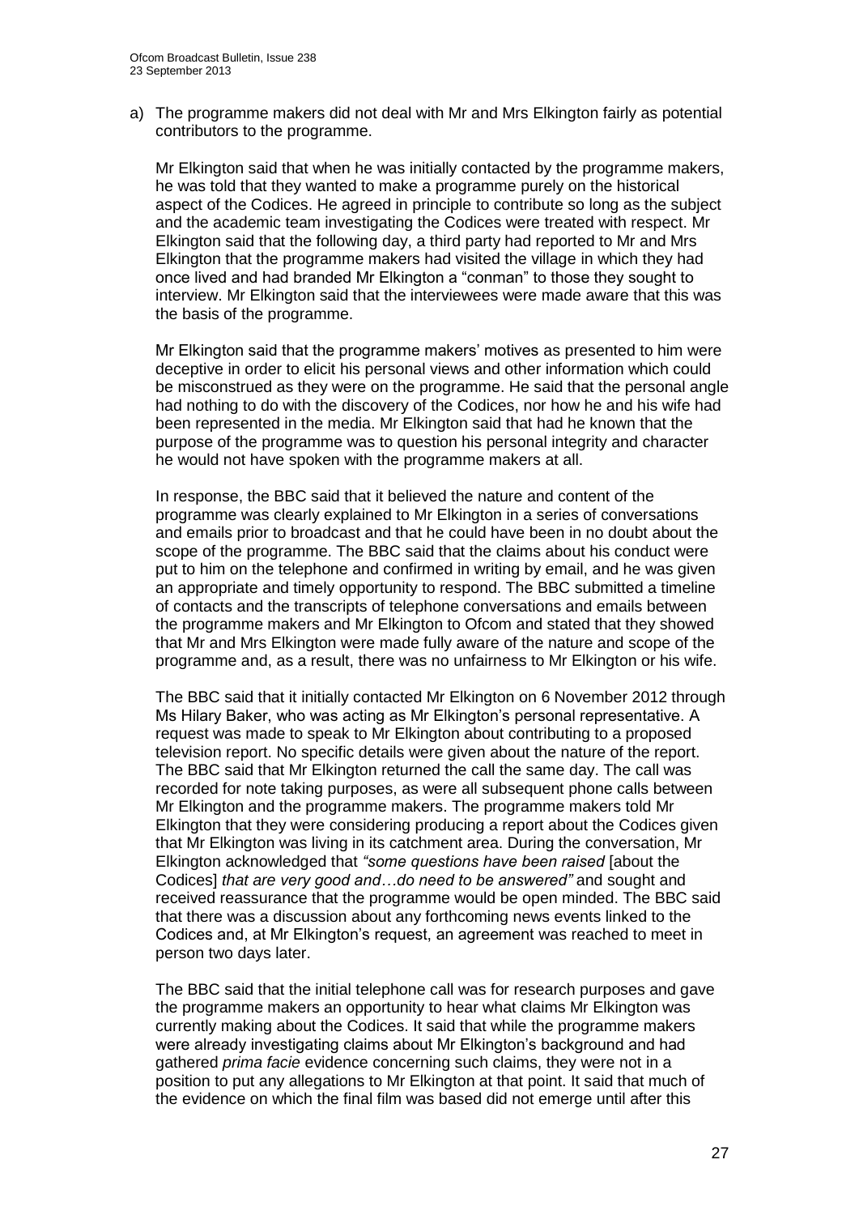a) The programme makers did not deal with Mr and Mrs Elkington fairly as potential contributors to the programme.

   Mr Elkington said that when he was initially contacted by the programme makers, he was told that they wanted to make a programme purely on the historical aspect of the Codices. He agreed in principle to contribute so long as the subject and the academic team investigating the Codices were treated with respect. Mr Elkington said that the following day, a third party had reported to Mr and Mrs Elkington that the programme makers had visited the village in which they had once lived and had branded Mr Elkington a "conman" to those they sought to interview. Mr Elkington said that the interviewees were made aware that this was the basis of the programme.

   Mr Elkington said that the programme makers' motives as presented to him were deceptive in order to elicit his personal views and other information which could be misconstrued as they were on the programme. He said that the personal angle had nothing to do with the discovery of the Codices, nor how he and his wife had been represented in the media. Mr Elkington said that had he known that the purpose of the programme was to question his personal integrity and character he would not have spoken with the programme makers at all.

   In response, the BBC said that it believed the nature and content of the programme was clearly explained to Mr Elkington in a series of conversations and emails prior to broadcast and that he could have been in no doubt about the scope of the programme. The BBC said that the claims about his conduct were put to him on the telephone and confirmed in writing by email, and he was given an appropriate and timely opportunity to respond. The BBC submitted a timeline of contacts and the transcripts of telephone conversations and emails between the programme makers and Mr Elkington to Ofcom and stated that they showed that Mr and Mrs Elkington were made fully aware of the nature and scope of the programme and, as a result, there was no unfairness to Mr Elkington or his wife.

   The BBC said that it initially contacted Mr Elkington on 6 November 2012 through Ms Hilary Baker, who was acting as Mr Elkington's personal representative. A request was made to speak to Mr Elkington about contributing to a proposed television report. No specific details were given about the nature of the report. The BBC said that Mr Elkington returned the call the same day. The call was recorded for note taking purposes, as were all subsequent phone calls between Mr Elkington and the programme makers. The programme makers told Mr Elkington that they were considering producing a report about the Codices given that Mr Elkington was living in its catchment area. During the conversation, Mr Elkington acknowledged that *"some questions have been raised* [about the Codices] *that are very good and…do need to be answered"* and sought and received reassurance that the programme would be open minded. The BBC said that there was a discussion about any forthcoming news events linked to the Codices and, at Mr Elkington's request, an agreement was reached to meet in person two days later.

   The BBC said that the initial telephone call was for research purposes and gave the programme makers an opportunity to hear what claims Mr Elkington was currently making about the Codices. It said that while the programme makers were already investigating claims about Mr Elkington's background and had gathered *prima facie* evidence concerning such claims, they were not in a position to put any allegations to Mr Elkington at that point. It said that much of the evidence on which the final film was based did not emerge until after this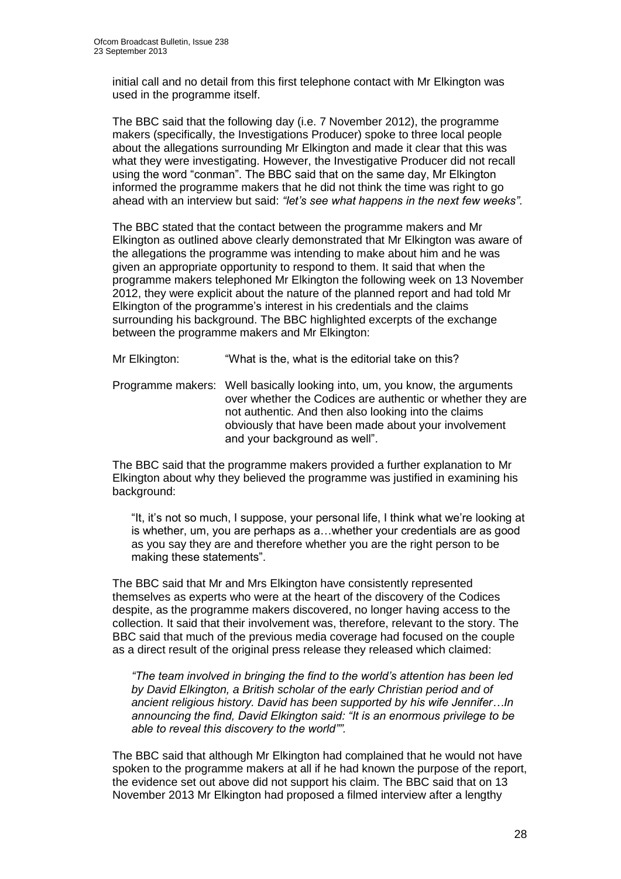initial call and no detail from this first telephone contact with Mr Elkington was used in the programme itself.

The BBC said that the following day (i.e. 7 November 2012), the programme makers (specifically, the Investigations Producer) spoke to three local people about the allegations surrounding Mr Elkington and made it clear that this was what they were investigating. However, the Investigative Producer did not recall using the word "conman". The BBC said that on the same day, Mr Elkington informed the programme makers that he did not think the time was right to go ahead with an interview but said: *"let's see what happens in the next few weeks"*.

The BBC stated that the contact between the programme makers and Mr Elkington as outlined above clearly demonstrated that Mr Elkington was aware of the allegations the programme was intending to make about him and he was given an appropriate opportunity to respond to them. It said that when the programme makers telephoned Mr Elkington the following week on 13 November 2012, they were explicit about the nature of the planned report and had told Mr Elkington of the programme's interest in his credentials and the claims surrounding his background. The BBC highlighted excerpts of the exchange between the programme makers and Mr Elkington:

Mr Elkington: "What is the, what is the editorial take on this?

Programme makers: Well basically looking into, um, you know, the arguments over whether the Codices are authentic or whether they are not authentic. And then also looking into the claims obviously that have been made about your involvement and your background as well".

The BBC said that the programme makers provided a further explanation to Mr Elkington about why they believed the programme was justified in examining his background:

> "It, it's not so much, I suppose, your personal life, I think what we're looking at is whether, um, you are perhaps as a…whether your credentials are as good as you say they are and therefore whether you are the right person to be making these statements".

The BBC said that Mr and Mrs Elkington have consistently represented themselves as experts who were at the heart of the discovery of the Codices despite, as the programme makers discovered, no longer having access to the collection. It said that their involvement was, therefore, relevant to the story. The BBC said that much of the previous media coverage had focused on the couple as a direct result of the original press release they released which claimed:

> *"The team involved in bringing the find to the world's attention has been led by David Elkington, a British scholar of the early Christian period and of ancient religious history. David has been supported by his wife Jennifer…In announcing the find, David Elkington said: "It is an enormous privilege to be able to reveal this discovery to the world""*.

The BBC said that although Mr Elkington had complained that he would not have spoken to the programme makers at all if he had known the purpose of the report, the evidence set out above did not support his claim. The BBC said that on 13 November 2013 Mr Elkington had proposed a filmed interview after a lengthy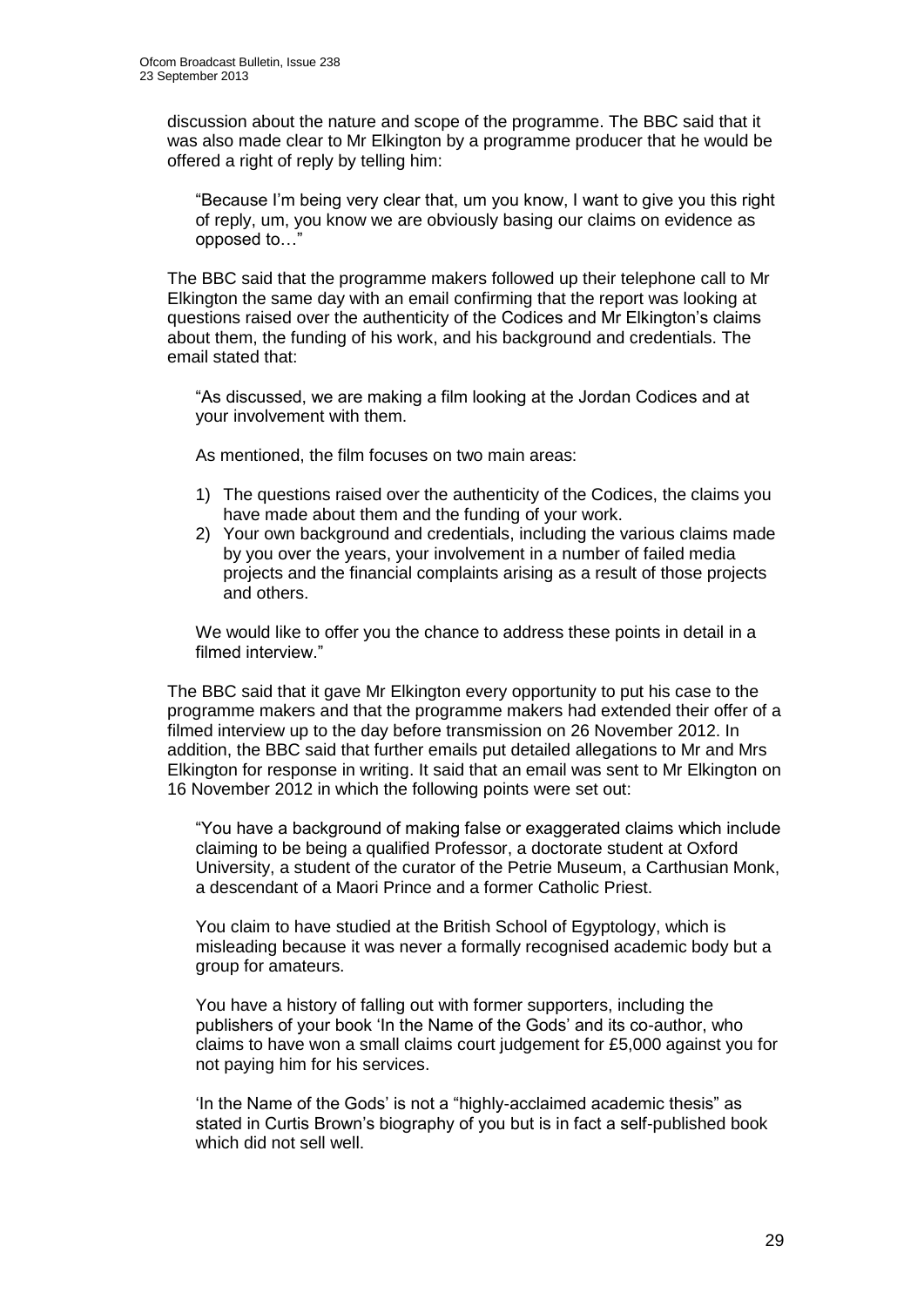discussion about the nature and scope of the programme. The BBC said that it was also made clear to Mr Elkington by a programme producer that he would be offered a right of reply by telling him:

> "Because I'm being very clear that, um you know, I want to give you this right of reply, um, you know we are obviously basing our claims on evidence as opposed to…"

The BBC said that the programme makers followed up their telephone call to Mr Elkington the same day with an email confirming that the report was looking at questions raised over the authenticity of the Codices and Mr Elkington's claims about them, the funding of his work, and his background and credentials. The email stated that:

> "As discussed, we are making a film looking at the Jordan Codices and at your involvement with them.
>
> As mentioned, the film focuses on two main areas:
>
> 1) The questions raised over the authenticity of the Codices, the claims you have made about them and the funding of your work.
> 2) Your own background and credentials, including the various claims made by you over the years, your involvement in a number of failed media projects and the financial complaints arising as a result of those projects and others.
>
> We would like to offer you the chance to address these points in detail in a filmed interview."

The BBC said that it gave Mr Elkington every opportunity to put his case to the programme makers and that the programme makers had extended their offer of a filmed interview up to the day before transmission on 26 November 2012. In addition, the BBC said that further emails put detailed allegations to Mr and Mrs Elkington for response in writing. It said that an email was sent to Mr Elkington on 16 November 2012 in which the following points were set out:

> "You have a background of making false or exaggerated claims which include claiming to be being a qualified Professor, a doctorate student at Oxford University, a student of the curator of the Petrie Museum, a Carthusian Monk, a descendant of a Maori Prince and a former Catholic Priest.
>
> You claim to have studied at the British School of Egyptology, which is misleading because it was never a formally recognised academic body but a group for amateurs.
>
> You have a history of falling out with former supporters, including the publishers of your book 'In the Name of the Gods' and its co-author, who claims to have won a small claims court judgement for £5,000 against you for not paying him for his services.
>
> 'In the Name of the Gods' is not a "highly-acclaimed academic thesis" as stated in Curtis Brown's biography of you but is in fact a self-published book which did not sell well.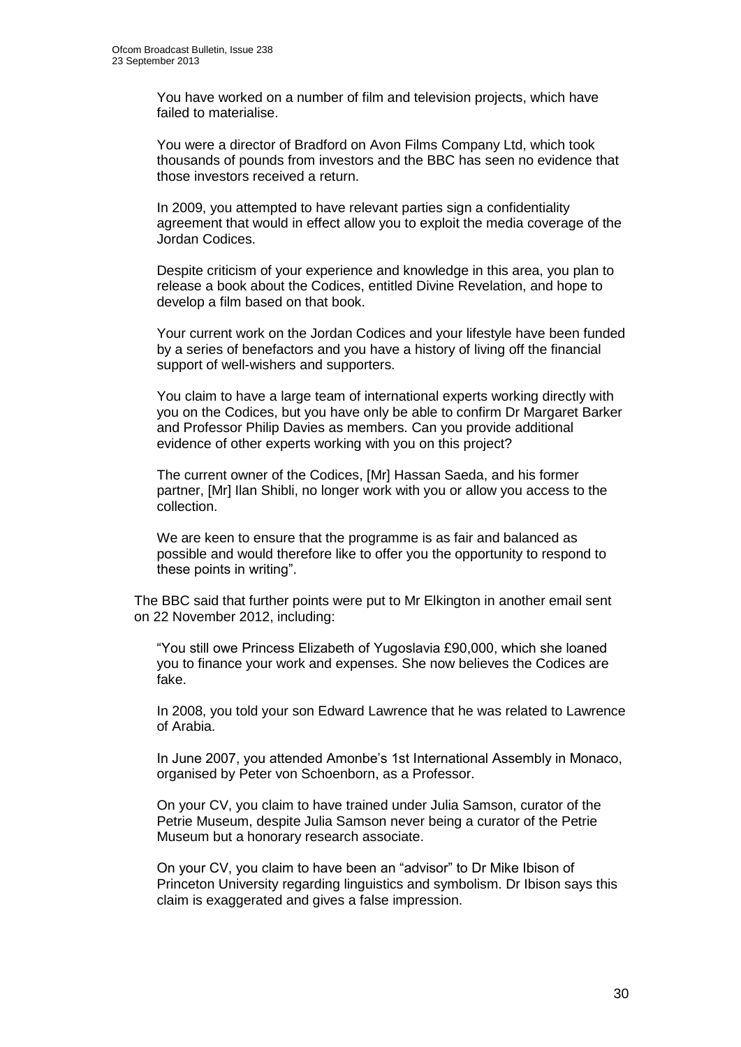You have worked on a number of film and television projects, which have failed to materialise.

You were a director of Bradford on Avon Films Company Ltd, which took thousands of pounds from investors and the BBC has seen no evidence that those investors received a return.

In 2009, you attempted to have relevant parties sign a confidentiality agreement that would in effect allow you to exploit the media coverage of the Jordan Codices.

Despite criticism of your experience and knowledge in this area, you plan to release a book about the Codices, entitled Divine Revelation, and hope to develop a film based on that book.

Your current work on the Jordan Codices and your lifestyle have been funded by a series of benefactors and you have a history of living off the financial support of well-wishers and supporters.

You claim to have a large team of international experts working directly with you on the Codices, but you have only be able to confirm Dr Margaret Barker and Professor Philip Davies as members. Can you provide additional evidence of other experts working with you on this project?

The current owner of the Codices, [Mr] Hassan Saeda, and his former partner, [Mr] Ilan Shibli, no longer work with you or allow you access to the collection.

We are keen to ensure that the programme is as fair and balanced as possible and would therefore like to offer you the opportunity to respond to these points in writing".

The BBC said that further points were put to Mr Elkington in another email sent on 22 November 2012, including:

"You still owe Princess Elizabeth of Yugoslavia £90,000, which she loaned you to finance your work and expenses. She now believes the Codices are fake.

In 2008, you told your son Edward Lawrence that he was related to Lawrence of Arabia.

In June 2007, you attended Amonbe's 1st International Assembly in Monaco, organised by Peter von Schoenborn, as a Professor.

On your CV, you claim to have trained under Julia Samson, curator of the Petrie Museum, despite Julia Samson never being a curator of the Petrie Museum but a honorary research associate.

On your CV, you claim to have been an "advisor" to Dr Mike Ibison of Princeton University regarding linguistics and symbolism. Dr Ibison says this claim is exaggerated and gives a false impression.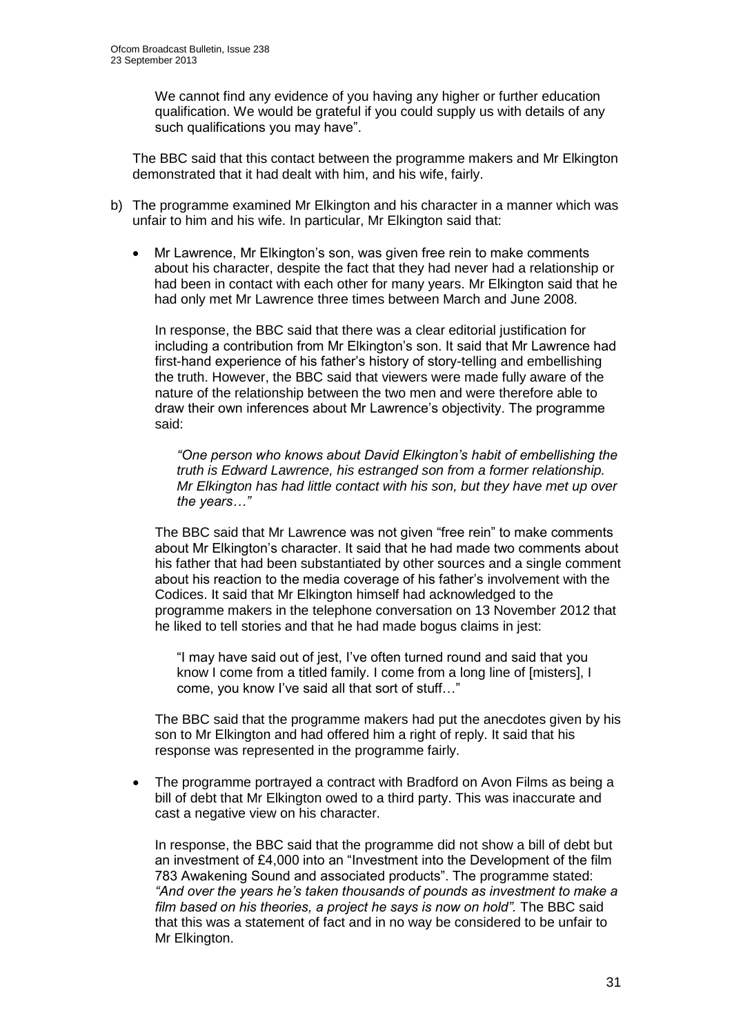We cannot find any evidence of you having any higher or further education qualification. We would be grateful if you could supply us with details of any such qualifications you may have".

The BBC said that this contact between the programme makers and Mr Elkington demonstrated that it had dealt with him, and his wife, fairly.

b) The programme examined Mr Elkington and his character in a manner which was unfair to him and his wife. In particular, Mr Elkington said that:

- Mr Lawrence, Mr Elkington's son, was given free rein to make comments about his character, despite the fact that they had never had a relationship or had been in contact with each other for many years. Mr Elkington said that he had only met Mr Lawrence three times between March and June 2008.

  In response, the BBC said that there was a clear editorial justification for including a contribution from Mr Elkington's son. It said that Mr Lawrence had first-hand experience of his father's history of story-telling and embellishing the truth. However, the BBC said that viewers were made fully aware of the nature of the relationship between the two men and were therefore able to draw their own inferences about Mr Lawrence's objectivity. The programme said:

  > *"One person who knows about David Elkington's habit of embellishing the truth is Edward Lawrence, his estranged son from a former relationship. Mr Elkington has had little contact with his son, but they have met up over the years…"*

  The BBC said that Mr Lawrence was not given "free rein" to make comments about Mr Elkington's character. It said that he had made two comments about his father that had been substantiated by other sources and a single comment about his reaction to the media coverage of his father's involvement with the Codices. It said that Mr Elkington himself had acknowledged to the programme makers in the telephone conversation on 13 November 2012 that he liked to tell stories and that he had made bogus claims in jest:

  > "I may have said out of jest, I've often turned round and said that you know I come from a titled family. I come from a long line of [misters], I come, you know I've said all that sort of stuff…"

  The BBC said that the programme makers had put the anecdotes given by his son to Mr Elkington and had offered him a right of reply. It said that his response was represented in the programme fairly.

- The programme portrayed a contract with Bradford on Avon Films as being a bill of debt that Mr Elkington owed to a third party. This was inaccurate and cast a negative view on his character.

  In response, the BBC said that the programme did not show a bill of debt but an investment of £4,000 into an "Investment into the Development of the film 783 Awakening Sound and associated products". The programme stated: *"And over the years he's taken thousands of pounds as investment to make a film based on his theories, a project he says is now on hold".* The BBC said that this was a statement of fact and in no way be considered to be unfair to Mr Elkington.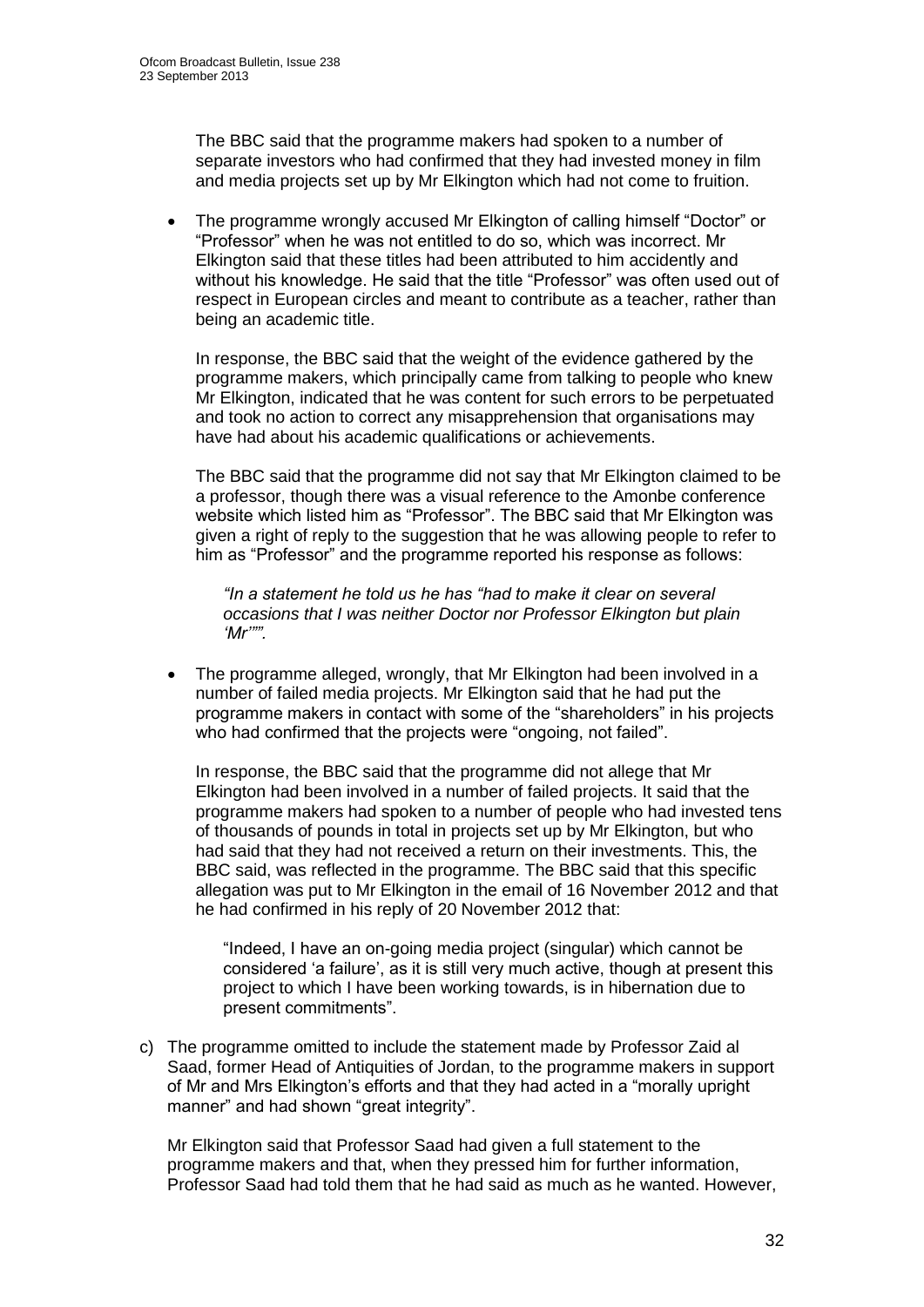The BBC said that the programme makers had spoken to a number of separate investors who had confirmed that they had invested money in film and media projects set up by Mr Elkington which had not come to fruition.

- The programme wrongly accused Mr Elkington of calling himself "Doctor" or "Professor" when he was not entitled to do so, which was incorrect. Mr Elkington said that these titles had been attributed to him accidently and without his knowledge. He said that the title "Professor" was often used out of respect in European circles and meant to contribute as a teacher, rather than being an academic title.

  In response, the BBC said that the weight of the evidence gathered by the programme makers, which principally came from talking to people who knew Mr Elkington, indicated that he was content for such errors to be perpetuated and took no action to correct any misapprehension that organisations may have had about his academic qualifications or achievements.

  The BBC said that the programme did not say that Mr Elkington claimed to be a professor, though there was a visual reference to the Amonbe conference website which listed him as "Professor". The BBC said that Mr Elkington was given a right of reply to the suggestion that he was allowing people to refer to him as "Professor" and the programme reported his response as follows:

  > *"In a statement he told us he has "had to make it clear on several occasions that I was neither Doctor nor Professor Elkington but plain 'Mr'"".*

- The programme alleged, wrongly, that Mr Elkington had been involved in a number of failed media projects. Mr Elkington said that he had put the programme makers in contact with some of the "shareholders" in his projects who had confirmed that the projects were "ongoing, not failed".

  In response, the BBC said that the programme did not allege that Mr Elkington had been involved in a number of failed projects. It said that the programme makers had spoken to a number of people who had invested tens of thousands of pounds in total in projects set up by Mr Elkington, but who had said that they had not received a return on their investments. This, the BBC said, was reflected in the programme. The BBC said that this specific allegation was put to Mr Elkington in the email of 16 November 2012 and that he had confirmed in his reply of 20 November 2012 that:

  > "Indeed, I have an on-going media project (singular) which cannot be considered 'a failure', as it is still very much active, though at present this project to which I have been working towards, is in hibernation due to present commitments".

c) The programme omitted to include the statement made by Professor Zaid al Saad, former Head of Antiquities of Jordan, to the programme makers in support of Mr and Mrs Elkington's efforts and that they had acted in a "morally upright manner" and had shown "great integrity".

Mr Elkington said that Professor Saad had given a full statement to the programme makers and that, when they pressed him for further information, Professor Saad had told them that he had said as much as he wanted. However,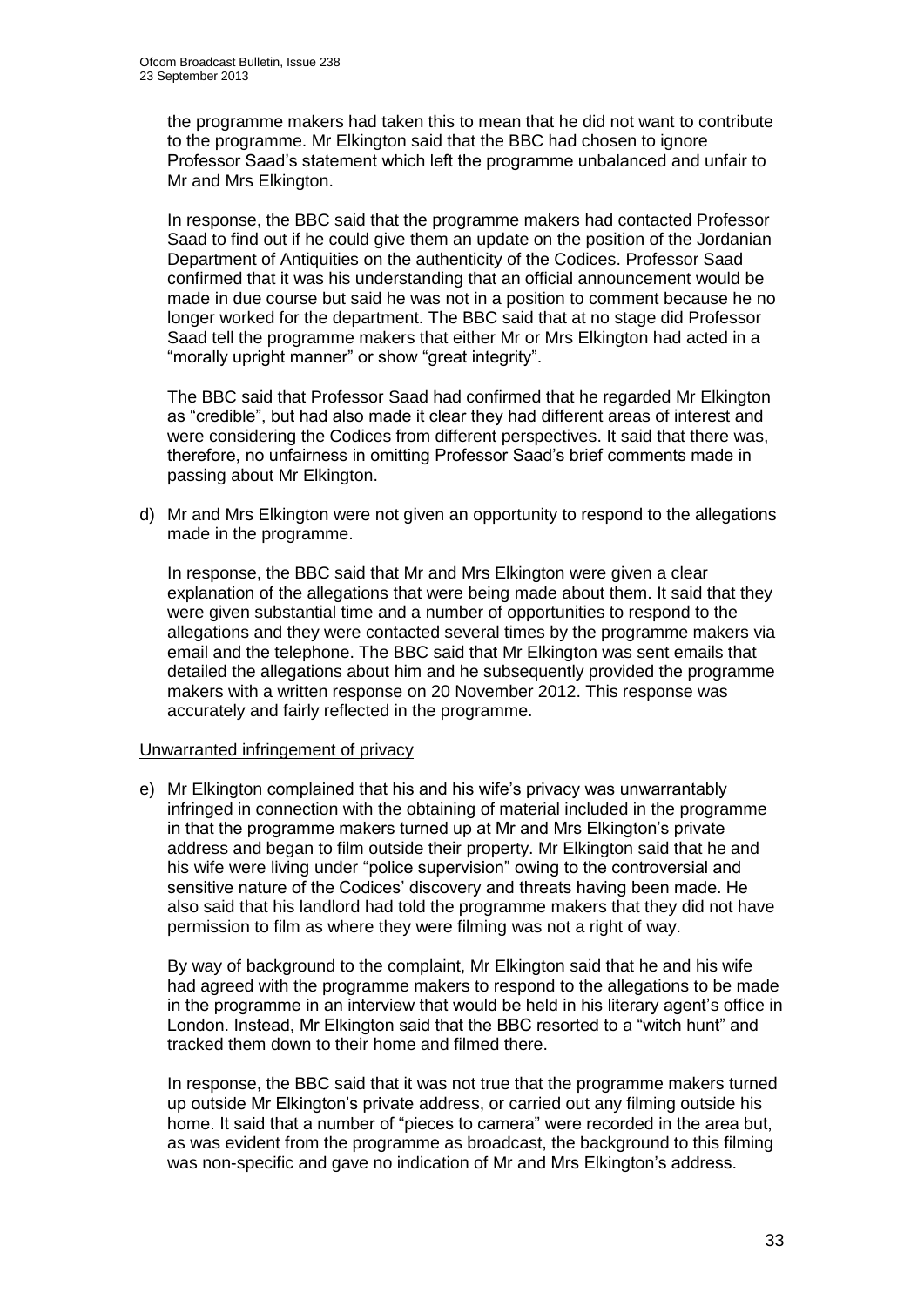the programme makers had taken this to mean that he did not want to contribute to the programme. Mr Elkington said that the BBC had chosen to ignore Professor Saad's statement which left the programme unbalanced and unfair to Mr and Mrs Elkington.

In response, the BBC said that the programme makers had contacted Professor Saad to find out if he could give them an update on the position of the Jordanian Department of Antiquities on the authenticity of the Codices. Professor Saad confirmed that it was his understanding that an official announcement would be made in due course but said he was not in a position to comment because he no longer worked for the department. The BBC said that at no stage did Professor Saad tell the programme makers that either Mr or Mrs Elkington had acted in a "morally upright manner" or show "great integrity".

The BBC said that Professor Saad had confirmed that he regarded Mr Elkington as "credible", but had also made it clear they had different areas of interest and were considering the Codices from different perspectives. It said that there was, therefore, no unfairness in omitting Professor Saad's brief comments made in passing about Mr Elkington.

d) Mr and Mrs Elkington were not given an opportunity to respond to the allegations made in the programme.

   In response, the BBC said that Mr and Mrs Elkington were given a clear explanation of the allegations that were being made about them. It said that they were given substantial time and a number of opportunities to respond to the allegations and they were contacted several times by the programme makers via email and the telephone. The BBC said that Mr Elkington was sent emails that detailed the allegations about him and he subsequently provided the programme makers with a written response on 20 November 2012. This response was accurately and fairly reflected in the programme.

Unwarranted infringement of privacy

e) Mr Elkington complained that his and his wife's privacy was unwarrantably infringed in connection with the obtaining of material included in the programme in that the programme makers turned up at Mr and Mrs Elkington's private address and began to film outside their property. Mr Elkington said that he and his wife were living under "police supervision" owing to the controversial and sensitive nature of the Codices' discovery and threats having been made. He also said that his landlord had told the programme makers that they did not have permission to film as where they were filming was not a right of way.

   By way of background to the complaint, Mr Elkington said that he and his wife had agreed with the programme makers to respond to the allegations to be made in the programme in an interview that would be held in his literary agent's office in London. Instead, Mr Elkington said that the BBC resorted to a "witch hunt" and tracked them down to their home and filmed there.

   In response, the BBC said that it was not true that the programme makers turned up outside Mr Elkington's private address, or carried out any filming outside his home. It said that a number of "pieces to camera" were recorded in the area but, as was evident from the programme as broadcast, the background to this filming was non-specific and gave no indication of Mr and Mrs Elkington's address.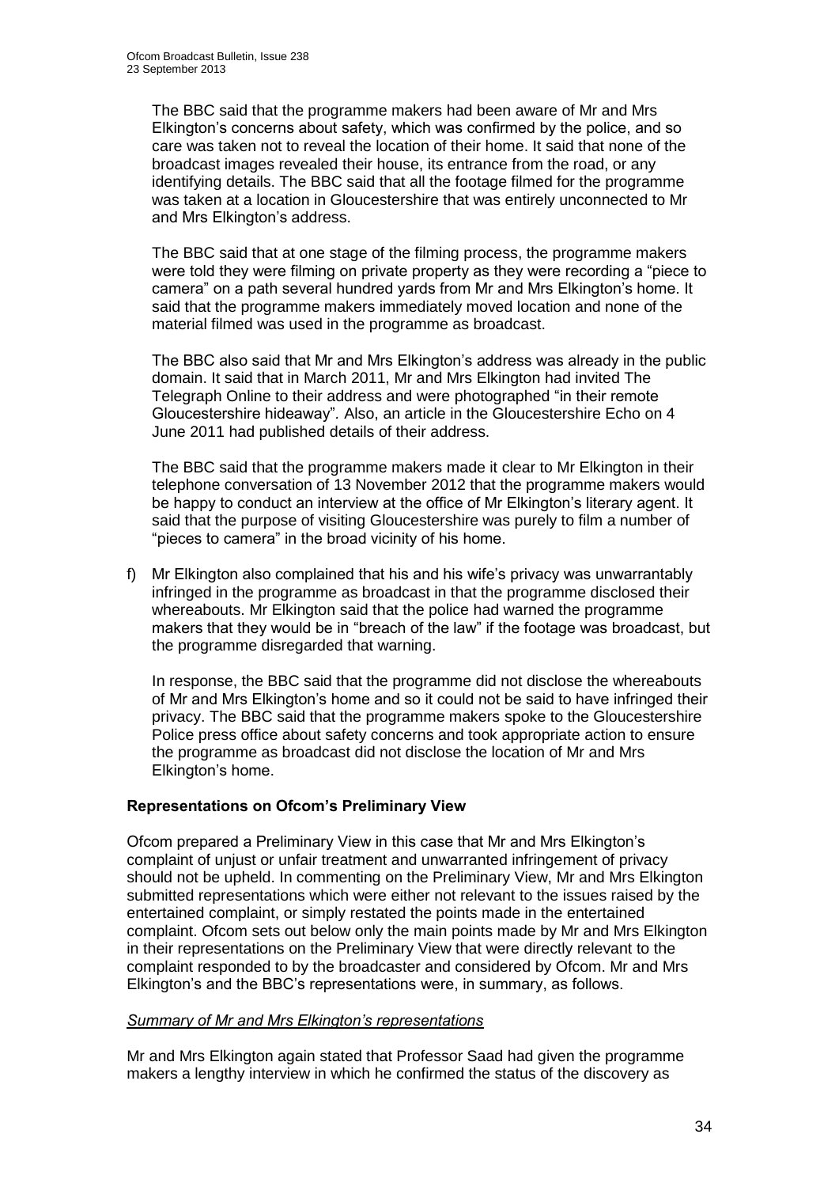The BBC said that the programme makers had been aware of Mr and Mrs Elkington's concerns about safety, which was confirmed by the police, and so care was taken not to reveal the location of their home. It said that none of the broadcast images revealed their house, its entrance from the road, or any identifying details. The BBC said that all the footage filmed for the programme was taken at a location in Gloucestershire that was entirely unconnected to Mr and Mrs Elkington's address.

The BBC said that at one stage of the filming process, the programme makers were told they were filming on private property as they were recording a "piece to camera" on a path several hundred yards from Mr and Mrs Elkington's home. It said that the programme makers immediately moved location and none of the material filmed was used in the programme as broadcast.

The BBC also said that Mr and Mrs Elkington's address was already in the public domain. It said that in March 2011, Mr and Mrs Elkington had invited The Telegraph Online to their address and were photographed "in their remote Gloucestershire hideaway". Also, an article in the Gloucestershire Echo on 4 June 2011 had published details of their address.

The BBC said that the programme makers made it clear to Mr Elkington in their telephone conversation of 13 November 2012 that the programme makers would be happy to conduct an interview at the office of Mr Elkington's literary agent. It said that the purpose of visiting Gloucestershire was purely to film a number of "pieces to camera" in the broad vicinity of his home.

f) Mr Elkington also complained that his and his wife's privacy was unwarrantably infringed in the programme as broadcast in that the programme disclosed their whereabouts. Mr Elkington said that the police had warned the programme makers that they would be in "breach of the law" if the footage was broadcast, but the programme disregarded that warning.

In response, the BBC said that the programme did not disclose the whereabouts of Mr and Mrs Elkington's home and so it could not be said to have infringed their privacy. The BBC said that the programme makers spoke to the Gloucestershire Police press office about safety concerns and took appropriate action to ensure the programme as broadcast did not disclose the location of Mr and Mrs Elkington's home.

**Representations on Ofcom's Preliminary View**

Ofcom prepared a Preliminary View in this case that Mr and Mrs Elkington's complaint of unjust or unfair treatment and unwarranted infringement of privacy should not be upheld. In commenting on the Preliminary View, Mr and Mrs Elkington submitted representations which were either not relevant to the issues raised by the entertained complaint, or simply restated the points made in the entertained complaint. Ofcom sets out below only the main points made by Mr and Mrs Elkington in their representations on the Preliminary View that were directly relevant to the complaint responded to by the broadcaster and considered by Ofcom. Mr and Mrs Elkington's and the BBC's representations were, in summary, as follows.

*Summary of Mr and Mrs Elkington's representations*

Mr and Mrs Elkington again stated that Professor Saad had given the programme makers a lengthy interview in which he confirmed the status of the discovery as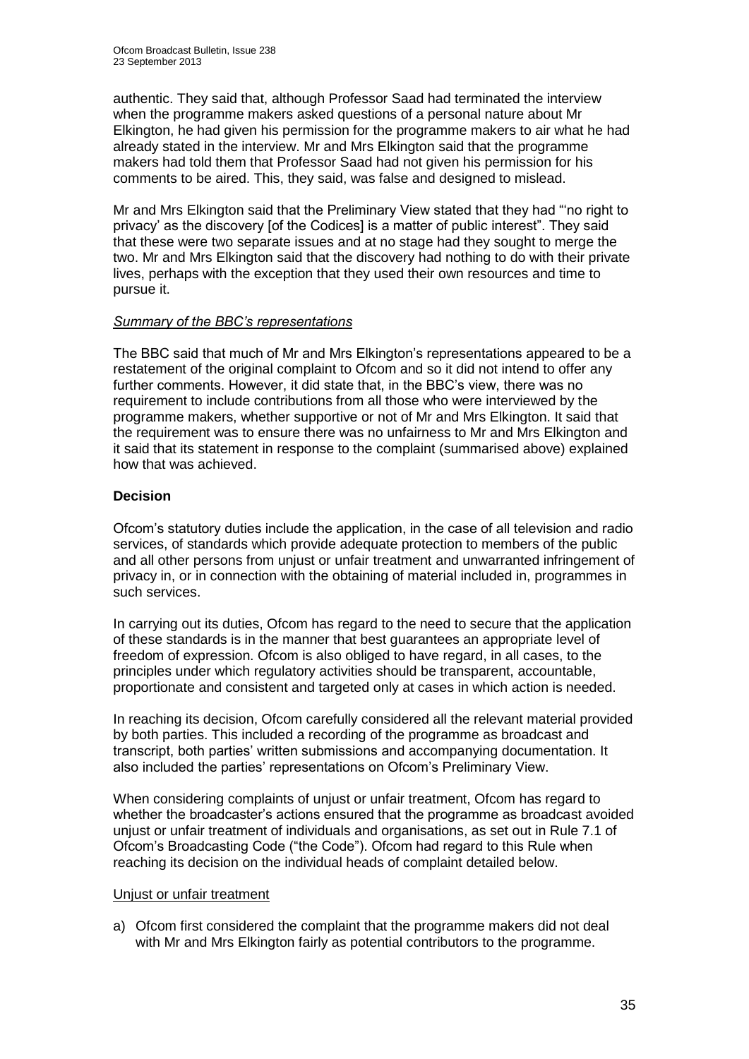authentic. They said that, although Professor Saad had terminated the interview when the programme makers asked questions of a personal nature about Mr Elkington, he had given his permission for the programme makers to air what he had already stated in the interview. Mr and Mrs Elkington said that the programme makers had told them that Professor Saad had not given his permission for his comments to be aired. This, they said, was false and designed to mislead.

Mr and Mrs Elkington said that the Preliminary View stated that they had "'no right to privacy' as the discovery [of the Codices] is a matter of public interest". They said that these were two separate issues and at no stage had they sought to merge the two. Mr and Mrs Elkington said that the discovery had nothing to do with their private lives, perhaps with the exception that they used their own resources and time to pursue it.

*Summary of the BBC's representations*

The BBC said that much of Mr and Mrs Elkington's representations appeared to be a restatement of the original complaint to Ofcom and so it did not intend to offer any further comments. However, it did state that, in the BBC's view, there was no requirement to include contributions from all those who were interviewed by the programme makers, whether supportive or not of Mr and Mrs Elkington. It said that the requirement was to ensure there was no unfairness to Mr and Mrs Elkington and it said that its statement in response to the complaint (summarised above) explained how that was achieved.

**Decision**

Ofcom's statutory duties include the application, in the case of all television and radio services, of standards which provide adequate protection to members of the public and all other persons from unjust or unfair treatment and unwarranted infringement of privacy in, or in connection with the obtaining of material included in, programmes in such services.

In carrying out its duties, Ofcom has regard to the need to secure that the application of these standards is in the manner that best guarantees an appropriate level of freedom of expression. Ofcom is also obliged to have regard, in all cases, to the principles under which regulatory activities should be transparent, accountable, proportionate and consistent and targeted only at cases in which action is needed.

In reaching its decision, Ofcom carefully considered all the relevant material provided by both parties. This included a recording of the programme as broadcast and transcript, both parties' written submissions and accompanying documentation. It also included the parties' representations on Ofcom's Preliminary View.

When considering complaints of unjust or unfair treatment, Ofcom has regard to whether the broadcaster's actions ensured that the programme as broadcast avoided unjust or unfair treatment of individuals and organisations, as set out in Rule 7.1 of Ofcom's Broadcasting Code ("the Code"). Ofcom had regard to this Rule when reaching its decision on the individual heads of complaint detailed below.

Unjust or unfair treatment

a) Ofcom first considered the complaint that the programme makers did not deal with Mr and Mrs Elkington fairly as potential contributors to the programme.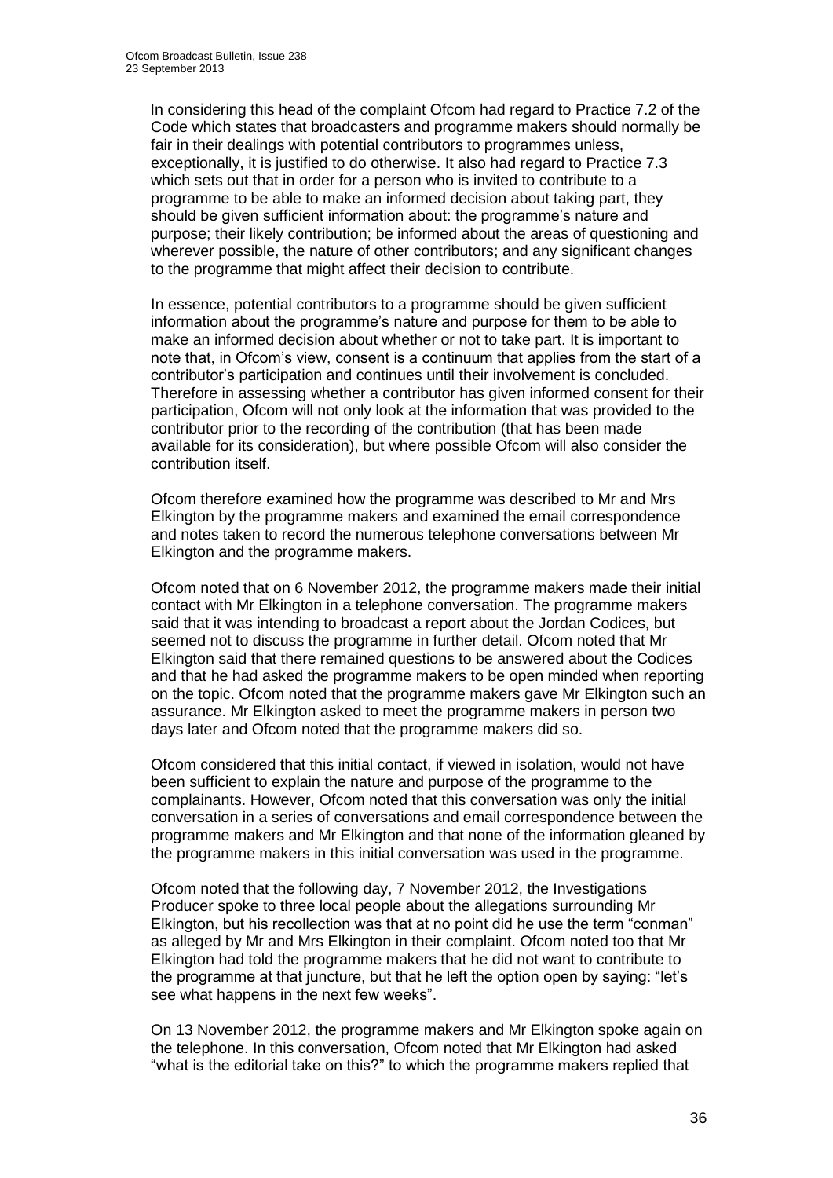In considering this head of the complaint Ofcom had regard to Practice 7.2 of the Code which states that broadcasters and programme makers should normally be fair in their dealings with potential contributors to programmes unless, exceptionally, it is justified to do otherwise. It also had regard to Practice 7.3 which sets out that in order for a person who is invited to contribute to a programme to be able to make an informed decision about taking part, they should be given sufficient information about: the programme's nature and purpose; their likely contribution; be informed about the areas of questioning and wherever possible, the nature of other contributors; and any significant changes to the programme that might affect their decision to contribute.

In essence, potential contributors to a programme should be given sufficient information about the programme's nature and purpose for them to be able to make an informed decision about whether or not to take part. It is important to note that, in Ofcom's view, consent is a continuum that applies from the start of a contributor's participation and continues until their involvement is concluded. Therefore in assessing whether a contributor has given informed consent for their participation, Ofcom will not only look at the information that was provided to the contributor prior to the recording of the contribution (that has been made available for its consideration), but where possible Ofcom will also consider the contribution itself.

Ofcom therefore examined how the programme was described to Mr and Mrs Elkington by the programme makers and examined the email correspondence and notes taken to record the numerous telephone conversations between Mr Elkington and the programme makers.

Ofcom noted that on 6 November 2012, the programme makers made their initial contact with Mr Elkington in a telephone conversation. The programme makers said that it was intending to broadcast a report about the Jordan Codices, but seemed not to discuss the programme in further detail. Ofcom noted that Mr Elkington said that there remained questions to be answered about the Codices and that he had asked the programme makers to be open minded when reporting on the topic. Ofcom noted that the programme makers gave Mr Elkington such an assurance. Mr Elkington asked to meet the programme makers in person two days later and Ofcom noted that the programme makers did so.

Ofcom considered that this initial contact, if viewed in isolation, would not have been sufficient to explain the nature and purpose of the programme to the complainants. However, Ofcom noted that this conversation was only the initial conversation in a series of conversations and email correspondence between the programme makers and Mr Elkington and that none of the information gleaned by the programme makers in this initial conversation was used in the programme.

Ofcom noted that the following day, 7 November 2012, the Investigations Producer spoke to three local people about the allegations surrounding Mr Elkington, but his recollection was that at no point did he use the term "conman" as alleged by Mr and Mrs Elkington in their complaint. Ofcom noted too that Mr Elkington had told the programme makers that he did not want to contribute to the programme at that juncture, but that he left the option open by saying: "let's see what happens in the next few weeks".

On 13 November 2012, the programme makers and Mr Elkington spoke again on the telephone. In this conversation, Ofcom noted that Mr Elkington had asked "what is the editorial take on this?" to which the programme makers replied that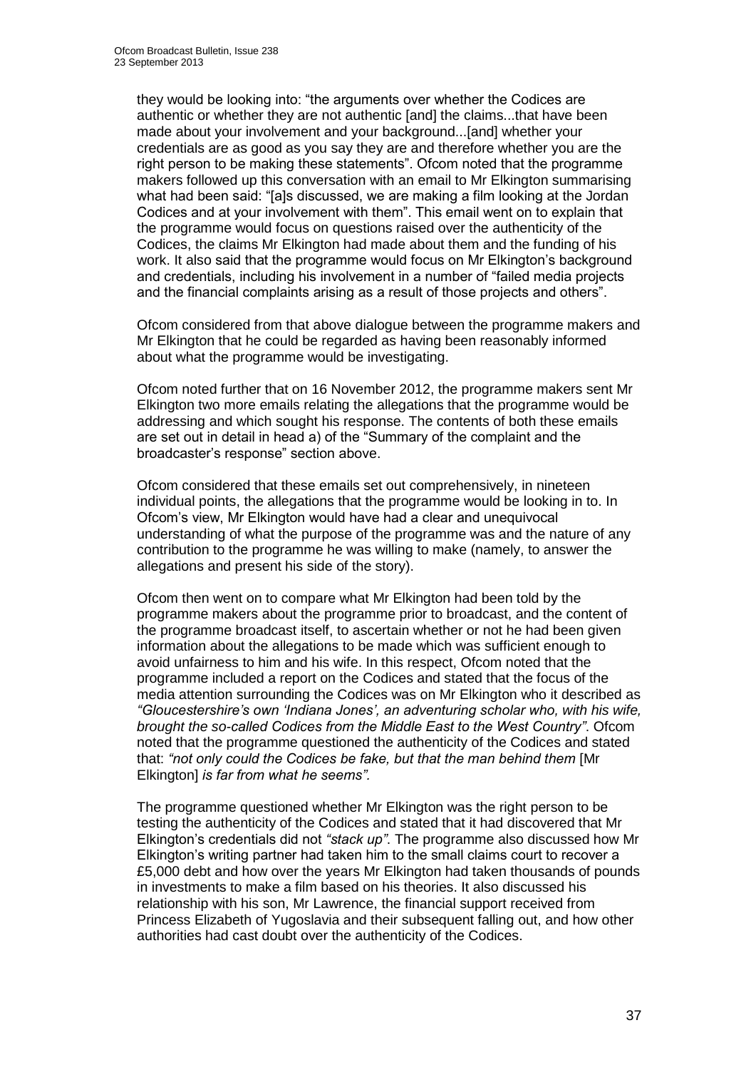they would be looking into: "the arguments over whether the Codices are authentic or whether they are not authentic [and] the claims...that have been made about your involvement and your background...[and] whether your credentials are as good as you say they are and therefore whether you are the right person to be making these statements". Ofcom noted that the programme makers followed up this conversation with an email to Mr Elkington summarising what had been said: "[a]s discussed, we are making a film looking at the Jordan Codices and at your involvement with them". This email went on to explain that the programme would focus on questions raised over the authenticity of the Codices, the claims Mr Elkington had made about them and the funding of his work. It also said that the programme would focus on Mr Elkington's background and credentials, including his involvement in a number of "failed media projects and the financial complaints arising as a result of those projects and others".

Ofcom considered from that above dialogue between the programme makers and Mr Elkington that he could be regarded as having been reasonably informed about what the programme would be investigating.

Ofcom noted further that on 16 November 2012, the programme makers sent Mr Elkington two more emails relating the allegations that the programme would be addressing and which sought his response. The contents of both these emails are set out in detail in head a) of the "Summary of the complaint and the broadcaster's response" section above.

Ofcom considered that these emails set out comprehensively, in nineteen individual points, the allegations that the programme would be looking in to. In Ofcom's view, Mr Elkington would have had a clear and unequivocal understanding of what the purpose of the programme was and the nature of any contribution to the programme he was willing to make (namely, to answer the allegations and present his side of the story).

Ofcom then went on to compare what Mr Elkington had been told by the programme makers about the programme prior to broadcast, and the content of the programme broadcast itself, to ascertain whether or not he had been given information about the allegations to be made which was sufficient enough to avoid unfairness to him and his wife. In this respect, Ofcom noted that the programme included a report on the Codices and stated that the focus of the media attention surrounding the Codices was on Mr Elkington who it described as *"Gloucestershire's own 'Indiana Jones', an adventuring scholar who, with his wife, brought the so-called Codices from the Middle East to the West Country"*. Ofcom noted that the programme questioned the authenticity of the Codices and stated that: *"not only could the Codices be fake, but that the man behind them* [Mr Elkington] *is far from what he seems"*.

The programme questioned whether Mr Elkington was the right person to be testing the authenticity of the Codices and stated that it had discovered that Mr Elkington's credentials did not *"stack up"*. The programme also discussed how Mr Elkington's writing partner had taken him to the small claims court to recover a £5,000 debt and how over the years Mr Elkington had taken thousands of pounds in investments to make a film based on his theories. It also discussed his relationship with his son, Mr Lawrence, the financial support received from Princess Elizabeth of Yugoslavia and their subsequent falling out, and how other authorities had cast doubt over the authenticity of the Codices.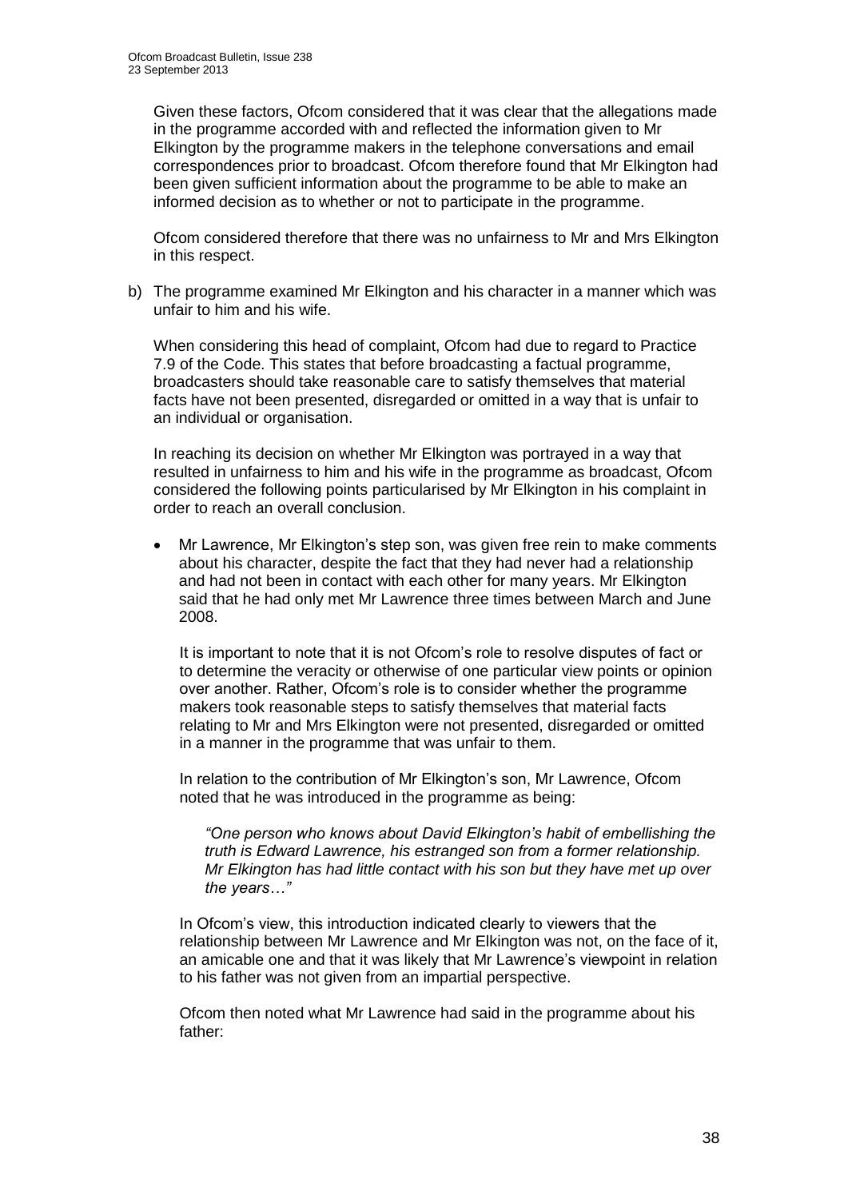Given these factors, Ofcom considered that it was clear that the allegations made in the programme accorded with and reflected the information given to Mr Elkington by the programme makers in the telephone conversations and email correspondences prior to broadcast. Ofcom therefore found that Mr Elkington had been given sufficient information about the programme to be able to make an informed decision as to whether or not to participate in the programme.

Ofcom considered therefore that there was no unfairness to Mr and Mrs Elkington in this respect.

b) The programme examined Mr Elkington and his character in a manner which was unfair to him and his wife.

When considering this head of complaint, Ofcom had due to regard to Practice 7.9 of the Code. This states that before broadcasting a factual programme, broadcasters should take reasonable care to satisfy themselves that material facts have not been presented, disregarded or omitted in a way that is unfair to an individual or organisation.

In reaching its decision on whether Mr Elkington was portrayed in a way that resulted in unfairness to him and his wife in the programme as broadcast, Ofcom considered the following points particularised by Mr Elkington in his complaint in order to reach an overall conclusion.

- Mr Lawrence, Mr Elkington's step son, was given free rein to make comments about his character, despite the fact that they had never had a relationship and had not been in contact with each other for many years. Mr Elkington said that he had only met Mr Lawrence three times between March and June 2008.

  It is important to note that it is not Ofcom's role to resolve disputes of fact or to determine the veracity or otherwise of one particular view points or opinion over another. Rather, Ofcom's role is to consider whether the programme makers took reasonable steps to satisfy themselves that material facts relating to Mr and Mrs Elkington were not presented, disregarded or omitted in a manner in the programme that was unfair to them.

  In relation to the contribution of Mr Elkington's son, Mr Lawrence, Ofcom noted that he was introduced in the programme as being:

  > *"One person who knows about David Elkington's habit of embellishing the truth is Edward Lawrence, his estranged son from a former relationship. Mr Elkington has had little contact with his son but they have met up over the years…"*

  In Ofcom's view, this introduction indicated clearly to viewers that the relationship between Mr Lawrence and Mr Elkington was not, on the face of it, an amicable one and that it was likely that Mr Lawrence's viewpoint in relation to his father was not given from an impartial perspective.

  Ofcom then noted what Mr Lawrence had said in the programme about his father: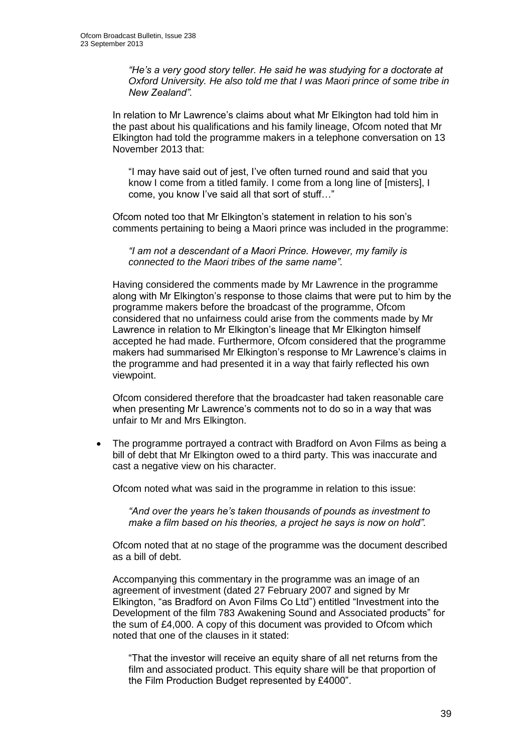*"He's a very good story teller. He said he was studying for a doctorate at Oxford University. He also told me that I was Maori prince of some tribe in New Zealand".*

In relation to Mr Lawrence's claims about what Mr Elkington had told him in the past about his qualifications and his family lineage, Ofcom noted that Mr Elkington had told the programme makers in a telephone conversation on 13 November 2013 that:

"I may have said out of jest, I've often turned round and said that you know I come from a titled family. I come from a long line of [misters], I come, you know I've said all that sort of stuff…"

Ofcom noted too that Mr Elkington's statement in relation to his son's comments pertaining to being a Maori prince was included in the programme:

*"I am not a descendant of a Maori Prince. However, my family is connected to the Maori tribes of the same name".*

Having considered the comments made by Mr Lawrence in the programme along with Mr Elkington's response to those claims that were put to him by the programme makers before the broadcast of the programme, Ofcom considered that no unfairness could arise from the comments made by Mr Lawrence in relation to Mr Elkington's lineage that Mr Elkington himself accepted he had made. Furthermore, Ofcom considered that the programme makers had summarised Mr Elkington's response to Mr Lawrence's claims in the programme and had presented it in a way that fairly reflected his own viewpoint.

Ofcom considered therefore that the broadcaster had taken reasonable care when presenting Mr Lawrence's comments not to do so in a way that was unfair to Mr and Mrs Elkington.

- The programme portrayed a contract with Bradford on Avon Films as being a bill of debt that Mr Elkington owed to a third party. This was inaccurate and cast a negative view on his character.

  Ofcom noted what was said in the programme in relation to this issue:

  *"And over the years he's taken thousands of pounds as investment to make a film based on his theories, a project he says is now on hold".*

  Ofcom noted that at no stage of the programme was the document described as a bill of debt.

  Accompanying this commentary in the programme was an image of an agreement of investment (dated 27 February 2007 and signed by Mr Elkington, "as Bradford on Avon Films Co Ltd") entitled "Investment into the Development of the film 783 Awakening Sound and Associated products" for the sum of £4,000. A copy of this document was provided to Ofcom which noted that one of the clauses in it stated:

  "That the investor will receive an equity share of all net returns from the film and associated product. This equity share will be that proportion of the Film Production Budget represented by £4000".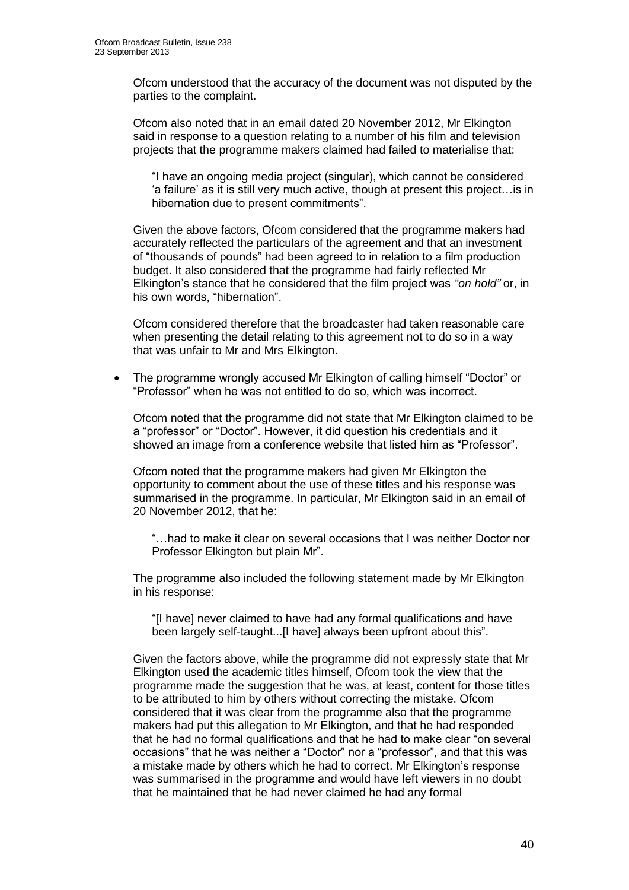Ofcom understood that the accuracy of the document was not disputed by the parties to the complaint.

Ofcom also noted that in an email dated 20 November 2012, Mr Elkington said in response to a question relating to a number of his film and television projects that the programme makers claimed had failed to materialise that:

> "I have an ongoing media project (singular), which cannot be considered 'a failure' as it is still very much active, though at present this project…is in hibernation due to present commitments".

Given the above factors, Ofcom considered that the programme makers had accurately reflected the particulars of the agreement and that an investment of "thousands of pounds" had been agreed to in relation to a film production budget. It also considered that the programme had fairly reflected Mr Elkington's stance that he considered that the film project was *"on hold"* or, in his own words, "hibernation".

Ofcom considered therefore that the broadcaster had taken reasonable care when presenting the detail relating to this agreement not to do so in a way that was unfair to Mr and Mrs Elkington.

- The programme wrongly accused Mr Elkington of calling himself "Doctor" or "Professor" when he was not entitled to do so, which was incorrect.

  Ofcom noted that the programme did not state that Mr Elkington claimed to be a "professor" or "Doctor". However, it did question his credentials and it showed an image from a conference website that listed him as "Professor".

  Ofcom noted that the programme makers had given Mr Elkington the opportunity to comment about the use of these titles and his response was summarised in the programme. In particular, Mr Elkington said in an email of 20 November 2012, that he:

  > "…had to make it clear on several occasions that I was neither Doctor nor Professor Elkington but plain Mr".

  The programme also included the following statement made by Mr Elkington in his response:

  > "[I have] never claimed to have had any formal qualifications and have been largely self-taught...[I have] always been upfront about this".

  Given the factors above, while the programme did not expressly state that Mr Elkington used the academic titles himself, Ofcom took the view that the programme made the suggestion that he was, at least, content for those titles to be attributed to him by others without correcting the mistake. Ofcom considered that it was clear from the programme also that the programme makers had put this allegation to Mr Elkington, and that he had responded that he had no formal qualifications and that he had to make clear "on several occasions" that he was neither a "Doctor" nor a "professor", and that this was a mistake made by others which he had to correct. Mr Elkington's response was summarised in the programme and would have left viewers in no doubt that he maintained that he had never claimed he had any formal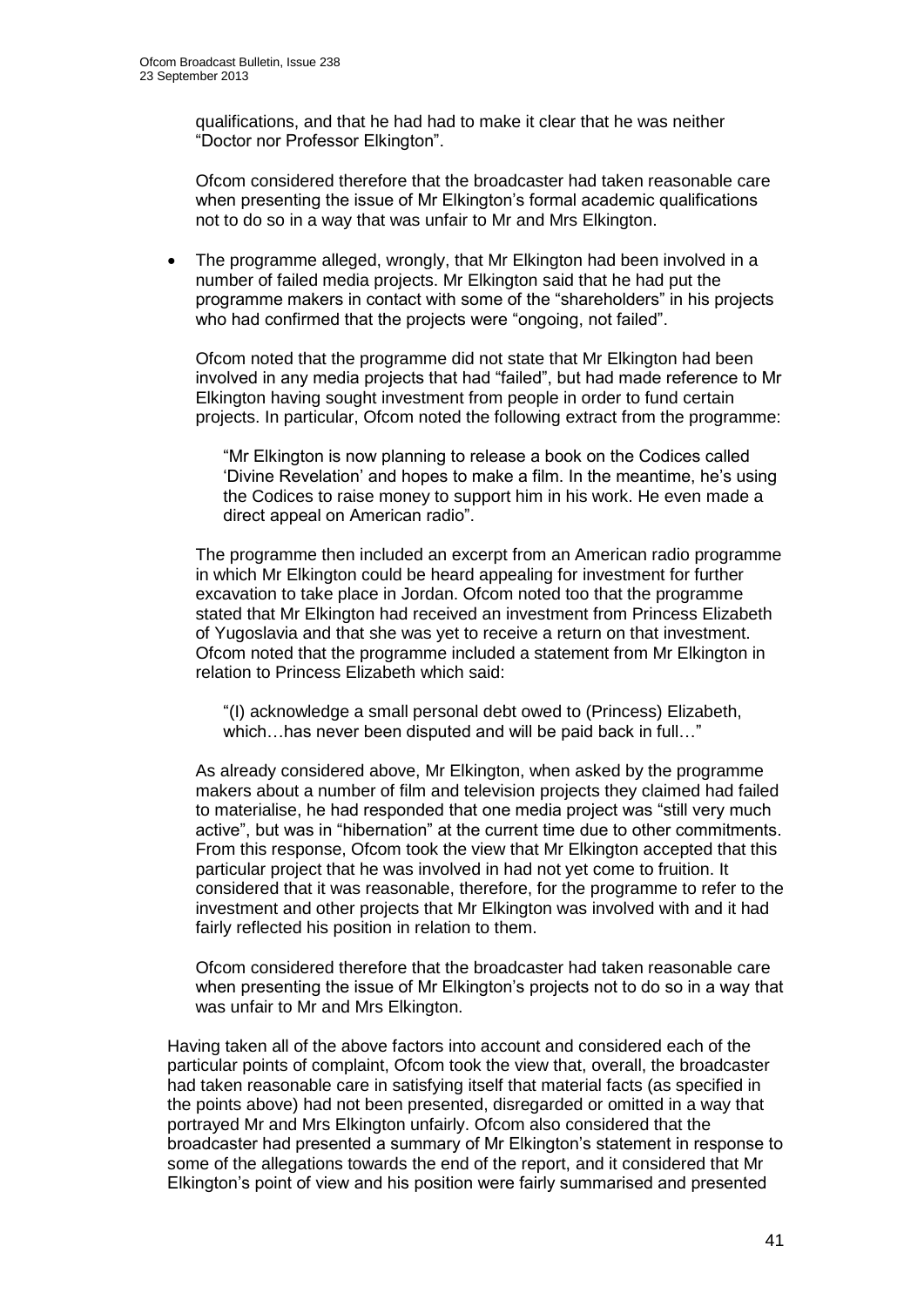qualifications, and that he had had to make it clear that he was neither "Doctor nor Professor Elkington".

Ofcom considered therefore that the broadcaster had taken reasonable care when presenting the issue of Mr Elkington's formal academic qualifications not to do so in a way that was unfair to Mr and Mrs Elkington.

- The programme alleged, wrongly, that Mr Elkington had been involved in a number of failed media projects. Mr Elkington said that he had put the programme makers in contact with some of the "shareholders" in his projects who had confirmed that the projects were "ongoing, not failed".

  Ofcom noted that the programme did not state that Mr Elkington had been involved in any media projects that had "failed", but had made reference to Mr Elkington having sought investment from people in order to fund certain projects. In particular, Ofcom noted the following extract from the programme:

  > "Mr Elkington is now planning to release a book on the Codices called 'Divine Revelation' and hopes to make a film. In the meantime, he's using the Codices to raise money to support him in his work. He even made a direct appeal on American radio".

  The programme then included an excerpt from an American radio programme in which Mr Elkington could be heard appealing for investment for further excavation to take place in Jordan. Ofcom noted too that the programme stated that Mr Elkington had received an investment from Princess Elizabeth of Yugoslavia and that she was yet to receive a return on that investment. Ofcom noted that the programme included a statement from Mr Elkington in relation to Princess Elizabeth which said:

  > "(I) acknowledge a small personal debt owed to (Princess) Elizabeth, which…has never been disputed and will be paid back in full…"

  As already considered above, Mr Elkington, when asked by the programme makers about a number of film and television projects they claimed had failed to materialise, he had responded that one media project was "still very much active", but was in "hibernation" at the current time due to other commitments. From this response, Ofcom took the view that Mr Elkington accepted that this particular project that he was involved in had not yet come to fruition. It considered that it was reasonable, therefore, for the programme to refer to the investment and other projects that Mr Elkington was involved with and it had fairly reflected his position in relation to them.

  Ofcom considered therefore that the broadcaster had taken reasonable care when presenting the issue of Mr Elkington's projects not to do so in a way that was unfair to Mr and Mrs Elkington.

Having taken all of the above factors into account and considered each of the particular points of complaint, Ofcom took the view that, overall, the broadcaster had taken reasonable care in satisfying itself that material facts (as specified in the points above) had not been presented, disregarded or omitted in a way that portrayed Mr and Mrs Elkington unfairly. Ofcom also considered that the broadcaster had presented a summary of Mr Elkington's statement in response to some of the allegations towards the end of the report, and it considered that Mr Elkington's point of view and his position were fairly summarised and presented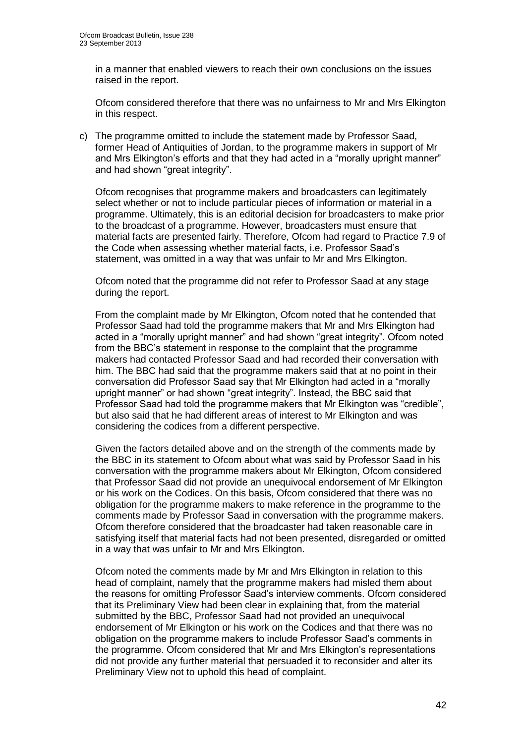in a manner that enabled viewers to reach their own conclusions on the issues raised in the report.

Ofcom considered therefore that there was no unfairness to Mr and Mrs Elkington in this respect.

c) The programme omitted to include the statement made by Professor Saad, former Head of Antiquities of Jordan, to the programme makers in support of Mr and Mrs Elkington's efforts and that they had acted in a "morally upright manner" and had shown "great integrity".

   Ofcom recognises that programme makers and broadcasters can legitimately select whether or not to include particular pieces of information or material in a programme. Ultimately, this is an editorial decision for broadcasters to make prior to the broadcast of a programme. However, broadcasters must ensure that material facts are presented fairly. Therefore, Ofcom had regard to Practice 7.9 of the Code when assessing whether material facts, i.e. Professor Saad's statement, was omitted in a way that was unfair to Mr and Mrs Elkington.

   Ofcom noted that the programme did not refer to Professor Saad at any stage during the report.

   From the complaint made by Mr Elkington, Ofcom noted that he contended that Professor Saad had told the programme makers that Mr and Mrs Elkington had acted in a "morally upright manner" and had shown "great integrity". Ofcom noted from the BBC's statement in response to the complaint that the programme makers had contacted Professor Saad and had recorded their conversation with him. The BBC had said that the programme makers said that at no point in their conversation did Professor Saad say that Mr Elkington had acted in a "morally upright manner" or had shown "great integrity". Instead, the BBC said that Professor Saad had told the programme makers that Mr Elkington was "credible", but also said that he had different areas of interest to Mr Elkington and was considering the codices from a different perspective.

   Given the factors detailed above and on the strength of the comments made by the BBC in its statement to Ofcom about what was said by Professor Saad in his conversation with the programme makers about Mr Elkington, Ofcom considered that Professor Saad did not provide an unequivocal endorsement of Mr Elkington or his work on the Codices. On this basis, Ofcom considered that there was no obligation for the programme makers to make reference in the programme to the comments made by Professor Saad in conversation with the programme makers. Ofcom therefore considered that the broadcaster had taken reasonable care in satisfying itself that material facts had not been presented, disregarded or omitted in a way that was unfair to Mr and Mrs Elkington.

   Ofcom noted the comments made by Mr and Mrs Elkington in relation to this head of complaint, namely that the programme makers had misled them about the reasons for omitting Professor Saad's interview comments. Ofcom considered that its Preliminary View had been clear in explaining that, from the material submitted by the BBC, Professor Saad had not provided an unequivocal endorsement of Mr Elkington or his work on the Codices and that there was no obligation on the programme makers to include Professor Saad's comments in the programme. Ofcom considered that Mr and Mrs Elkington's representations did not provide any further material that persuaded it to reconsider and alter its Preliminary View not to uphold this head of complaint.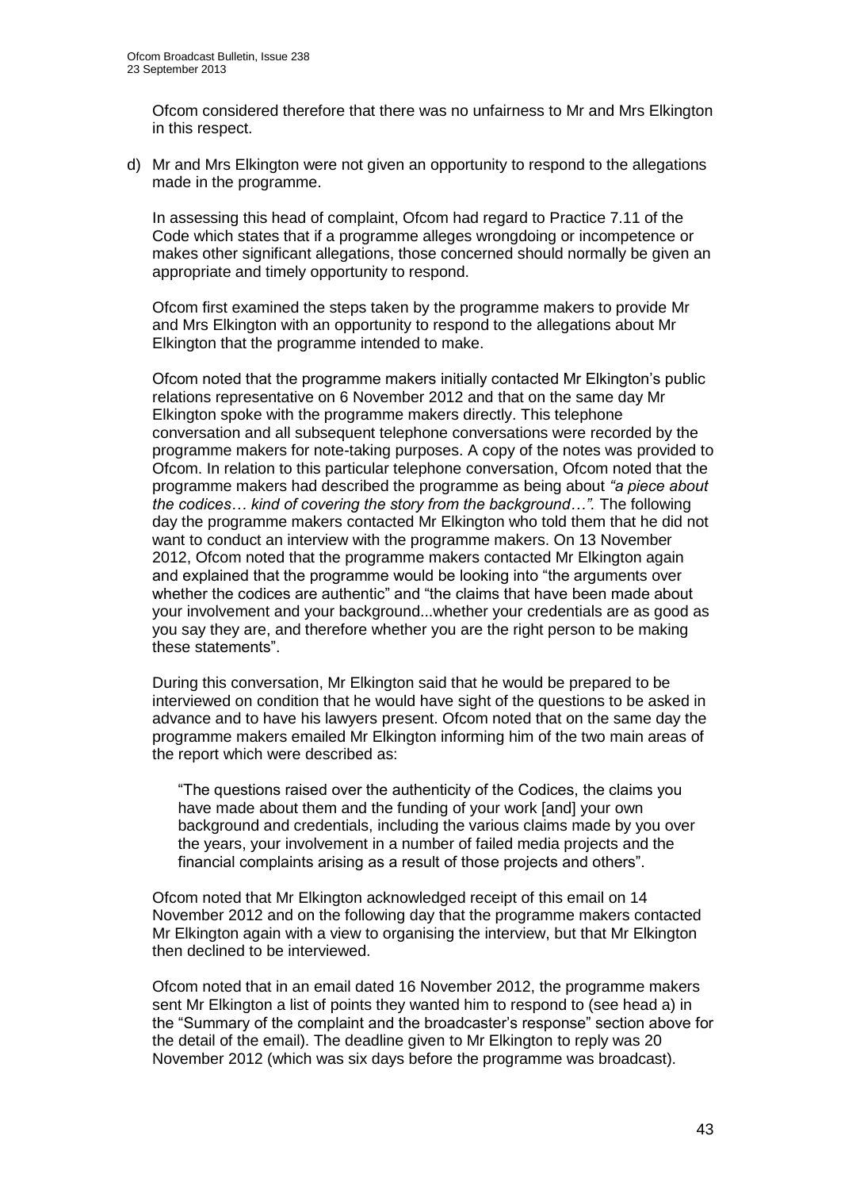Ofcom considered therefore that there was no unfairness to Mr and Mrs Elkington in this respect.

d) Mr and Mrs Elkington were not given an opportunity to respond to the allegations made in the programme.

   In assessing this head of complaint, Ofcom had regard to Practice 7.11 of the Code which states that if a programme alleges wrongdoing or incompetence or makes other significant allegations, those concerned should normally be given an appropriate and timely opportunity to respond.

   Ofcom first examined the steps taken by the programme makers to provide Mr and Mrs Elkington with an opportunity to respond to the allegations about Mr Elkington that the programme intended to make.

   Ofcom noted that the programme makers initially contacted Mr Elkington's public relations representative on 6 November 2012 and that on the same day Mr Elkington spoke with the programme makers directly. This telephone conversation and all subsequent telephone conversations were recorded by the programme makers for note-taking purposes. A copy of the notes was provided to Ofcom. In relation to this particular telephone conversation, Ofcom noted that the programme makers had described the programme as being about *"a piece about the codices… kind of covering the story from the background…".* The following day the programme makers contacted Mr Elkington who told them that he did not want to conduct an interview with the programme makers. On 13 November 2012, Ofcom noted that the programme makers contacted Mr Elkington again and explained that the programme would be looking into "the arguments over whether the codices are authentic" and "the claims that have been made about your involvement and your background...whether your credentials are as good as you say they are, and therefore whether you are the right person to be making these statements".

   During this conversation, Mr Elkington said that he would be prepared to be interviewed on condition that he would have sight of the questions to be asked in advance and to have his lawyers present. Ofcom noted that on the same day the programme makers emailed Mr Elkington informing him of the two main areas of the report which were described as:

   > "The questions raised over the authenticity of the Codices, the claims you have made about them and the funding of your work [and] your own background and credentials, including the various claims made by you over the years, your involvement in a number of failed media projects and the financial complaints arising as a result of those projects and others".

   Ofcom noted that Mr Elkington acknowledged receipt of this email on 14 November 2012 and on the following day that the programme makers contacted Mr Elkington again with a view to organising the interview, but that Mr Elkington then declined to be interviewed.

   Ofcom noted that in an email dated 16 November 2012, the programme makers sent Mr Elkington a list of points they wanted him to respond to (see head a) in the "Summary of the complaint and the broadcaster's response" section above for the detail of the email). The deadline given to Mr Elkington to reply was 20 November 2012 (which was six days before the programme was broadcast).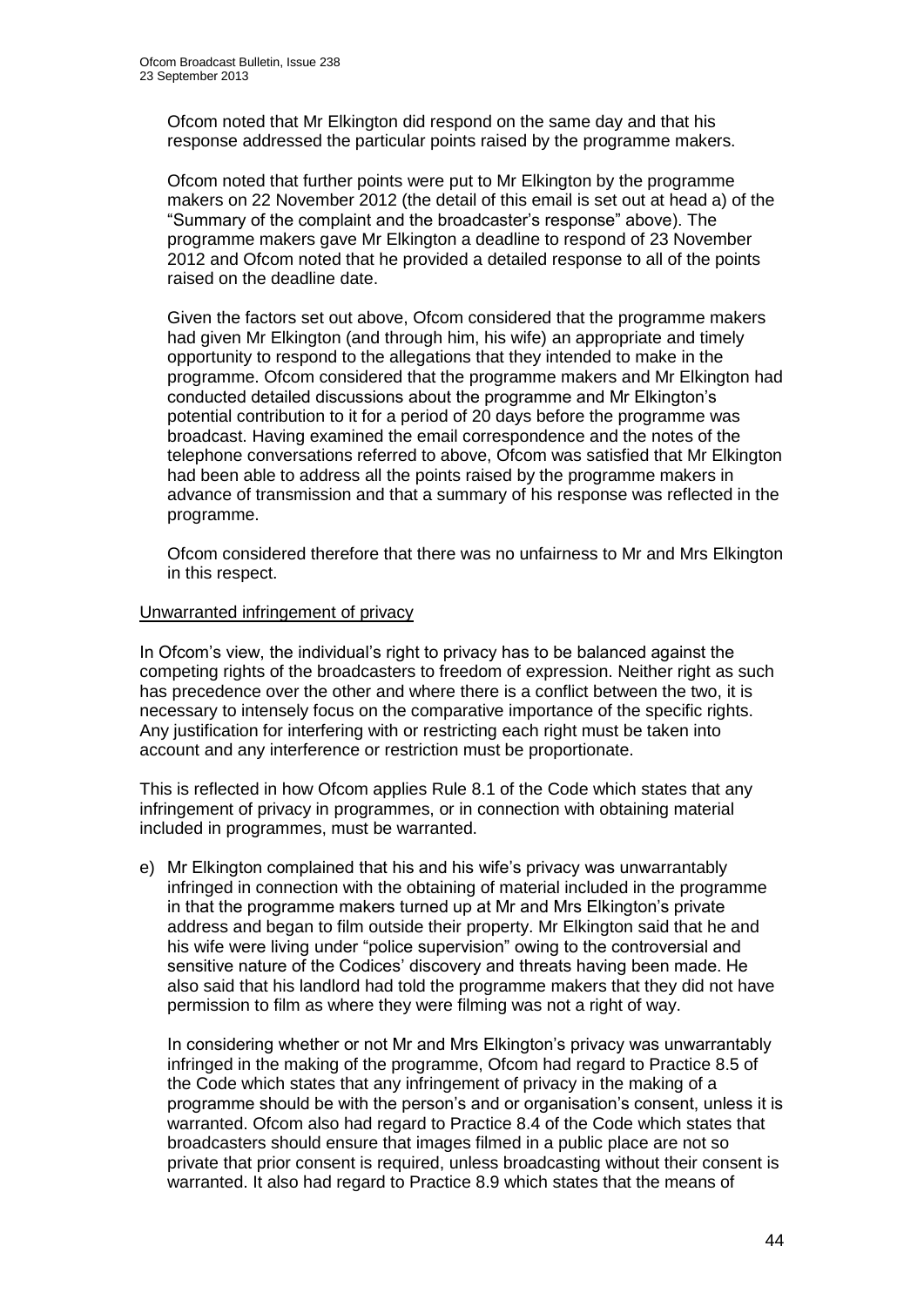Ofcom noted that Mr Elkington did respond on the same day and that his response addressed the particular points raised by the programme makers.

Ofcom noted that further points were put to Mr Elkington by the programme makers on 22 November 2012 (the detail of this email is set out at head a) of the "Summary of the complaint and the broadcaster's response" above). The programme makers gave Mr Elkington a deadline to respond of 23 November 2012 and Ofcom noted that he provided a detailed response to all of the points raised on the deadline date.

Given the factors set out above, Ofcom considered that the programme makers had given Mr Elkington (and through him, his wife) an appropriate and timely opportunity to respond to the allegations that they intended to make in the programme. Ofcom considered that the programme makers and Mr Elkington had conducted detailed discussions about the programme and Mr Elkington's potential contribution to it for a period of 20 days before the programme was broadcast. Having examined the email correspondence and the notes of the telephone conversations referred to above, Ofcom was satisfied that Mr Elkington had been able to address all the points raised by the programme makers in advance of transmission and that a summary of his response was reflected in the programme.

Ofcom considered therefore that there was no unfairness to Mr and Mrs Elkington in this respect.

Unwarranted infringement of privacy

In Ofcom's view, the individual's right to privacy has to be balanced against the competing rights of the broadcasters to freedom of expression. Neither right as such has precedence over the other and where there is a conflict between the two, it is necessary to intensely focus on the comparative importance of the specific rights. Any justification for interfering with or restricting each right must be taken into account and any interference or restriction must be proportionate.

This is reflected in how Ofcom applies Rule 8.1 of the Code which states that any infringement of privacy in programmes, or in connection with obtaining material included in programmes, must be warranted.

e) Mr Elkington complained that his and his wife's privacy was unwarrantably infringed in connection with the obtaining of material included in the programme in that the programme makers turned up at Mr and Mrs Elkington's private address and began to film outside their property. Mr Elkington said that he and his wife were living under "police supervision" owing to the controversial and sensitive nature of the Codices' discovery and threats having been made. He also said that his landlord had told the programme makers that they did not have permission to film as where they were filming was not a right of way.

   In considering whether or not Mr and Mrs Elkington's privacy was unwarrantably infringed in the making of the programme, Ofcom had regard to Practice 8.5 of the Code which states that any infringement of privacy in the making of a programme should be with the person's and or organisation's consent, unless it is warranted. Ofcom also had regard to Practice 8.4 of the Code which states that broadcasters should ensure that images filmed in a public place are not so private that prior consent is required, unless broadcasting without their consent is warranted. It also had regard to Practice 8.9 which states that the means of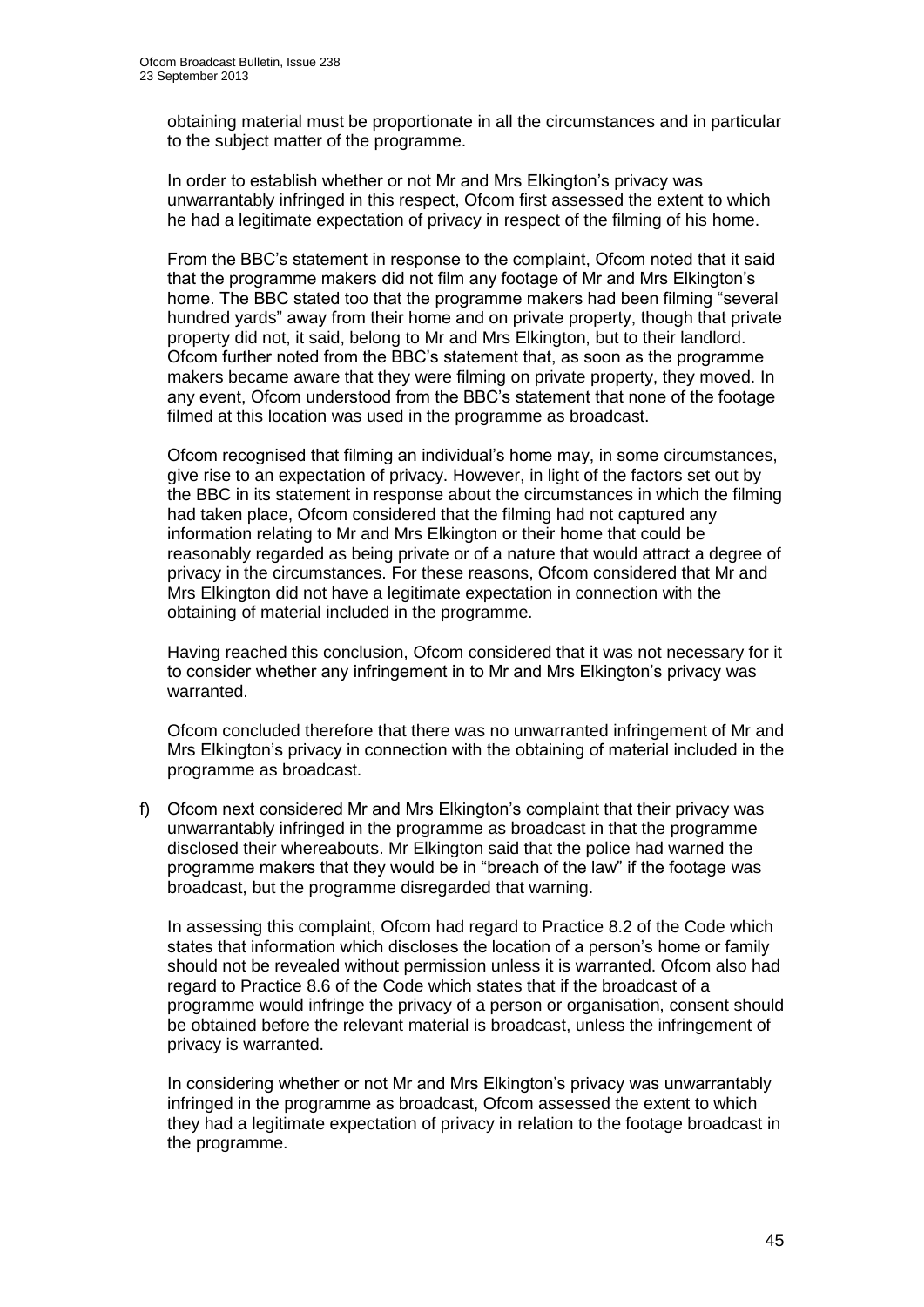obtaining material must be proportionate in all the circumstances and in particular to the subject matter of the programme.

In order to establish whether or not Mr and Mrs Elkington's privacy was unwarrantably infringed in this respect, Ofcom first assessed the extent to which he had a legitimate expectation of privacy in respect of the filming of his home.

From the BBC's statement in response to the complaint, Ofcom noted that it said that the programme makers did not film any footage of Mr and Mrs Elkington's home. The BBC stated too that the programme makers had been filming "several hundred yards" away from their home and on private property, though that private property did not, it said, belong to Mr and Mrs Elkington, but to their landlord. Ofcom further noted from the BBC's statement that, as soon as the programme makers became aware that they were filming on private property, they moved. In any event, Ofcom understood from the BBC's statement that none of the footage filmed at this location was used in the programme as broadcast.

Ofcom recognised that filming an individual's home may, in some circumstances, give rise to an expectation of privacy. However, in light of the factors set out by the BBC in its statement in response about the circumstances in which the filming had taken place, Ofcom considered that the filming had not captured any information relating to Mr and Mrs Elkington or their home that could be reasonably regarded as being private or of a nature that would attract a degree of privacy in the circumstances. For these reasons, Ofcom considered that Mr and Mrs Elkington did not have a legitimate expectation in connection with the obtaining of material included in the programme.

Having reached this conclusion, Ofcom considered that it was not necessary for it to consider whether any infringement in to Mr and Mrs Elkington's privacy was warranted.

Ofcom concluded therefore that there was no unwarranted infringement of Mr and Mrs Elkington's privacy in connection with the obtaining of material included in the programme as broadcast.

f) Ofcom next considered Mr and Mrs Elkington's complaint that their privacy was unwarrantably infringed in the programme as broadcast in that the programme disclosed their whereabouts. Mr Elkington said that the police had warned the programme makers that they would be in "breach of the law" if the footage was broadcast, but the programme disregarded that warning.

In assessing this complaint, Ofcom had regard to Practice 8.2 of the Code which states that information which discloses the location of a person's home or family should not be revealed without permission unless it is warranted. Ofcom also had regard to Practice 8.6 of the Code which states that if the broadcast of a programme would infringe the privacy of a person or organisation, consent should be obtained before the relevant material is broadcast, unless the infringement of privacy is warranted.

In considering whether or not Mr and Mrs Elkington's privacy was unwarrantably infringed in the programme as broadcast, Ofcom assessed the extent to which they had a legitimate expectation of privacy in relation to the footage broadcast in the programme.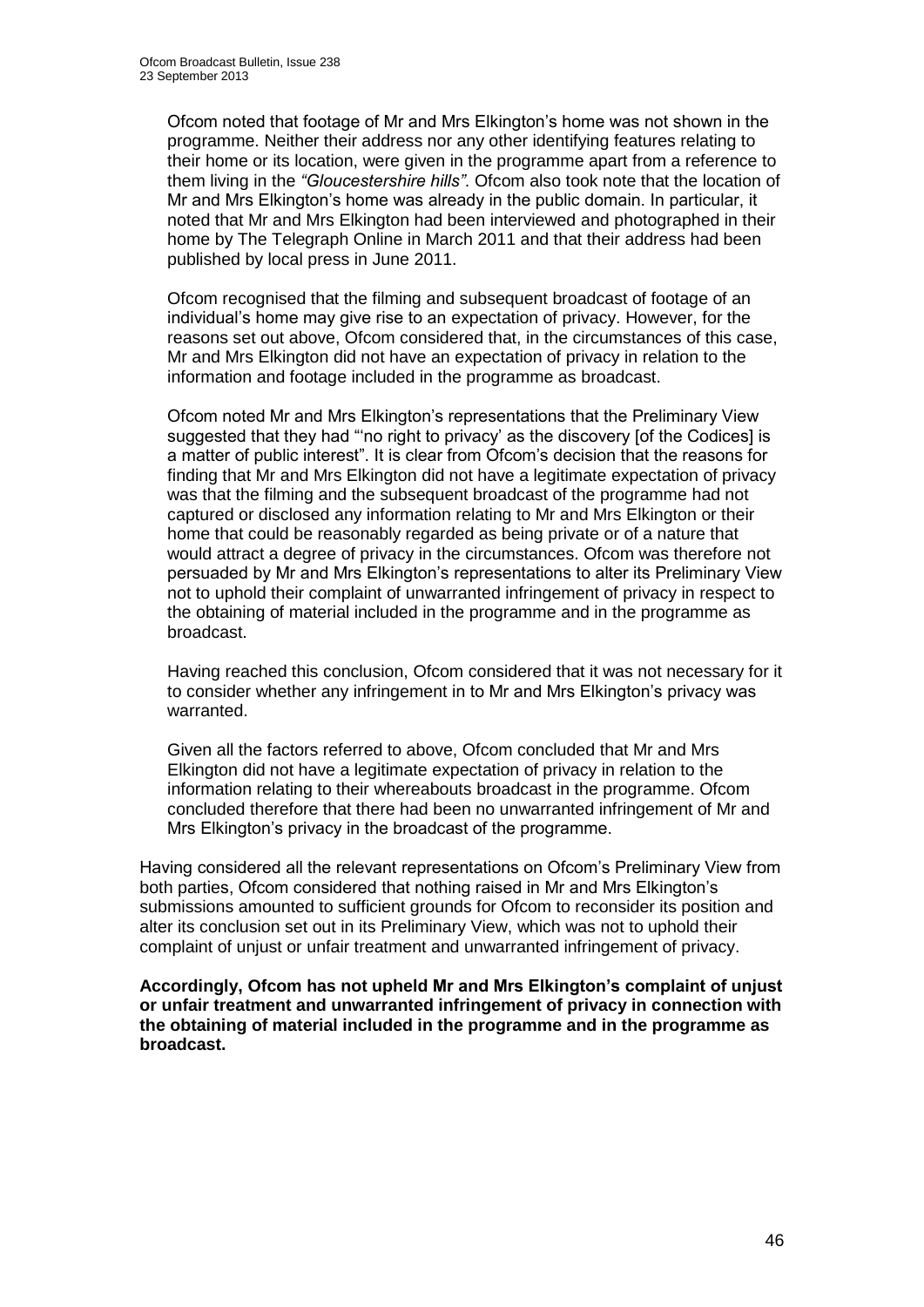Ofcom noted that footage of Mr and Mrs Elkington's home was not shown in the programme. Neither their address nor any other identifying features relating to their home or its location, were given in the programme apart from a reference to them living in the *"Gloucestershire hills"*. Ofcom also took note that the location of Mr and Mrs Elkington's home was already in the public domain. In particular, it noted that Mr and Mrs Elkington had been interviewed and photographed in their home by The Telegraph Online in March 2011 and that their address had been published by local press in June 2011.

Ofcom recognised that the filming and subsequent broadcast of footage of an individual's home may give rise to an expectation of privacy. However, for the reasons set out above, Ofcom considered that, in the circumstances of this case, Mr and Mrs Elkington did not have an expectation of privacy in relation to the information and footage included in the programme as broadcast.

Ofcom noted Mr and Mrs Elkington's representations that the Preliminary View suggested that they had "'no right to privacy' as the discovery [of the Codices] is a matter of public interest". It is clear from Ofcom's decision that the reasons for finding that Mr and Mrs Elkington did not have a legitimate expectation of privacy was that the filming and the subsequent broadcast of the programme had not captured or disclosed any information relating to Mr and Mrs Elkington or their home that could be reasonably regarded as being private or of a nature that would attract a degree of privacy in the circumstances. Ofcom was therefore not persuaded by Mr and Mrs Elkington's representations to alter its Preliminary View not to uphold their complaint of unwarranted infringement of privacy in respect to the obtaining of material included in the programme and in the programme as broadcast.

Having reached this conclusion, Ofcom considered that it was not necessary for it to consider whether any infringement in to Mr and Mrs Elkington's privacy was warranted.

Given all the factors referred to above, Ofcom concluded that Mr and Mrs Elkington did not have a legitimate expectation of privacy in relation to the information relating to their whereabouts broadcast in the programme. Ofcom concluded therefore that there had been no unwarranted infringement of Mr and Mrs Elkington's privacy in the broadcast of the programme.

Having considered all the relevant representations on Ofcom's Preliminary View from both parties, Ofcom considered that nothing raised in Mr and Mrs Elkington's submissions amounted to sufficient grounds for Ofcom to reconsider its position and alter its conclusion set out in its Preliminary View, which was not to uphold their complaint of unjust or unfair treatment and unwarranted infringement of privacy.

**Accordingly, Ofcom has not upheld Mr and Mrs Elkington's complaint of unjust or unfair treatment and unwarranted infringement of privacy in connection with the obtaining of material included in the programme and in the programme as broadcast.**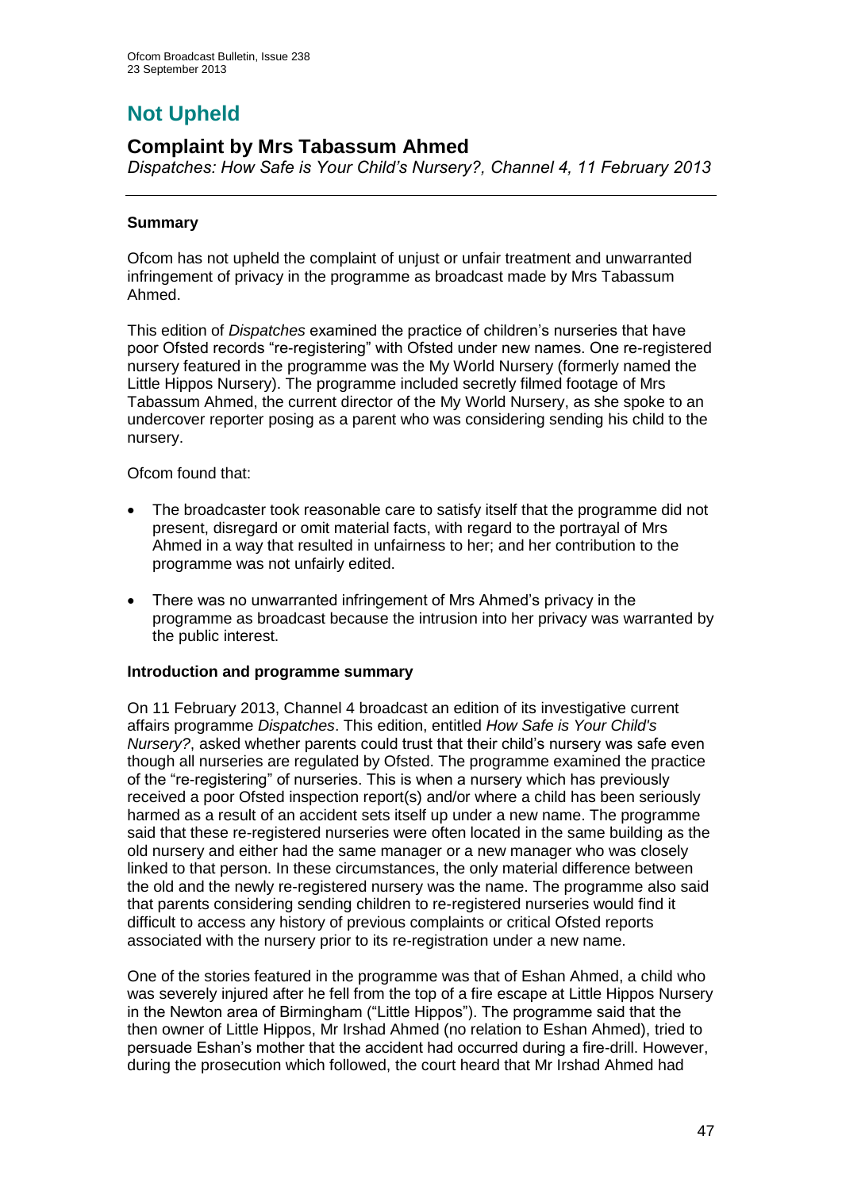# Not Upheld

## Complaint by Mrs Tabassum Ahmed

*Dispatches: How Safe is Your Child's Nursery?, Channel 4, 11 February 2013*

### Summary

Ofcom has not upheld the complaint of unjust or unfair treatment and unwarranted infringement of privacy in the programme as broadcast made by Mrs Tabassum Ahmed.

This edition of *Dispatches* examined the practice of children's nurseries that have poor Ofsted records "re-registering" with Ofsted under new names. One re-registered nursery featured in the programme was the My World Nursery (formerly named the Little Hippos Nursery). The programme included secretly filmed footage of Mrs Tabassum Ahmed, the current director of the My World Nursery, as she spoke to an undercover reporter posing as a parent who was considering sending his child to the nursery.

Ofcom found that:

- The broadcaster took reasonable care to satisfy itself that the programme did not present, disregard or omit material facts, with regard to the portrayal of Mrs Ahmed in a way that resulted in unfairness to her; and her contribution to the programme was not unfairly edited.
- There was no unwarranted infringement of Mrs Ahmed's privacy in the programme as broadcast because the intrusion into her privacy was warranted by the public interest.

### Introduction and programme summary

On 11 February 2013, Channel 4 broadcast an edition of its investigative current affairs programme *Dispatches*. This edition, entitled *How Safe is Your Child's Nursery?*, asked whether parents could trust that their child's nursery was safe even though all nurseries are regulated by Ofsted. The programme examined the practice of the "re-registering" of nurseries. This is when a nursery which has previously received a poor Ofsted inspection report(s) and/or where a child has been seriously harmed as a result of an accident sets itself up under a new name. The programme said that these re-registered nurseries were often located in the same building as the old nursery and either had the same manager or a new manager who was closely linked to that person. In these circumstances, the only material difference between the old and the newly re-registered nursery was the name. The programme also said that parents considering sending children to re-registered nurseries would find it difficult to access any history of previous complaints or critical Ofsted reports associated with the nursery prior to its re-registration under a new name.

One of the stories featured in the programme was that of Eshan Ahmed, a child who was severely injured after he fell from the top of a fire escape at Little Hippos Nursery in the Newton area of Birmingham ("Little Hippos"). The programme said that the then owner of Little Hippos, Mr Irshad Ahmed (no relation to Eshan Ahmed), tried to persuade Eshan's mother that the accident had occurred during a fire-drill. However, during the prosecution which followed, the court heard that Mr Irshad Ahmed had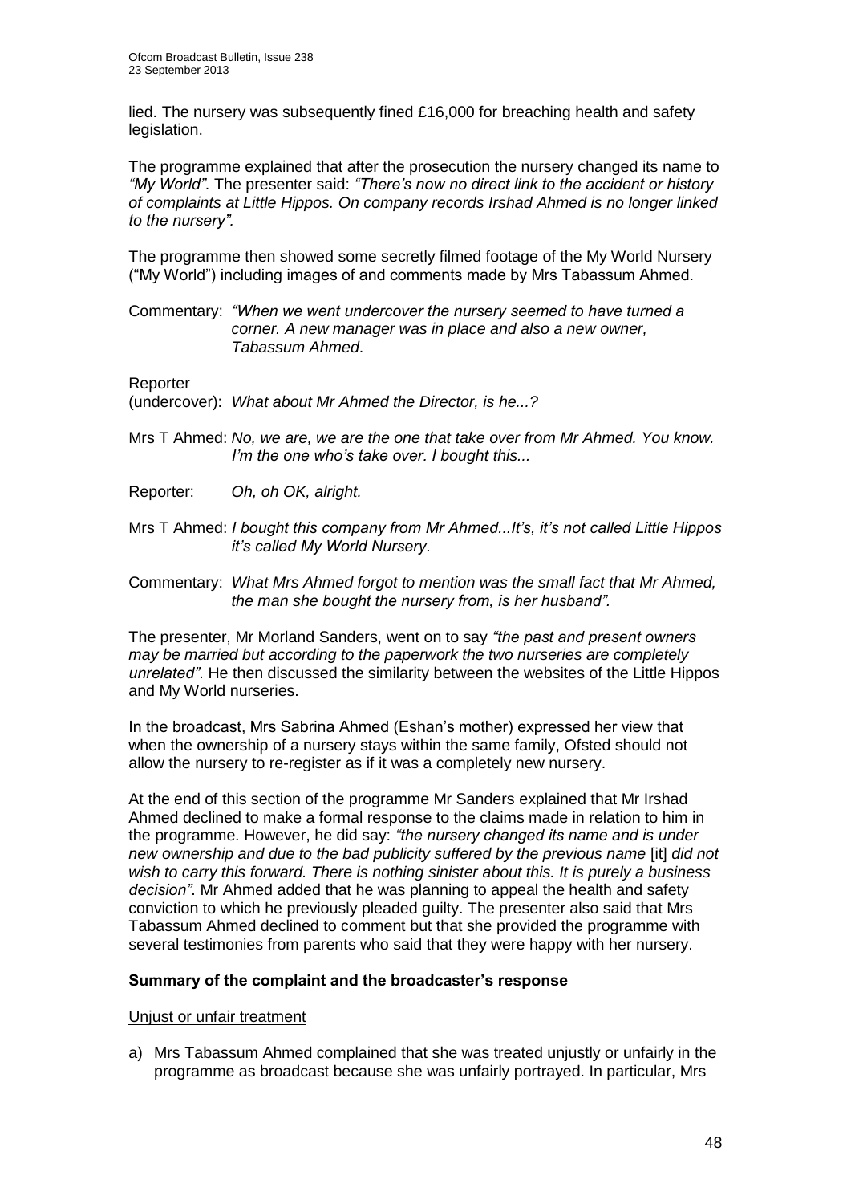lied. The nursery was subsequently fined £16,000 for breaching health and safety legislation.

The programme explained that after the prosecution the nursery changed its name to *"My World"*. The presenter said: *"There's now no direct link to the accident or history of complaints at Little Hippos. On company records Irshad Ahmed is no longer linked to the nursery".*

The programme then showed some secretly filmed footage of the My World Nursery ("My World") including images of and comments made by Mrs Tabassum Ahmed.

Commentary: *"When we went undercover the nursery seemed to have turned a corner. A new manager was in place and also a new owner, Tabassum Ahmed*.

Reporter (undercover): *What about Mr Ahmed the Director, is he...?*

Mrs T Ahmed: *No, we are, we are the one that take over from Mr Ahmed. You know. I'm the one who's take over. I bought this...*

Reporter: *Oh, oh OK, alright.*

Mrs T Ahmed: *I bought this company from Mr Ahmed...It's, it's not called Little Hippos it's called My World Nursery.*

Commentary: *What Mrs Ahmed forgot to mention was the small fact that Mr Ahmed, the man she bought the nursery from, is her husband".*

The presenter, Mr Morland Sanders, went on to say *"the past and present owners may be married but according to the paperwork the two nurseries are completely unrelated"*. He then discussed the similarity between the websites of the Little Hippos and My World nurseries.

In the broadcast, Mrs Sabrina Ahmed (Eshan's mother) expressed her view that when the ownership of a nursery stays within the same family, Ofsted should not allow the nursery to re-register as if it was a completely new nursery.

At the end of this section of the programme Mr Sanders explained that Mr Irshad Ahmed declined to make a formal response to the claims made in relation to him in the programme. However, he did say: *"the nursery changed its name and is under new ownership and due to the bad publicity suffered by the previous name* [it] *did not wish to carry this forward. There is nothing sinister about this. It is purely a business decision"*. Mr Ahmed added that he was planning to appeal the health and safety conviction to which he previously pleaded guilty. The presenter also said that Mrs Tabassum Ahmed declined to comment but that she provided the programme with several testimonies from parents who said that they were happy with her nursery.

### Summary of the complaint and the broadcaster's response

Unjust or unfair treatment

a) Mrs Tabassum Ahmed complained that she was treated unjustly or unfairly in the programme as broadcast because she was unfairly portrayed. In particular, Mrs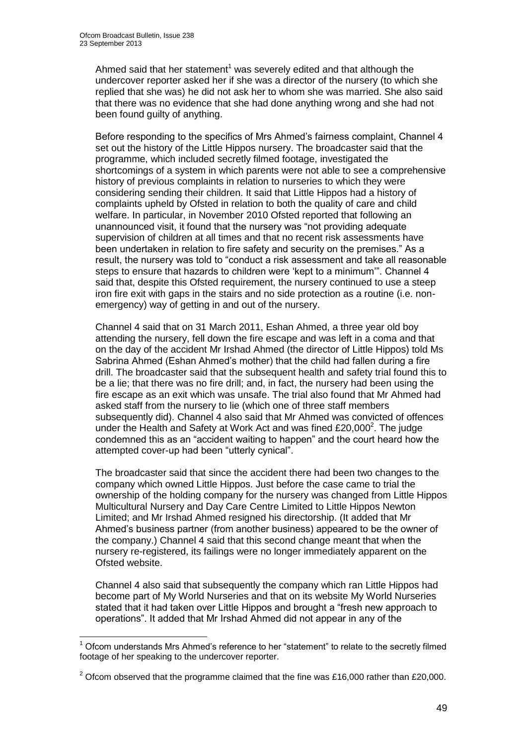Ahmed said that her statement[1] was severely edited and that although the undercover reporter asked her if she was a director of the nursery (to which she replied that she was) he did not ask her to whom she was married. She also said that there was no evidence that she had done anything wrong and she had not been found guilty of anything.

Before responding to the specifics of Mrs Ahmed's fairness complaint, Channel 4 set out the history of the Little Hippos nursery. The broadcaster said that the programme, which included secretly filmed footage, investigated the shortcomings of a system in which parents were not able to see a comprehensive history of previous complaints in relation to nurseries to which they were considering sending their children. It said that Little Hippos had a history of complaints upheld by Ofsted in relation to both the quality of care and child welfare. In particular, in November 2010 Ofsted reported that following an unannounced visit, it found that the nursery was "not providing adequate supervision of children at all times and that no recent risk assessments have been undertaken in relation to fire safety and security on the premises." As a result, the nursery was told to "conduct a risk assessment and take all reasonable steps to ensure that hazards to children were 'kept to a minimum'". Channel 4 said that, despite this Ofsted requirement, the nursery continued to use a steep iron fire exit with gaps in the stairs and no side protection as a routine (i.e. non-emergency) way of getting in and out of the nursery.

Channel 4 said that on 31 March 2011, Eshan Ahmed, a three year old boy attending the nursery, fell down the fire escape and was left in a coma and that on the day of the accident Mr Irshad Ahmed (the director of Little Hippos) told Ms Sabrina Ahmed (Eshan Ahmed's mother) that the child had fallen during a fire drill. The broadcaster said that the subsequent health and safety trial found this to be a lie; that there was no fire drill; and, in fact, the nursery had been using the fire escape as an exit which was unsafe. The trial also found that Mr Ahmed had asked staff from the nursery to lie (which one of three staff members subsequently did). Channel 4 also said that Mr Ahmed was convicted of offences under the Health and Safety at Work Act and was fined £20,000[2]. The judge condemned this as an "accident waiting to happen" and the court heard how the attempted cover-up had been "utterly cynical".

The broadcaster said that since the accident there had been two changes to the company which owned Little Hippos. Just before the case came to trial the ownership of the holding company for the nursery was changed from Little Hippos Multicultural Nursery and Day Care Centre Limited to Little Hippos Newton Limited; and Mr Irshad Ahmed resigned his directorship. (It added that Mr Ahmed's business partner (from another business) appeared to be the owner of the company.) Channel 4 said that this second change meant that when the nursery re-registered, its failings were no longer immediately apparent on the Ofsted website.

Channel 4 also said that subsequently the company which ran Little Hippos had become part of My World Nurseries and that on its website My World Nurseries stated that it had taken over Little Hippos and brought a "fresh new approach to operations". It added that Mr Irshad Ahmed did not appear in any of the

---

[1] Ofcom understands Mrs Ahmed's reference to her "statement" to relate to the secretly filmed footage of her speaking to the undercover reporter.

[2] Ofcom observed that the programme claimed that the fine was £16,000 rather than £20,000.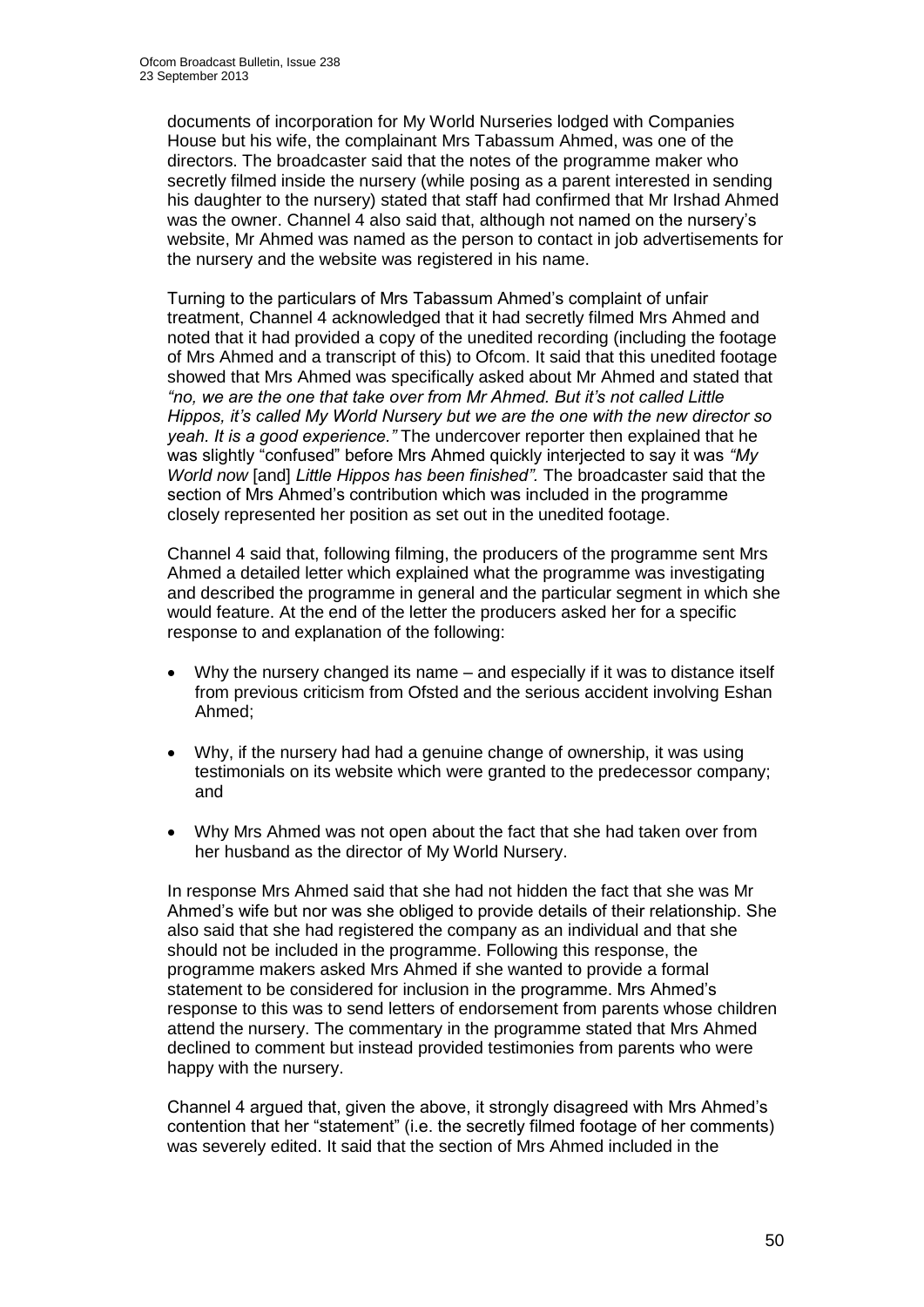documents of incorporation for My World Nurseries lodged with Companies House but his wife, the complainant Mrs Tabassum Ahmed, was one of the directors. The broadcaster said that the notes of the programme maker who secretly filmed inside the nursery (while posing as a parent interested in sending his daughter to the nursery) stated that staff had confirmed that Mr Irshad Ahmed was the owner. Channel 4 also said that, although not named on the nursery's website, Mr Ahmed was named as the person to contact in job advertisements for the nursery and the website was registered in his name.

Turning to the particulars of Mrs Tabassum Ahmed's complaint of unfair treatment, Channel 4 acknowledged that it had secretly filmed Mrs Ahmed and noted that it had provided a copy of the unedited recording (including the footage of Mrs Ahmed and a transcript of this) to Ofcom. It said that this unedited footage showed that Mrs Ahmed was specifically asked about Mr Ahmed and stated that *"no, we are the one that take over from Mr Ahmed. But it's not called Little Hippos, it's called My World Nursery but we are the one with the new director so yeah. It is a good experience."* The undercover reporter then explained that he was slightly "confused" before Mrs Ahmed quickly interjected to say it was *"My World now* [and] *Little Hippos has been finished".* The broadcaster said that the section of Mrs Ahmed's contribution which was included in the programme closely represented her position as set out in the unedited footage.

Channel 4 said that, following filming, the producers of the programme sent Mrs Ahmed a detailed letter which explained what the programme was investigating and described the programme in general and the particular segment in which she would feature. At the end of the letter the producers asked her for a specific response to and explanation of the following:

- Why the nursery changed its name – and especially if it was to distance itself from previous criticism from Ofsted and the serious accident involving Eshan Ahmed;
- Why, if the nursery had had a genuine change of ownership, it was using testimonials on its website which were granted to the predecessor company; and
- Why Mrs Ahmed was not open about the fact that she had taken over from her husband as the director of My World Nursery.

In response Mrs Ahmed said that she had not hidden the fact that she was Mr Ahmed's wife but nor was she obliged to provide details of their relationship. She also said that she had registered the company as an individual and that she should not be included in the programme. Following this response, the programme makers asked Mrs Ahmed if she wanted to provide a formal statement to be considered for inclusion in the programme. Mrs Ahmed's response to this was to send letters of endorsement from parents whose children attend the nursery. The commentary in the programme stated that Mrs Ahmed declined to comment but instead provided testimonies from parents who were happy with the nursery.

Channel 4 argued that, given the above, it strongly disagreed with Mrs Ahmed's contention that her "statement" (i.e. the secretly filmed footage of her comments) was severely edited. It said that the section of Mrs Ahmed included in the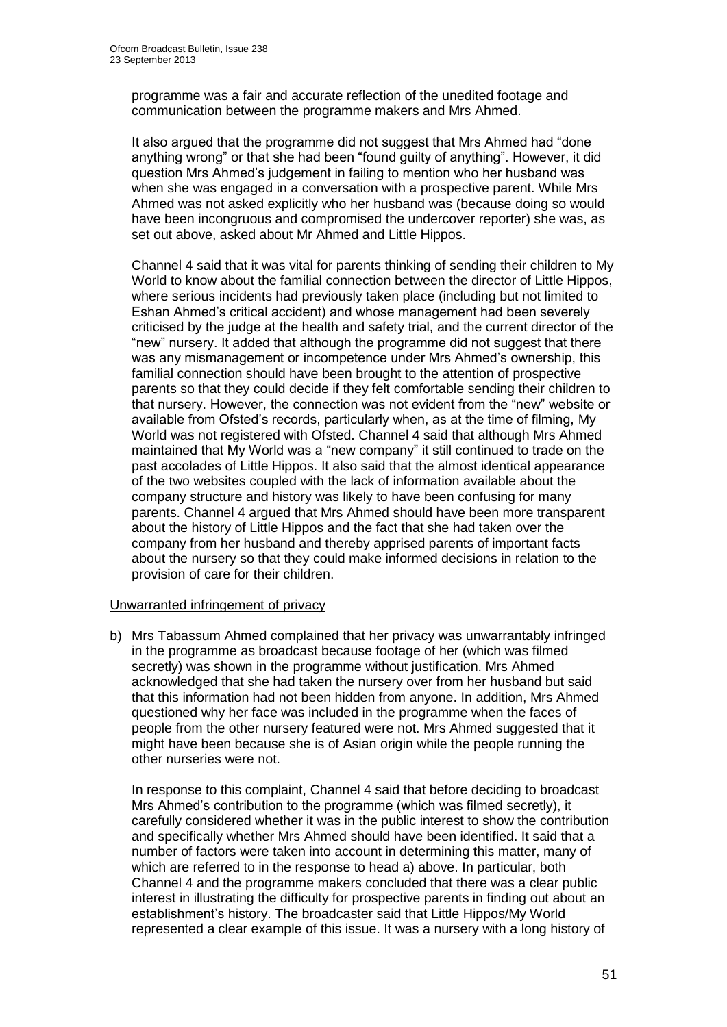programme was a fair and accurate reflection of the unedited footage and communication between the programme makers and Mrs Ahmed.

It also argued that the programme did not suggest that Mrs Ahmed had "done anything wrong" or that she had been "found guilty of anything". However, it did question Mrs Ahmed's judgement in failing to mention who her husband was when she was engaged in a conversation with a prospective parent. While Mrs Ahmed was not asked explicitly who her husband was (because doing so would have been incongruous and compromised the undercover reporter) she was, as set out above, asked about Mr Ahmed and Little Hippos.

Channel 4 said that it was vital for parents thinking of sending their children to My World to know about the familial connection between the director of Little Hippos, where serious incidents had previously taken place (including but not limited to Eshan Ahmed's critical accident) and whose management had been severely criticised by the judge at the health and safety trial, and the current director of the "new" nursery. It added that although the programme did not suggest that there was any mismanagement or incompetence under Mrs Ahmed's ownership, this familial connection should have been brought to the attention of prospective parents so that they could decide if they felt comfortable sending their children to that nursery. However, the connection was not evident from the "new" website or available from Ofsted's records, particularly when, as at the time of filming, My World was not registered with Ofsted. Channel 4 said that although Mrs Ahmed maintained that My World was a "new company" it still continued to trade on the past accolades of Little Hippos. It also said that the almost identical appearance of the two websites coupled with the lack of information available about the company structure and history was likely to have been confusing for many parents. Channel 4 argued that Mrs Ahmed should have been more transparent about the history of Little Hippos and the fact that she had taken over the company from her husband and thereby apprised parents of important facts about the nursery so that they could make informed decisions in relation to the provision of care for their children.

Unwarranted infringement of privacy

b) Mrs Tabassum Ahmed complained that her privacy was unwarrantably infringed in the programme as broadcast because footage of her (which was filmed secretly) was shown in the programme without justification. Mrs Ahmed acknowledged that she had taken the nursery over from her husband but said that this information had not been hidden from anyone. In addition, Mrs Ahmed questioned why her face was included in the programme when the faces of people from the other nursery featured were not. Mrs Ahmed suggested that it might have been because she is of Asian origin while the people running the other nurseries were not.

In response to this complaint, Channel 4 said that before deciding to broadcast Mrs Ahmed's contribution to the programme (which was filmed secretly), it carefully considered whether it was in the public interest to show the contribution and specifically whether Mrs Ahmed should have been identified. It said that a number of factors were taken into account in determining this matter, many of which are referred to in the response to head a) above. In particular, both Channel 4 and the programme makers concluded that there was a clear public interest in illustrating the difficulty for prospective parents in finding out about an establishment's history. The broadcaster said that Little Hippos/My World represented a clear example of this issue. It was a nursery with a long history of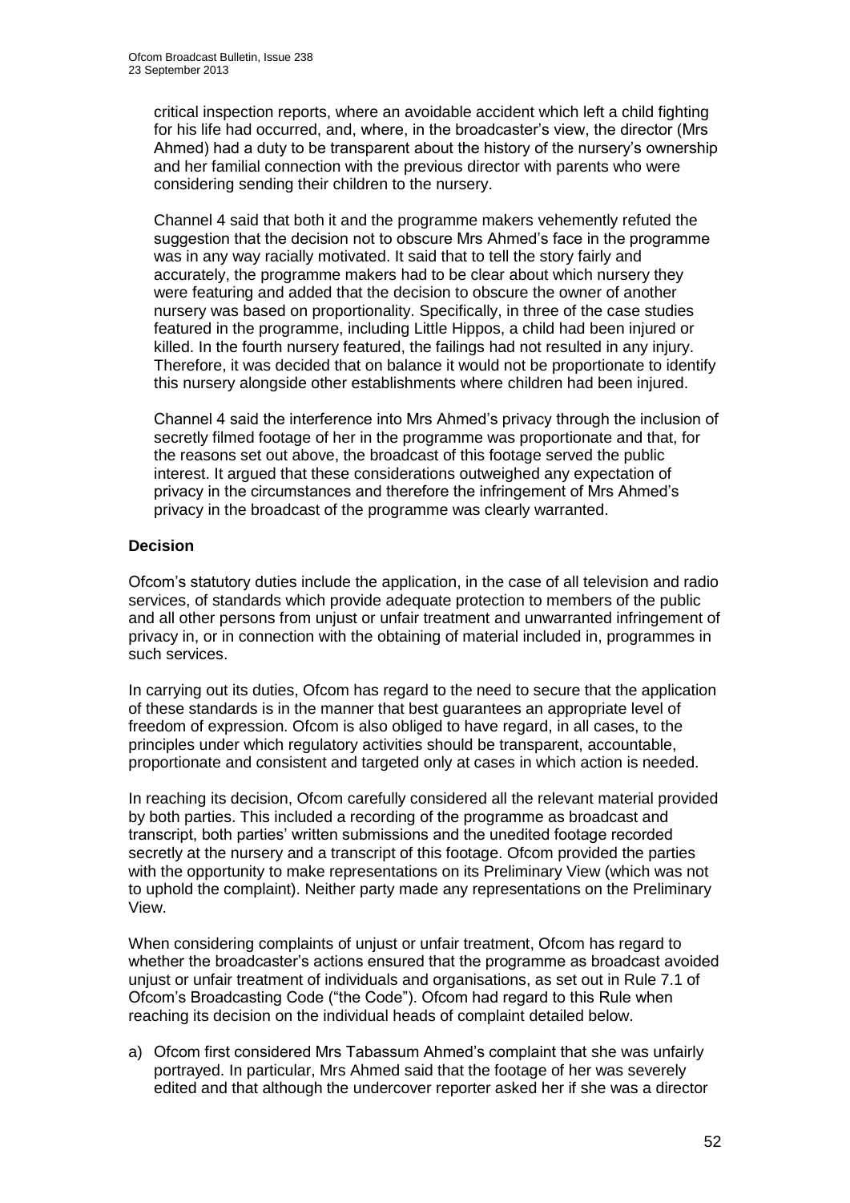critical inspection reports, where an avoidable accident which left a child fighting for his life had occurred, and, where, in the broadcaster's view, the director (Mrs Ahmed) had a duty to be transparent about the history of the nursery's ownership and her familial connection with the previous director with parents who were considering sending their children to the nursery.

Channel 4 said that both it and the programme makers vehemently refuted the suggestion that the decision not to obscure Mrs Ahmed's face in the programme was in any way racially motivated. It said that to tell the story fairly and accurately, the programme makers had to be clear about which nursery they were featuring and added that the decision to obscure the owner of another nursery was based on proportionality. Specifically, in three of the case studies featured in the programme, including Little Hippos, a child had been injured or killed. In the fourth nursery featured, the failings had not resulted in any injury. Therefore, it was decided that on balance it would not be proportionate to identify this nursery alongside other establishments where children had been injured.

Channel 4 said the interference into Mrs Ahmed's privacy through the inclusion of secretly filmed footage of her in the programme was proportionate and that, for the reasons set out above, the broadcast of this footage served the public interest. It argued that these considerations outweighed any expectation of privacy in the circumstances and therefore the infringement of Mrs Ahmed's privacy in the broadcast of the programme was clearly warranted.

**Decision**

Ofcom's statutory duties include the application, in the case of all television and radio services, of standards which provide adequate protection to members of the public and all other persons from unjust or unfair treatment and unwarranted infringement of privacy in, or in connection with the obtaining of material included in, programmes in such services.

In carrying out its duties, Ofcom has regard to the need to secure that the application of these standards is in the manner that best guarantees an appropriate level of freedom of expression. Ofcom is also obliged to have regard, in all cases, to the principles under which regulatory activities should be transparent, accountable, proportionate and consistent and targeted only at cases in which action is needed.

In reaching its decision, Ofcom carefully considered all the relevant material provided by both parties. This included a recording of the programme as broadcast and transcript, both parties' written submissions and the unedited footage recorded secretly at the nursery and a transcript of this footage. Ofcom provided the parties with the opportunity to make representations on its Preliminary View (which was not to uphold the complaint). Neither party made any representations on the Preliminary View.

When considering complaints of unjust or unfair treatment, Ofcom has regard to whether the broadcaster's actions ensured that the programme as broadcast avoided unjust or unfair treatment of individuals and organisations, as set out in Rule 7.1 of Ofcom's Broadcasting Code ("the Code"). Ofcom had regard to this Rule when reaching its decision on the individual heads of complaint detailed below.

a) Ofcom first considered Mrs Tabassum Ahmed's complaint that she was unfairly portrayed. In particular, Mrs Ahmed said that the footage of her was severely edited and that although the undercover reporter asked her if she was a director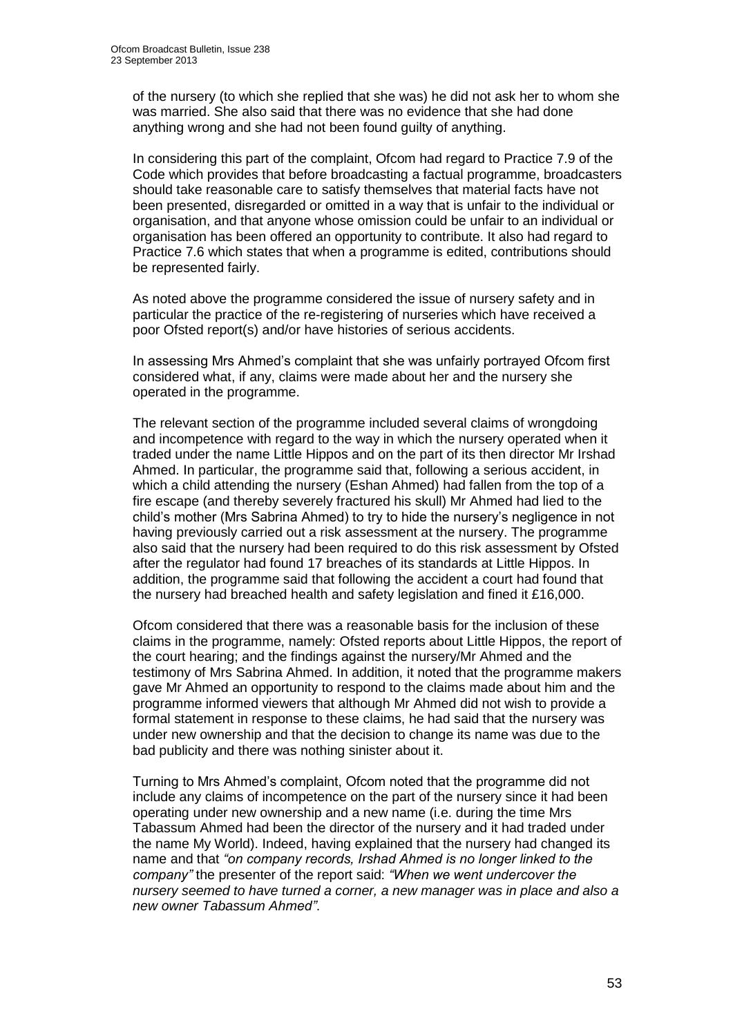of the nursery (to which she replied that she was) he did not ask her to whom she was married. She also said that there was no evidence that she had done anything wrong and she had not been found guilty of anything.

In considering this part of the complaint, Ofcom had regard to Practice 7.9 of the Code which provides that before broadcasting a factual programme, broadcasters should take reasonable care to satisfy themselves that material facts have not been presented, disregarded or omitted in a way that is unfair to the individual or organisation, and that anyone whose omission could be unfair to an individual or organisation has been offered an opportunity to contribute. It also had regard to Practice 7.6 which states that when a programme is edited, contributions should be represented fairly.

As noted above the programme considered the issue of nursery safety and in particular the practice of the re-registering of nurseries which have received a poor Ofsted report(s) and/or have histories of serious accidents.

In assessing Mrs Ahmed's complaint that she was unfairly portrayed Ofcom first considered what, if any, claims were made about her and the nursery she operated in the programme.

The relevant section of the programme included several claims of wrongdoing and incompetence with regard to the way in which the nursery operated when it traded under the name Little Hippos and on the part of its then director Mr Irshad Ahmed. In particular, the programme said that, following a serious accident, in which a child attending the nursery (Eshan Ahmed) had fallen from the top of a fire escape (and thereby severely fractured his skull) Mr Ahmed had lied to the child's mother (Mrs Sabrina Ahmed) to try to hide the nursery's negligence in not having previously carried out a risk assessment at the nursery. The programme also said that the nursery had been required to do this risk assessment by Ofsted after the regulator had found 17 breaches of its standards at Little Hippos. In addition, the programme said that following the accident a court had found that the nursery had breached health and safety legislation and fined it £16,000.

Ofcom considered that there was a reasonable basis for the inclusion of these claims in the programme, namely: Ofsted reports about Little Hippos, the report of the court hearing; and the findings against the nursery/Mr Ahmed and the testimony of Mrs Sabrina Ahmed. In addition, it noted that the programme makers gave Mr Ahmed an opportunity to respond to the claims made about him and the programme informed viewers that although Mr Ahmed did not wish to provide a formal statement in response to these claims, he had said that the nursery was under new ownership and that the decision to change its name was due to the bad publicity and there was nothing sinister about it.

Turning to Mrs Ahmed's complaint, Ofcom noted that the programme did not include any claims of incompetence on the part of the nursery since it had been operating under new ownership and a new name (i.e. during the time Mrs Tabassum Ahmed had been the director of the nursery and it had traded under the name My World). Indeed, having explained that the nursery had changed its name and that *"on company records, Irshad Ahmed is no longer linked to the company"* the presenter of the report said: *"When we went undercover the nursery seemed to have turned a corner, a new manager was in place and also a new owner Tabassum Ahmed"*.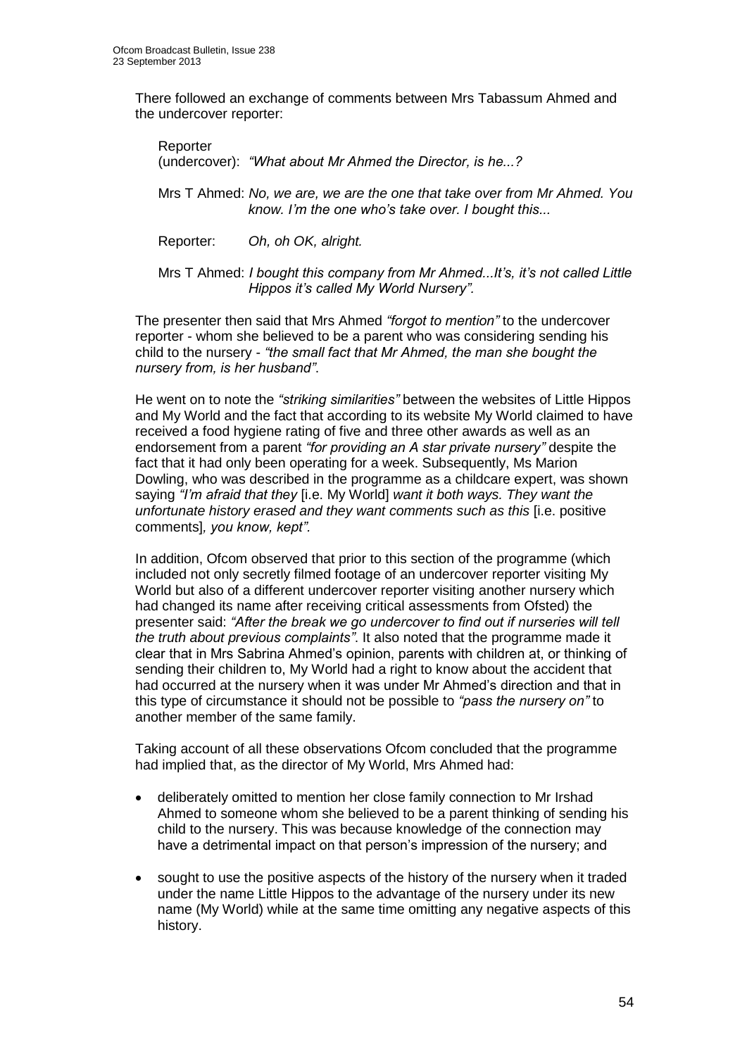There followed an exchange of comments between Mrs Tabassum Ahmed and the undercover reporter:

> Reporter (undercover): *"What about Mr Ahmed the Director, is he...?*
>
> Mrs T Ahmed: *No, we are, we are the one that take over from Mr Ahmed. You know. I'm the one who's take over. I bought this...*
>
> Reporter: *Oh, oh OK, alright.*
>
> Mrs T Ahmed: *I bought this company from Mr Ahmed...It's, it's not called Little Hippos it's called My World Nursery".*

The presenter then said that Mrs Ahmed *"forgot to mention"* to the undercover reporter - whom she believed to be a parent who was considering sending his child to the nursery - *"the small fact that Mr Ahmed, the man she bought the nursery from, is her husband"*.

He went on to note the *"striking similarities"* between the websites of Little Hippos and My World and the fact that according to its website My World claimed to have received a food hygiene rating of five and three other awards as well as an endorsement from a parent *"for providing an A star private nursery"* despite the fact that it had only been operating for a week. Subsequently, Ms Marion Dowling, who was described in the programme as a childcare expert, was shown saying *"I'm afraid that they* [i.e. My World] *want it both ways. They want the unfortunate history erased and they want comments such as this* [i.e. positive comments]*, you know, kept".*

In addition, Ofcom observed that prior to this section of the programme (which included not only secretly filmed footage of an undercover reporter visiting My World but also of a different undercover reporter visiting another nursery which had changed its name after receiving critical assessments from Ofsted) the presenter said: *"After the break we go undercover to find out if nurseries will tell the truth about previous complaints"*. It also noted that the programme made it clear that in Mrs Sabrina Ahmed's opinion, parents with children at, or thinking of sending their children to, My World had a right to know about the accident that had occurred at the nursery when it was under Mr Ahmed's direction and that in this type of circumstance it should not be possible to *"pass the nursery on"* to another member of the same family.

Taking account of all these observations Ofcom concluded that the programme had implied that, as the director of My World, Mrs Ahmed had:

- deliberately omitted to mention her close family connection to Mr Irshad Ahmed to someone whom she believed to be a parent thinking of sending his child to the nursery. This was because knowledge of the connection may have a detrimental impact on that person's impression of the nursery; and
- sought to use the positive aspects of the history of the nursery when it traded under the name Little Hippos to the advantage of the nursery under its new name (My World) while at the same time omitting any negative aspects of this history.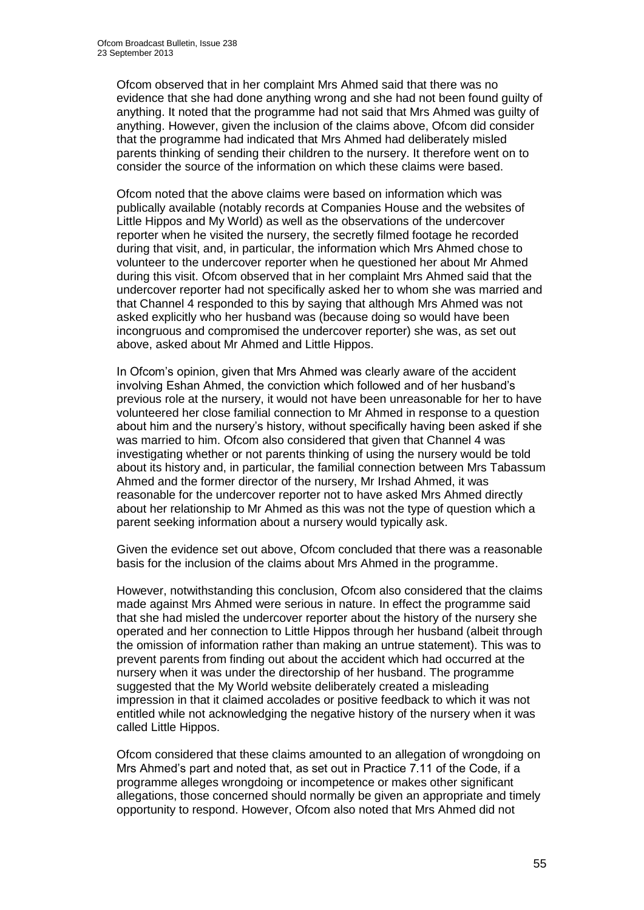Ofcom observed that in her complaint Mrs Ahmed said that there was no evidence that she had done anything wrong and she had not been found guilty of anything. It noted that the programme had not said that Mrs Ahmed was guilty of anything. However, given the inclusion of the claims above, Ofcom did consider that the programme had indicated that Mrs Ahmed had deliberately misled parents thinking of sending their children to the nursery. It therefore went on to consider the source of the information on which these claims were based.

Ofcom noted that the above claims were based on information which was publically available (notably records at Companies House and the websites of Little Hippos and My World) as well as the observations of the undercover reporter when he visited the nursery, the secretly filmed footage he recorded during that visit, and, in particular, the information which Mrs Ahmed chose to volunteer to the undercover reporter when he questioned her about Mr Ahmed during this visit. Ofcom observed that in her complaint Mrs Ahmed said that the undercover reporter had not specifically asked her to whom she was married and that Channel 4 responded to this by saying that although Mrs Ahmed was not asked explicitly who her husband was (because doing so would have been incongruous and compromised the undercover reporter) she was, as set out above, asked about Mr Ahmed and Little Hippos.

In Ofcom's opinion, given that Mrs Ahmed was clearly aware of the accident involving Eshan Ahmed, the conviction which followed and of her husband's previous role at the nursery, it would not have been unreasonable for her to have volunteered her close familial connection to Mr Ahmed in response to a question about him and the nursery's history, without specifically having been asked if she was married to him. Ofcom also considered that given that Channel 4 was investigating whether or not parents thinking of using the nursery would be told about its history and, in particular, the familial connection between Mrs Tabassum Ahmed and the former director of the nursery, Mr Irshad Ahmed, it was reasonable for the undercover reporter not to have asked Mrs Ahmed directly about her relationship to Mr Ahmed as this was not the type of question which a parent seeking information about a nursery would typically ask.

Given the evidence set out above, Ofcom concluded that there was a reasonable basis for the inclusion of the claims about Mrs Ahmed in the programme.

However, notwithstanding this conclusion, Ofcom also considered that the claims made against Mrs Ahmed were serious in nature. In effect the programme said that she had misled the undercover reporter about the history of the nursery she operated and her connection to Little Hippos through her husband (albeit through the omission of information rather than making an untrue statement). This was to prevent parents from finding out about the accident which had occurred at the nursery when it was under the directorship of her husband. The programme suggested that the My World website deliberately created a misleading impression in that it claimed accolades or positive feedback to which it was not entitled while not acknowledging the negative history of the nursery when it was called Little Hippos.

Ofcom considered that these claims amounted to an allegation of wrongdoing on Mrs Ahmed's part and noted that, as set out in Practice 7.11 of the Code, if a programme alleges wrongdoing or incompetence or makes other significant allegations, those concerned should normally be given an appropriate and timely opportunity to respond. However, Ofcom also noted that Mrs Ahmed did not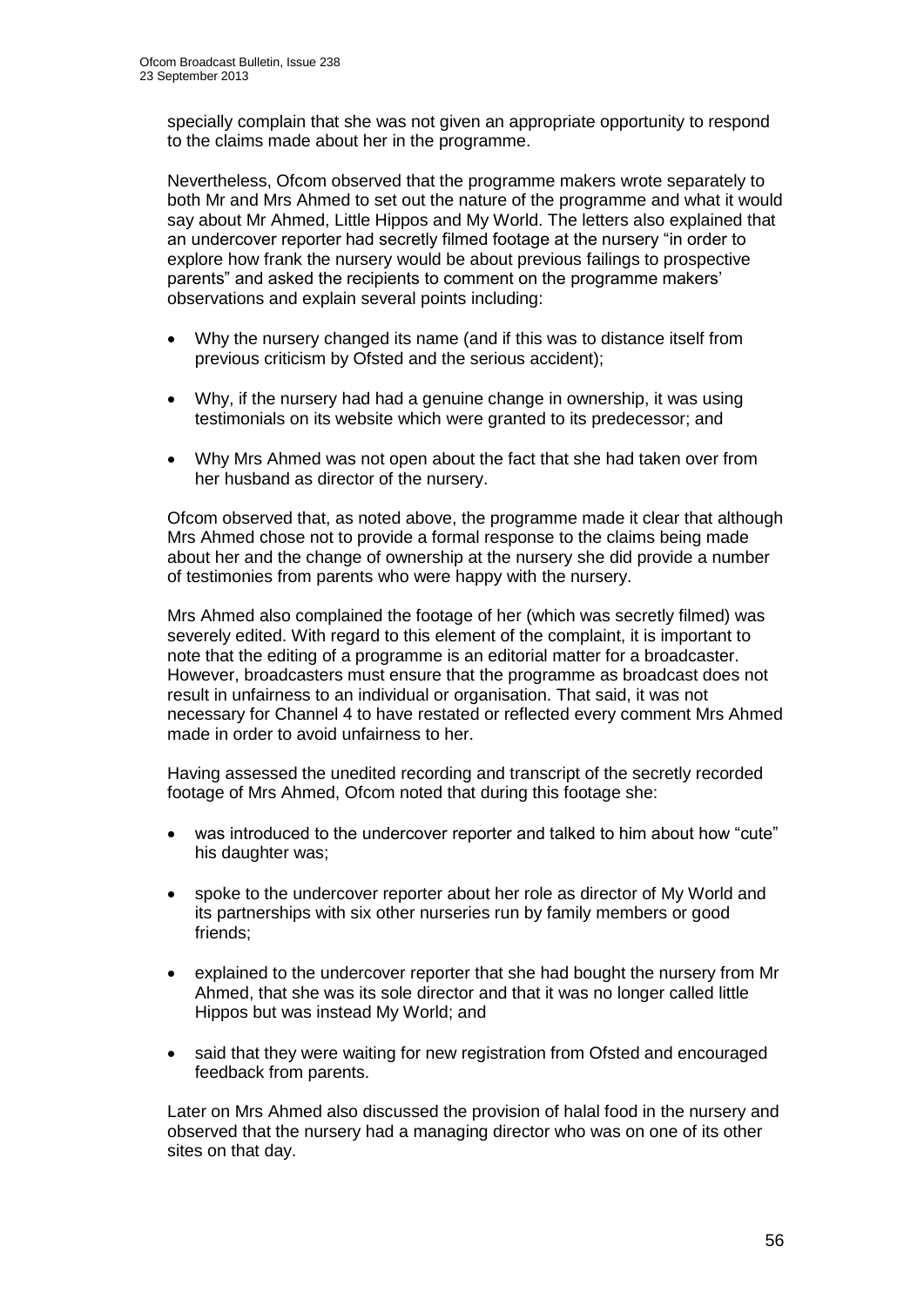specially complain that she was not given an appropriate opportunity to respond to the claims made about her in the programme.

Nevertheless, Ofcom observed that the programme makers wrote separately to both Mr and Mrs Ahmed to set out the nature of the programme and what it would say about Mr Ahmed, Little Hippos and My World. The letters also explained that an undercover reporter had secretly filmed footage at the nursery "in order to explore how frank the nursery would be about previous failings to prospective parents" and asked the recipients to comment on the programme makers' observations and explain several points including:

- Why the nursery changed its name (and if this was to distance itself from previous criticism by Ofsted and the serious accident);
- Why, if the nursery had had a genuine change in ownership, it was using testimonials on its website which were granted to its predecessor; and
- Why Mrs Ahmed was not open about the fact that she had taken over from her husband as director of the nursery.

Ofcom observed that, as noted above, the programme made it clear that although Mrs Ahmed chose not to provide a formal response to the claims being made about her and the change of ownership at the nursery she did provide a number of testimonies from parents who were happy with the nursery.

Mrs Ahmed also complained the footage of her (which was secretly filmed) was severely edited. With regard to this element of the complaint, it is important to note that the editing of a programme is an editorial matter for a broadcaster. However, broadcasters must ensure that the programme as broadcast does not result in unfairness to an individual or organisation. That said, it was not necessary for Channel 4 to have restated or reflected every comment Mrs Ahmed made in order to avoid unfairness to her.

Having assessed the unedited recording and transcript of the secretly recorded footage of Mrs Ahmed, Ofcom noted that during this footage she:

- was introduced to the undercover reporter and talked to him about how "cute" his daughter was;
- spoke to the undercover reporter about her role as director of My World and its partnerships with six other nurseries run by family members or good friends;
- explained to the undercover reporter that she had bought the nursery from Mr Ahmed, that she was its sole director and that it was no longer called little Hippos but was instead My World; and
- said that they were waiting for new registration from Ofsted and encouraged feedback from parents.

Later on Mrs Ahmed also discussed the provision of halal food in the nursery and observed that the nursery had a managing director who was on one of its other sites on that day.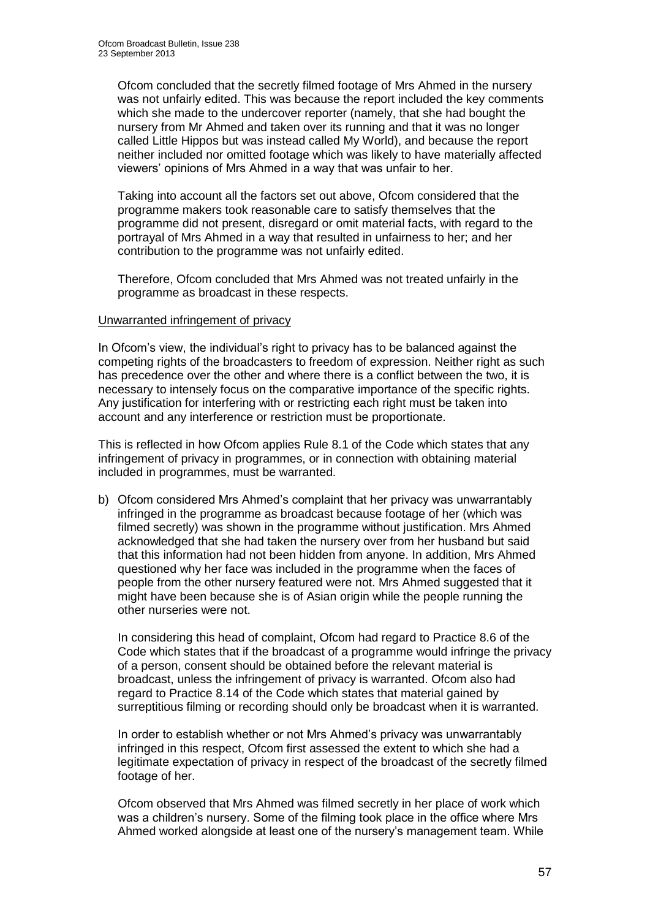Ofcom concluded that the secretly filmed footage of Mrs Ahmed in the nursery was not unfairly edited. This was because the report included the key comments which she made to the undercover reporter (namely, that she had bought the nursery from Mr Ahmed and taken over its running and that it was no longer called Little Hippos but was instead called My World), and because the report neither included nor omitted footage which was likely to have materially affected viewers' opinions of Mrs Ahmed in a way that was unfair to her.

Taking into account all the factors set out above, Ofcom considered that the programme makers took reasonable care to satisfy themselves that the programme did not present, disregard or omit material facts, with regard to the portrayal of Mrs Ahmed in a way that resulted in unfairness to her; and her contribution to the programme was not unfairly edited.

Therefore, Ofcom concluded that Mrs Ahmed was not treated unfairly in the programme as broadcast in these respects.

Unwarranted infringement of privacy

In Ofcom's view, the individual's right to privacy has to be balanced against the competing rights of the broadcasters to freedom of expression. Neither right as such has precedence over the other and where there is a conflict between the two, it is necessary to intensely focus on the comparative importance of the specific rights. Any justification for interfering with or restricting each right must be taken into account and any interference or restriction must be proportionate.

This is reflected in how Ofcom applies Rule 8.1 of the Code which states that any infringement of privacy in programmes, or in connection with obtaining material included in programmes, must be warranted.

b) Ofcom considered Mrs Ahmed's complaint that her privacy was unwarrantably infringed in the programme as broadcast because footage of her (which was filmed secretly) was shown in the programme without justification. Mrs Ahmed acknowledged that she had taken the nursery over from her husband but said that this information had not been hidden from anyone. In addition, Mrs Ahmed questioned why her face was included in the programme when the faces of people from the other nursery featured were not. Mrs Ahmed suggested that it might have been because she is of Asian origin while the people running the other nurseries were not.

In considering this head of complaint, Ofcom had regard to Practice 8.6 of the Code which states that if the broadcast of a programme would infringe the privacy of a person, consent should be obtained before the relevant material is broadcast, unless the infringement of privacy is warranted. Ofcom also had regard to Practice 8.14 of the Code which states that material gained by surreptitious filming or recording should only be broadcast when it is warranted.

In order to establish whether or not Mrs Ahmed's privacy was unwarrantably infringed in this respect, Ofcom first assessed the extent to which she had a legitimate expectation of privacy in respect of the broadcast of the secretly filmed footage of her.

Ofcom observed that Mrs Ahmed was filmed secretly in her place of work which was a children's nursery. Some of the filming took place in the office where Mrs Ahmed worked alongside at least one of the nursery's management team. While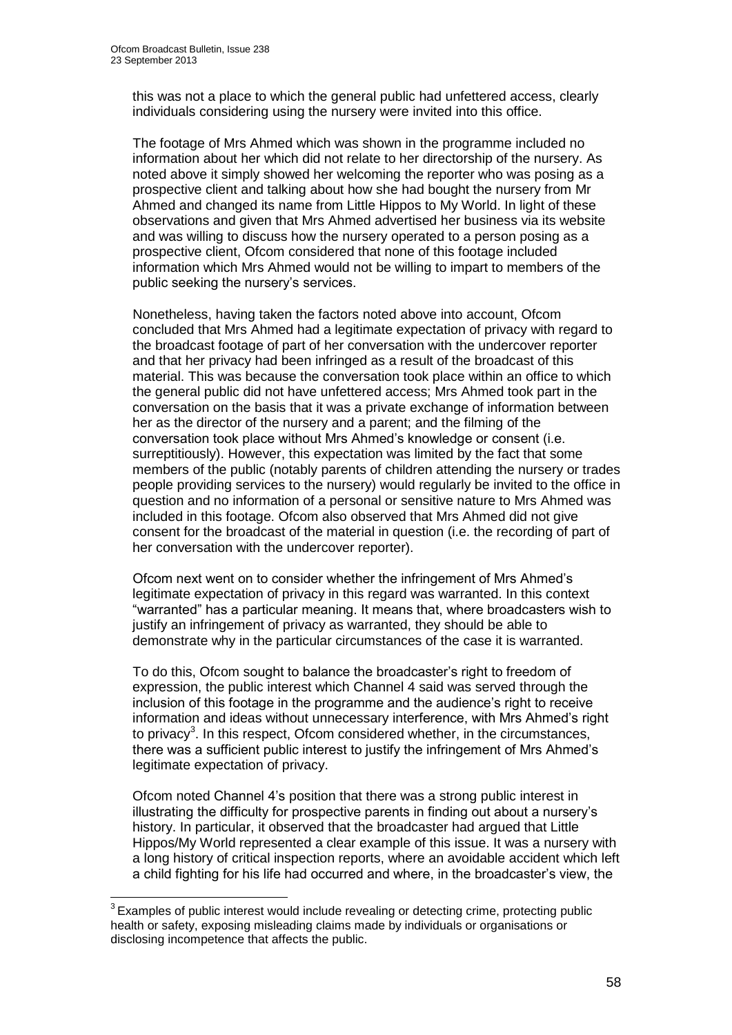this was not a place to which the general public had unfettered access, clearly individuals considering using the nursery were invited into this office.

The footage of Mrs Ahmed which was shown in the programme included no information about her which did not relate to her directorship of the nursery. As noted above it simply showed her welcoming the reporter who was posing as a prospective client and talking about how she had bought the nursery from Mr Ahmed and changed its name from Little Hippos to My World. In light of these observations and given that Mrs Ahmed advertised her business via its website and was willing to discuss how the nursery operated to a person posing as a prospective client, Ofcom considered that none of this footage included information which Mrs Ahmed would not be willing to impart to members of the public seeking the nursery's services.

Nonetheless, having taken the factors noted above into account, Ofcom concluded that Mrs Ahmed had a legitimate expectation of privacy with regard to the broadcast footage of part of her conversation with the undercover reporter and that her privacy had been infringed as a result of the broadcast of this material. This was because the conversation took place within an office to which the general public did not have unfettered access; Mrs Ahmed took part in the conversation on the basis that it was a private exchange of information between her as the director of the nursery and a parent; and the filming of the conversation took place without Mrs Ahmed's knowledge or consent (i.e. surreptitiously). However, this expectation was limited by the fact that some members of the public (notably parents of children attending the nursery or trades people providing services to the nursery) would regularly be invited to the office in question and no information of a personal or sensitive nature to Mrs Ahmed was included in this footage. Ofcom also observed that Mrs Ahmed did not give consent for the broadcast of the material in question (i.e. the recording of part of her conversation with the undercover reporter).

Ofcom next went on to consider whether the infringement of Mrs Ahmed's legitimate expectation of privacy in this regard was warranted. In this context "warranted" has a particular meaning. It means that, where broadcasters wish to justify an infringement of privacy as warranted, they should be able to demonstrate why in the particular circumstances of the case it is warranted.

To do this, Ofcom sought to balance the broadcaster's right to freedom of expression, the public interest which Channel 4 said was served through the inclusion of this footage in the programme and the audience's right to receive information and ideas without unnecessary interference, with Mrs Ahmed's right to privacy[3]. In this respect, Ofcom considered whether, in the circumstances, there was a sufficient public interest to justify the infringement of Mrs Ahmed's legitimate expectation of privacy.

Ofcom noted Channel 4's position that there was a strong public interest in illustrating the difficulty for prospective parents in finding out about a nursery's history. In particular, it observed that the broadcaster had argued that Little Hippos/My World represented a clear example of this issue. It was a nursery with a long history of critical inspection reports, where an avoidable accident which left a child fighting for his life had occurred and where, in the broadcaster's view, the

---

[3] Examples of public interest would include revealing or detecting crime, protecting public health or safety, exposing misleading claims made by individuals or organisations or disclosing incompetence that affects the public.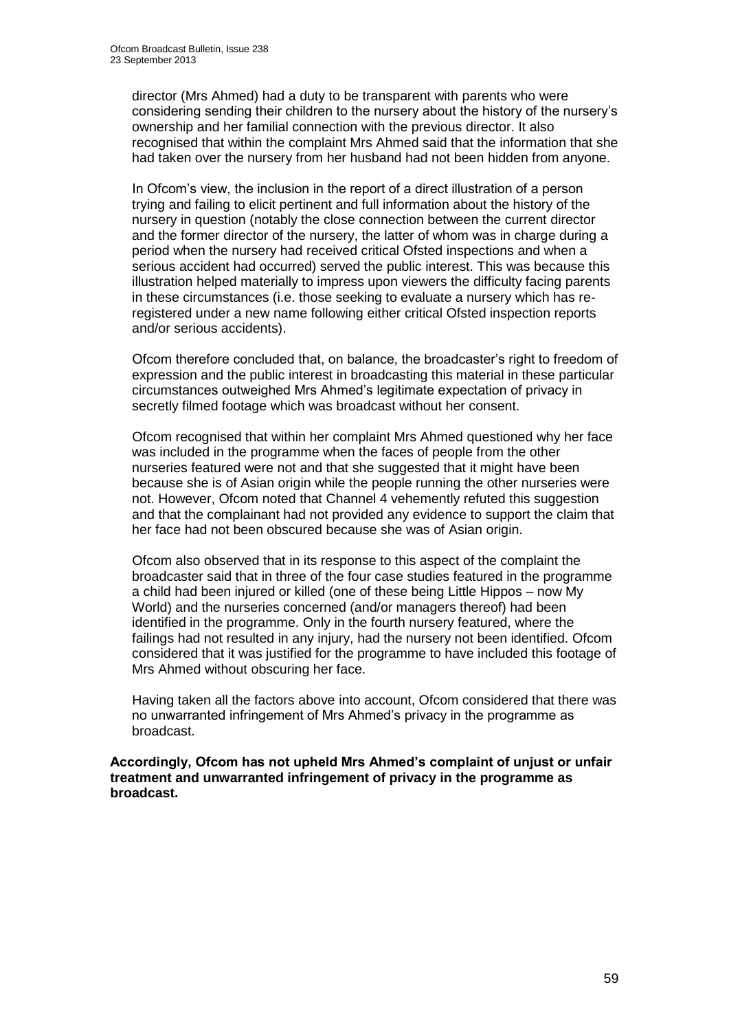director (Mrs Ahmed) had a duty to be transparent with parents who were considering sending their children to the nursery about the history of the nursery's ownership and her familial connection with the previous director. It also recognised that within the complaint Mrs Ahmed said that the information that she had taken over the nursery from her husband had not been hidden from anyone.

In Ofcom's view, the inclusion in the report of a direct illustration of a person trying and failing to elicit pertinent and full information about the history of the nursery in question (notably the close connection between the current director and the former director of the nursery, the latter of whom was in charge during a period when the nursery had received critical Ofsted inspections and when a serious accident had occurred) served the public interest. This was because this illustration helped materially to impress upon viewers the difficulty facing parents in these circumstances (i.e. those seeking to evaluate a nursery which has re-registered under a new name following either critical Ofsted inspection reports and/or serious accidents).

Ofcom therefore concluded that, on balance, the broadcaster's right to freedom of expression and the public interest in broadcasting this material in these particular circumstances outweighed Mrs Ahmed's legitimate expectation of privacy in secretly filmed footage which was broadcast without her consent.

Ofcom recognised that within her complaint Mrs Ahmed questioned why her face was included in the programme when the faces of people from the other nurseries featured were not and that she suggested that it might have been because she is of Asian origin while the people running the other nurseries were not. However, Ofcom noted that Channel 4 vehemently refuted this suggestion and that the complainant had not provided any evidence to support the claim that her face had not been obscured because she was of Asian origin.

Ofcom also observed that in its response to this aspect of the complaint the broadcaster said that in three of the four case studies featured in the programme a child had been injured or killed (one of these being Little Hippos – now My World) and the nurseries concerned (and/or managers thereof) had been identified in the programme. Only in the fourth nursery featured, where the failings had not resulted in any injury, had the nursery not been identified. Ofcom considered that it was justified for the programme to have included this footage of Mrs Ahmed without obscuring her face.

Having taken all the factors above into account, Ofcom considered that there was no unwarranted infringement of Mrs Ahmed's privacy in the programme as broadcast.

**Accordingly, Ofcom has not upheld Mrs Ahmed's complaint of unjust or unfair treatment and unwarranted infringement of privacy in the programme as broadcast.**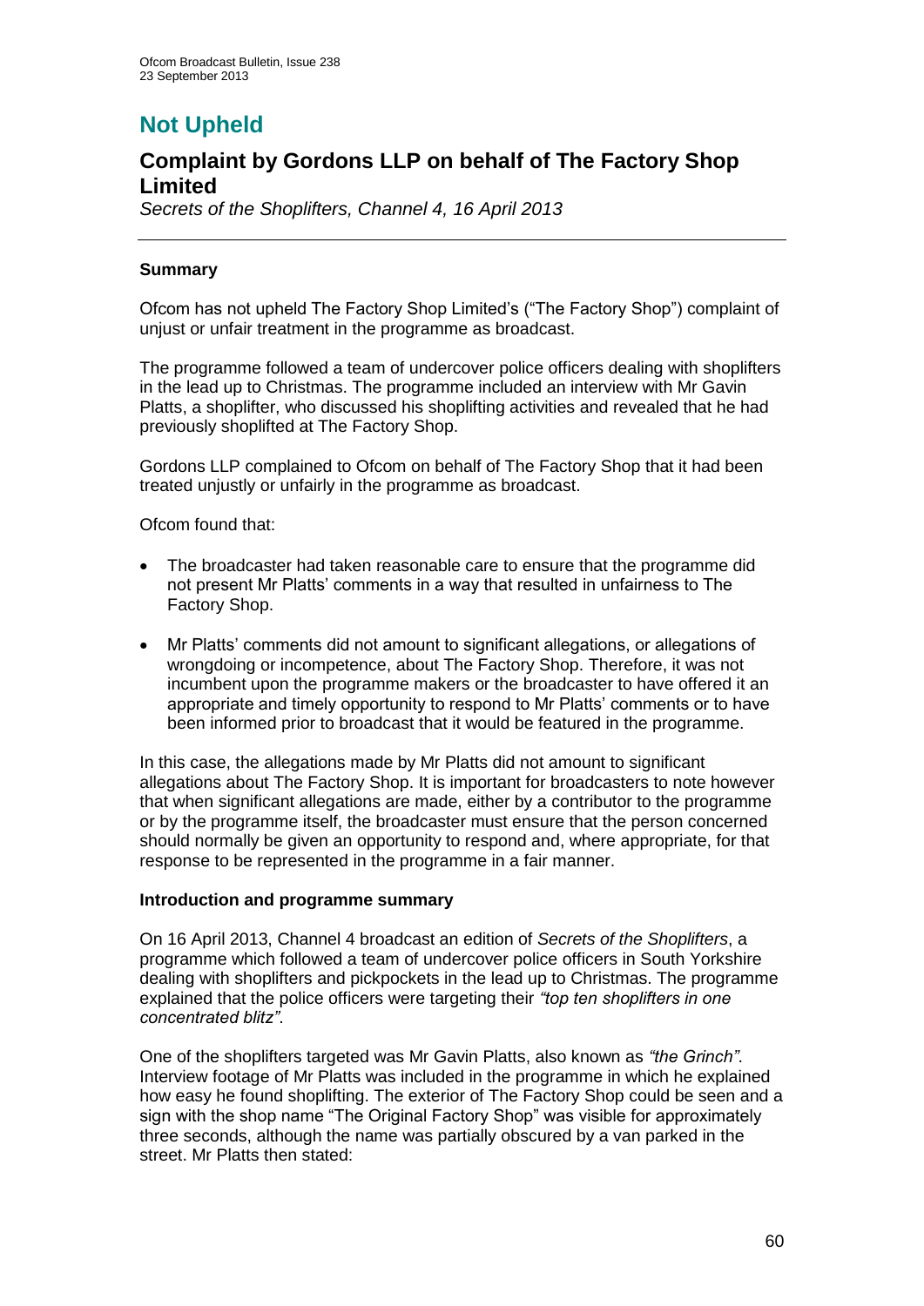# Not Upheld

## Complaint by Gordons LLP on behalf of The Factory Shop Limited

*Secrets of the Shoplifters, Channel 4, 16 April 2013*

---

### Summary

Ofcom has not upheld The Factory Shop Limited's ("The Factory Shop") complaint of unjust or unfair treatment in the programme as broadcast.

The programme followed a team of undercover police officers dealing with shoplifters in the lead up to Christmas. The programme included an interview with Mr Gavin Platts, a shoplifter, who discussed his shoplifting activities and revealed that he had previously shoplifted at The Factory Shop.

Gordons LLP complained to Ofcom on behalf of The Factory Shop that it had been treated unjustly or unfairly in the programme as broadcast.

Ofcom found that:

- The broadcaster had taken reasonable care to ensure that the programme did not present Mr Platts' comments in a way that resulted in unfairness to The Factory Shop.
- Mr Platts' comments did not amount to significant allegations, or allegations of wrongdoing or incompetence, about The Factory Shop. Therefore, it was not incumbent upon the programme makers or the broadcaster to have offered it an appropriate and timely opportunity to respond to Mr Platts' comments or to have been informed prior to broadcast that it would be featured in the programme.

In this case, the allegations made by Mr Platts did not amount to significant allegations about The Factory Shop. It is important for broadcasters to note however that when significant allegations are made, either by a contributor to the programme or by the programme itself, the broadcaster must ensure that the person concerned should normally be given an opportunity to respond and, where appropriate, for that response to be represented in the programme in a fair manner.

### Introduction and programme summary

On 16 April 2013, Channel 4 broadcast an edition of *Secrets of the Shoplifters*, a programme which followed a team of undercover police officers in South Yorkshire dealing with shoplifters and pickpockets in the lead up to Christmas. The programme explained that the police officers were targeting their *"top ten shoplifters in one concentrated blitz"*.

One of the shoplifters targeted was Mr Gavin Platts, also known as *"the Grinch"*. Interview footage of Mr Platts was included in the programme in which he explained how easy he found shoplifting. The exterior of The Factory Shop could be seen and a sign with the shop name "The Original Factory Shop" was visible for approximately three seconds, although the name was partially obscured by a van parked in the street. Mr Platts then stated: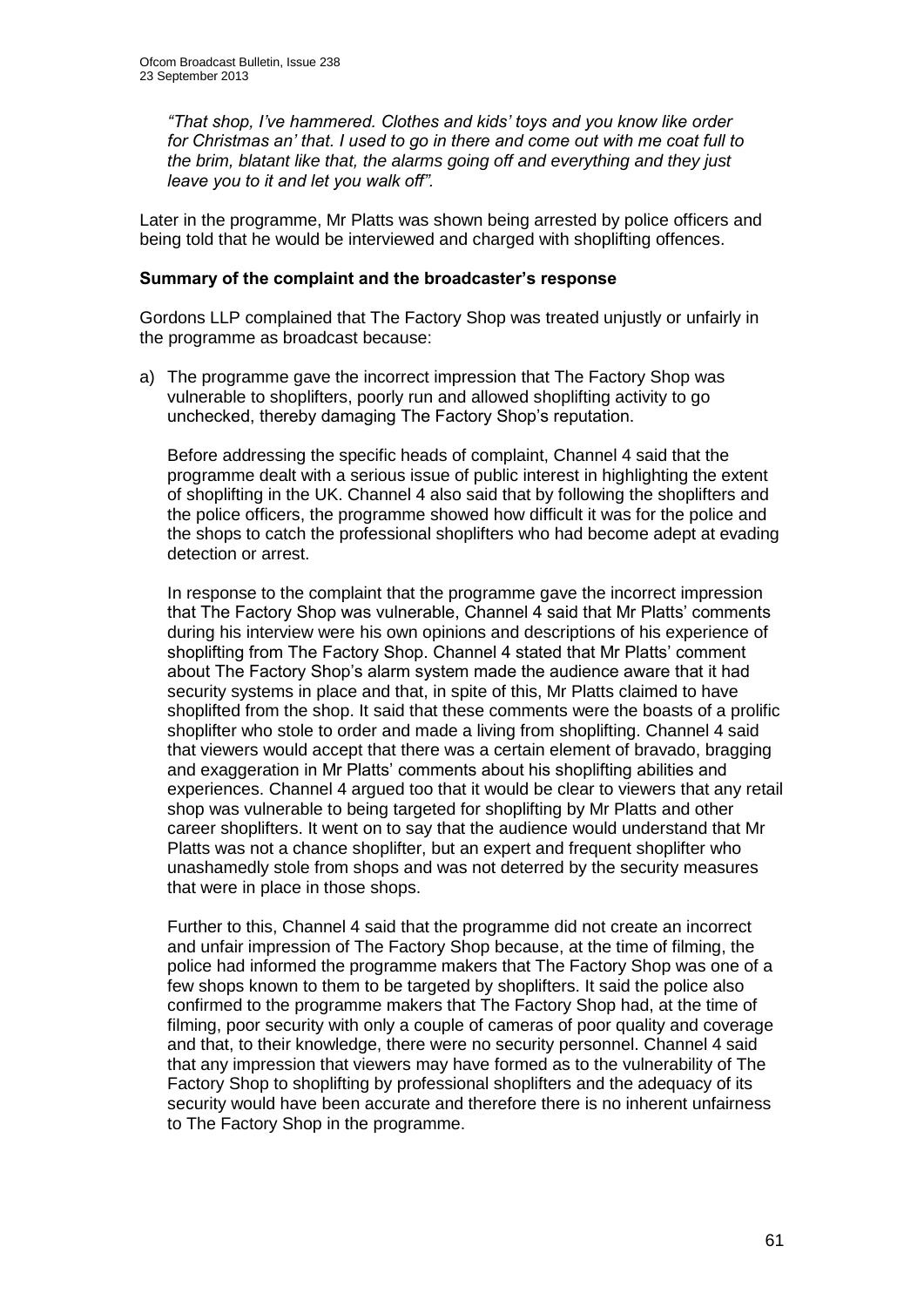*"That shop, I've hammered. Clothes and kids' toys and you know like order for Christmas an' that. I used to go in there and come out with me coat full to the brim, blatant like that, the alarms going off and everything and they just leave you to it and let you walk off".*

Later in the programme, Mr Platts was shown being arrested by police officers and being told that he would be interviewed and charged with shoplifting offences.

**Summary of the complaint and the broadcaster's response**

Gordons LLP complained that The Factory Shop was treated unjustly or unfairly in the programme as broadcast because:

a) The programme gave the incorrect impression that The Factory Shop was vulnerable to shoplifters, poorly run and allowed shoplifting activity to go unchecked, thereby damaging The Factory Shop's reputation.

   Before addressing the specific heads of complaint, Channel 4 said that the programme dealt with a serious issue of public interest in highlighting the extent of shoplifting in the UK. Channel 4 also said that by following the shoplifters and the police officers, the programme showed how difficult it was for the police and the shops to catch the professional shoplifters who had become adept at evading detection or arrest.

   In response to the complaint that the programme gave the incorrect impression that The Factory Shop was vulnerable, Channel 4 said that Mr Platts' comments during his interview were his own opinions and descriptions of his experience of shoplifting from The Factory Shop. Channel 4 stated that Mr Platts' comment about The Factory Shop's alarm system made the audience aware that it had security systems in place and that, in spite of this, Mr Platts claimed to have shoplifted from the shop. It said that these comments were the boasts of a prolific shoplifter who stole to order and made a living from shoplifting. Channel 4 said that viewers would accept that there was a certain element of bravado, bragging and exaggeration in Mr Platts' comments about his shoplifting abilities and experiences. Channel 4 argued too that it would be clear to viewers that any retail shop was vulnerable to being targeted for shoplifting by Mr Platts and other career shoplifters. It went on to say that the audience would understand that Mr Platts was not a chance shoplifter, but an expert and frequent shoplifter who unashamedly stole from shops and was not deterred by the security measures that were in place in those shops.

   Further to this, Channel 4 said that the programme did not create an incorrect and unfair impression of The Factory Shop because, at the time of filming, the police had informed the programme makers that The Factory Shop was one of a few shops known to them to be targeted by shoplifters. It said the police also confirmed to the programme makers that The Factory Shop had, at the time of filming, poor security with only a couple of cameras of poor quality and coverage and that, to their knowledge, there were no security personnel. Channel 4 said that any impression that viewers may have formed as to the vulnerability of The Factory Shop to shoplifting by professional shoplifters and the adequacy of its security would have been accurate and therefore there is no inherent unfairness to The Factory Shop in the programme.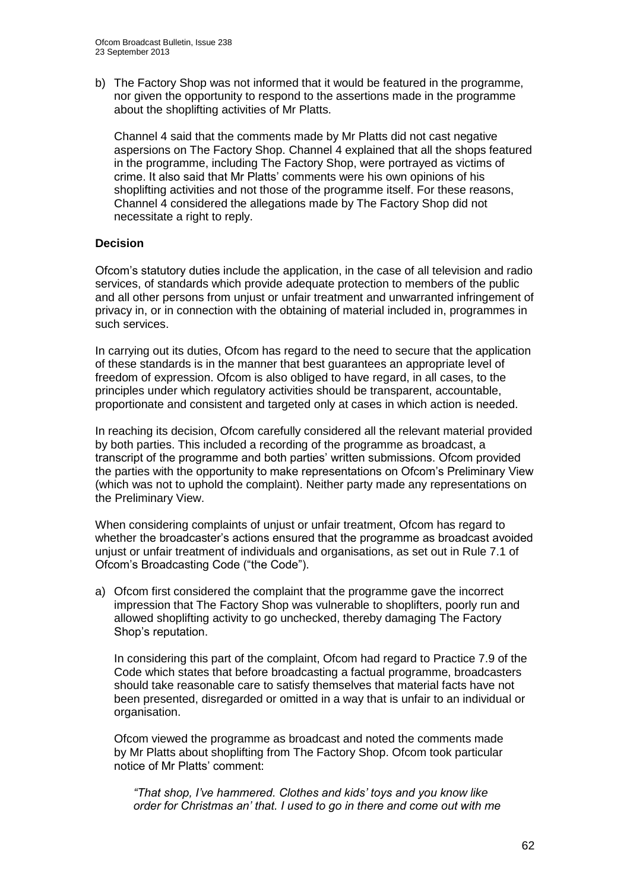b) The Factory Shop was not informed that it would be featured in the programme, nor given the opportunity to respond to the assertions made in the programme about the shoplifting activities of Mr Platts.

   Channel 4 said that the comments made by Mr Platts did not cast negative aspersions on The Factory Shop. Channel 4 explained that all the shops featured in the programme, including The Factory Shop, were portrayed as victims of crime. It also said that Mr Platts' comments were his own opinions of his shoplifting activities and not those of the programme itself. For these reasons, Channel 4 considered the allegations made by The Factory Shop did not necessitate a right to reply.

**Decision**

Ofcom's statutory duties include the application, in the case of all television and radio services, of standards which provide adequate protection to members of the public and all other persons from unjust or unfair treatment and unwarranted infringement of privacy in, or in connection with the obtaining of material included in, programmes in such services.

In carrying out its duties, Ofcom has regard to the need to secure that the application of these standards is in the manner that best guarantees an appropriate level of freedom of expression. Ofcom is also obliged to have regard, in all cases, to the principles under which regulatory activities should be transparent, accountable, proportionate and consistent and targeted only at cases in which action is needed.

In reaching its decision, Ofcom carefully considered all the relevant material provided by both parties. This included a recording of the programme as broadcast, a transcript of the programme and both parties' written submissions. Ofcom provided the parties with the opportunity to make representations on Ofcom's Preliminary View (which was not to uphold the complaint). Neither party made any representations on the Preliminary View.

When considering complaints of unjust or unfair treatment, Ofcom has regard to whether the broadcaster's actions ensured that the programme as broadcast avoided unjust or unfair treatment of individuals and organisations, as set out in Rule 7.1 of Ofcom's Broadcasting Code ("the Code").

a) Ofcom first considered the complaint that the programme gave the incorrect impression that The Factory Shop was vulnerable to shoplifters, poorly run and allowed shoplifting activity to go unchecked, thereby damaging The Factory Shop's reputation.

   In considering this part of the complaint, Ofcom had regard to Practice 7.9 of the Code which states that before broadcasting a factual programme, broadcasters should take reasonable care to satisfy themselves that material facts have not been presented, disregarded or omitted in a way that is unfair to an individual or organisation.

   Ofcom viewed the programme as broadcast and noted the comments made by Mr Platts about shoplifting from The Factory Shop. Ofcom took particular notice of Mr Platts' comment:

   *"That shop, I've hammered. Clothes and kids' toys and you know like order for Christmas an' that. I used to go in there and come out with me*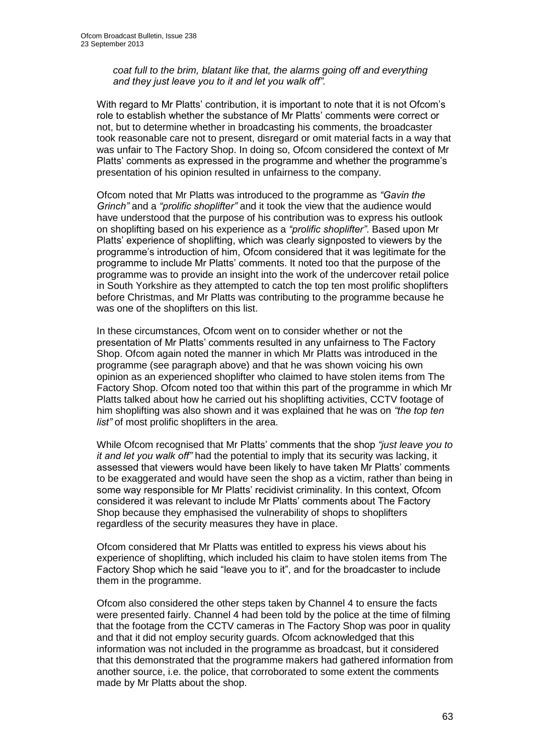*coat full to the brim, blatant like that, the alarms going off and everything and they just leave you to it and let you walk off".*

With regard to Mr Platts' contribution, it is important to note that it is not Ofcom's role to establish whether the substance of Mr Platts' comments were correct or not, but to determine whether in broadcasting his comments, the broadcaster took reasonable care not to present, disregard or omit material facts in a way that was unfair to The Factory Shop. In doing so, Ofcom considered the context of Mr Platts' comments as expressed in the programme and whether the programme's presentation of his opinion resulted in unfairness to the company.

Ofcom noted that Mr Platts was introduced to the programme as *"Gavin the Grinch"* and a *"prolific shoplifter"* and it took the view that the audience would have understood that the purpose of his contribution was to express his outlook on shoplifting based on his experience as a *"prolific shoplifter"*. Based upon Mr Platts' experience of shoplifting, which was clearly signposted to viewers by the programme's introduction of him, Ofcom considered that it was legitimate for the programme to include Mr Platts' comments. It noted too that the purpose of the programme was to provide an insight into the work of the undercover retail police in South Yorkshire as they attempted to catch the top ten most prolific shoplifters before Christmas, and Mr Platts was contributing to the programme because he was one of the shoplifters on this list.

In these circumstances, Ofcom went on to consider whether or not the presentation of Mr Platts' comments resulted in any unfairness to The Factory Shop. Ofcom again noted the manner in which Mr Platts was introduced in the programme (see paragraph above) and that he was shown voicing his own opinion as an experienced shoplifter who claimed to have stolen items from The Factory Shop. Ofcom noted too that within this part of the programme in which Mr Platts talked about how he carried out his shoplifting activities, CCTV footage of him shoplifting was also shown and it was explained that he was on *"the top ten list"* of most prolific shoplifters in the area.

While Ofcom recognised that Mr Platts' comments that the shop *"just leave you to it and let you walk off"* had the potential to imply that its security was lacking, it assessed that viewers would have been likely to have taken Mr Platts' comments to be exaggerated and would have seen the shop as a victim, rather than being in some way responsible for Mr Platts' recidivist criminality. In this context, Ofcom considered it was relevant to include Mr Platts' comments about The Factory Shop because they emphasised the vulnerability of shops to shoplifters regardless of the security measures they have in place.

Ofcom considered that Mr Platts was entitled to express his views about his experience of shoplifting, which included his claim to have stolen items from The Factory Shop which he said "leave you to it", and for the broadcaster to include them in the programme.

Ofcom also considered the other steps taken by Channel 4 to ensure the facts were presented fairly. Channel 4 had been told by the police at the time of filming that the footage from the CCTV cameras in The Factory Shop was poor in quality and that it did not employ security guards. Ofcom acknowledged that this information was not included in the programme as broadcast, but it considered that this demonstrated that the programme makers had gathered information from another source, i.e. the police, that corroborated to some extent the comments made by Mr Platts about the shop.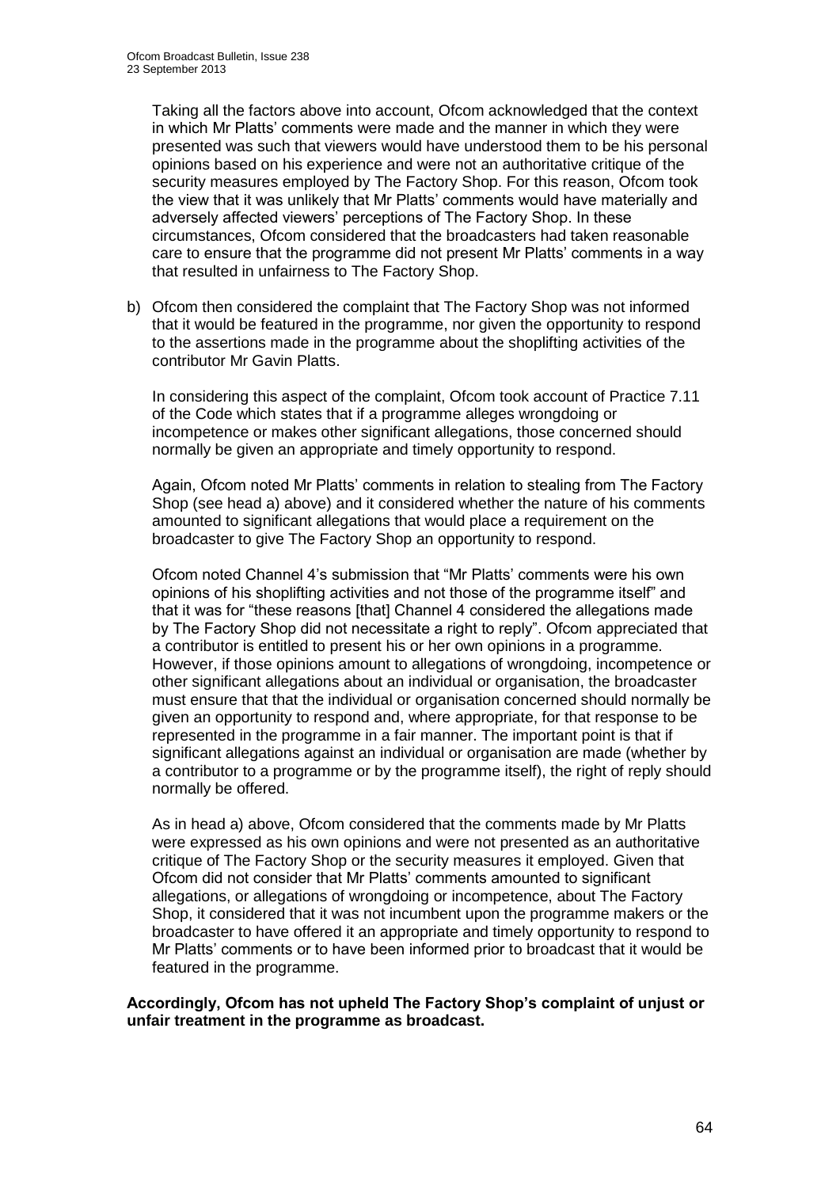Taking all the factors above into account, Ofcom acknowledged that the context in which Mr Platts' comments were made and the manner in which they were presented was such that viewers would have understood them to be his personal opinions based on his experience and were not an authoritative critique of the security measures employed by The Factory Shop. For this reason, Ofcom took the view that it was unlikely that Mr Platts' comments would have materially and adversely affected viewers' perceptions of The Factory Shop. In these circumstances, Ofcom considered that the broadcasters had taken reasonable care to ensure that the programme did not present Mr Platts' comments in a way that resulted in unfairness to The Factory Shop.

b) Ofcom then considered the complaint that The Factory Shop was not informed that it would be featured in the programme, nor given the opportunity to respond to the assertions made in the programme about the shoplifting activities of the contributor Mr Gavin Platts.

In considering this aspect of the complaint, Ofcom took account of Practice 7.11 of the Code which states that if a programme alleges wrongdoing or incompetence or makes other significant allegations, those concerned should normally be given an appropriate and timely opportunity to respond.

Again, Ofcom noted Mr Platts' comments in relation to stealing from The Factory Shop (see head a) above) and it considered whether the nature of his comments amounted to significant allegations that would place a requirement on the broadcaster to give The Factory Shop an opportunity to respond.

Ofcom noted Channel 4's submission that "Mr Platts' comments were his own opinions of his shoplifting activities and not those of the programme itself" and that it was for "these reasons [that] Channel 4 considered the allegations made by The Factory Shop did not necessitate a right to reply". Ofcom appreciated that a contributor is entitled to present his or her own opinions in a programme. However, if those opinions amount to allegations of wrongdoing, incompetence or other significant allegations about an individual or organisation, the broadcaster must ensure that that the individual or organisation concerned should normally be given an opportunity to respond and, where appropriate, for that response to be represented in the programme in a fair manner. The important point is that if significant allegations against an individual or organisation are made (whether by a contributor to a programme or by the programme itself), the right of reply should normally be offered.

As in head a) above, Ofcom considered that the comments made by Mr Platts were expressed as his own opinions and were not presented as an authoritative critique of The Factory Shop or the security measures it employed. Given that Ofcom did not consider that Mr Platts' comments amounted to significant allegations, or allegations of wrongdoing or incompetence, about The Factory Shop, it considered that it was not incumbent upon the programme makers or the broadcaster to have offered it an appropriate and timely opportunity to respond to Mr Platts' comments or to have been informed prior to broadcast that it would be featured in the programme.

**Accordingly, Ofcom has not upheld The Factory Shop's complaint of unjust or unfair treatment in the programme as broadcast.**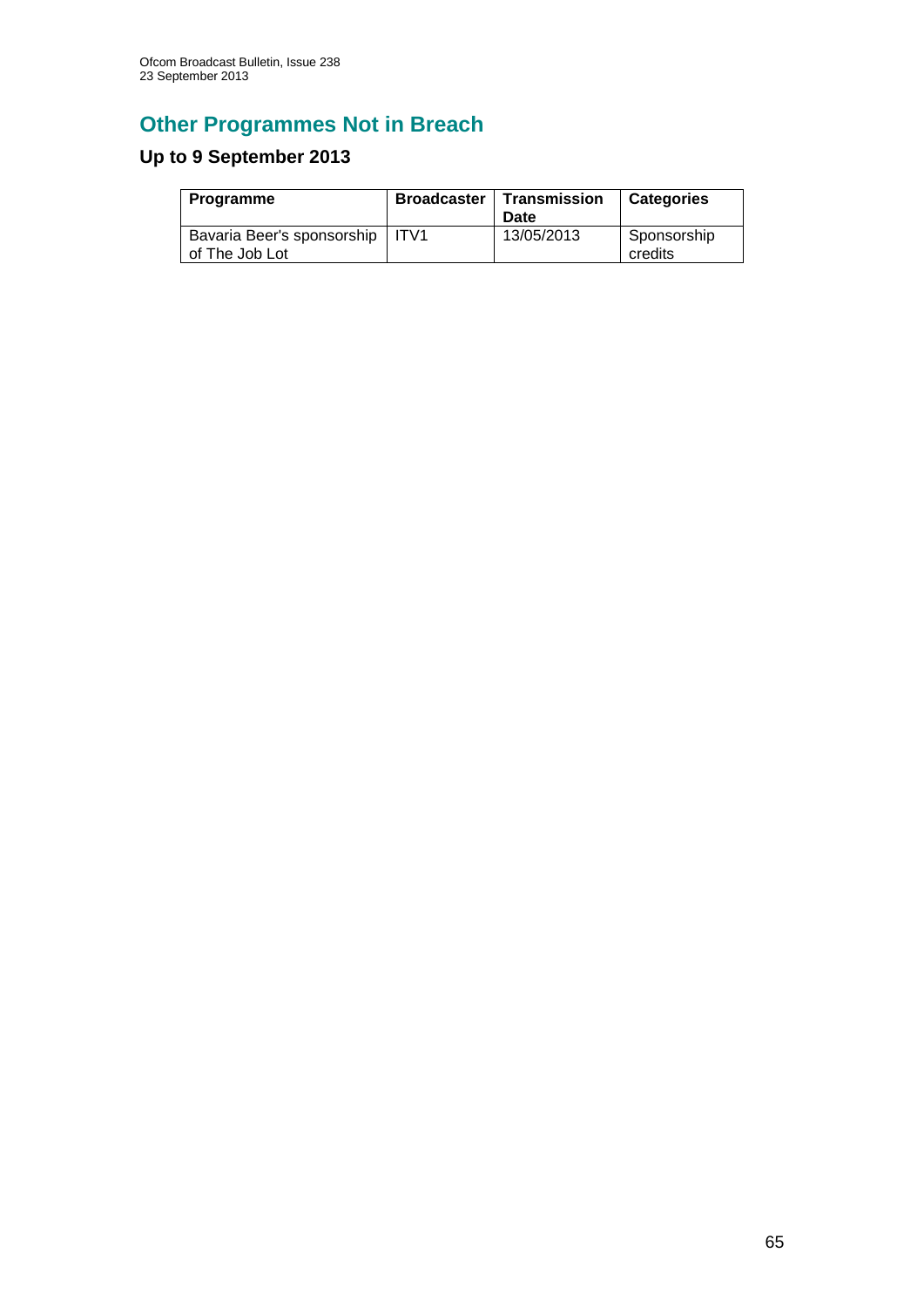# Other Programmes Not in Breach

## Up to 9 September 2013

| Programme | Broadcaster | Transmission Date | Categories |
| --- | --- | --- | --- |
| Bavaria Beer's sponsorship of The Job Lot | ITV1 | 13/05/2013 | Sponsorship credits |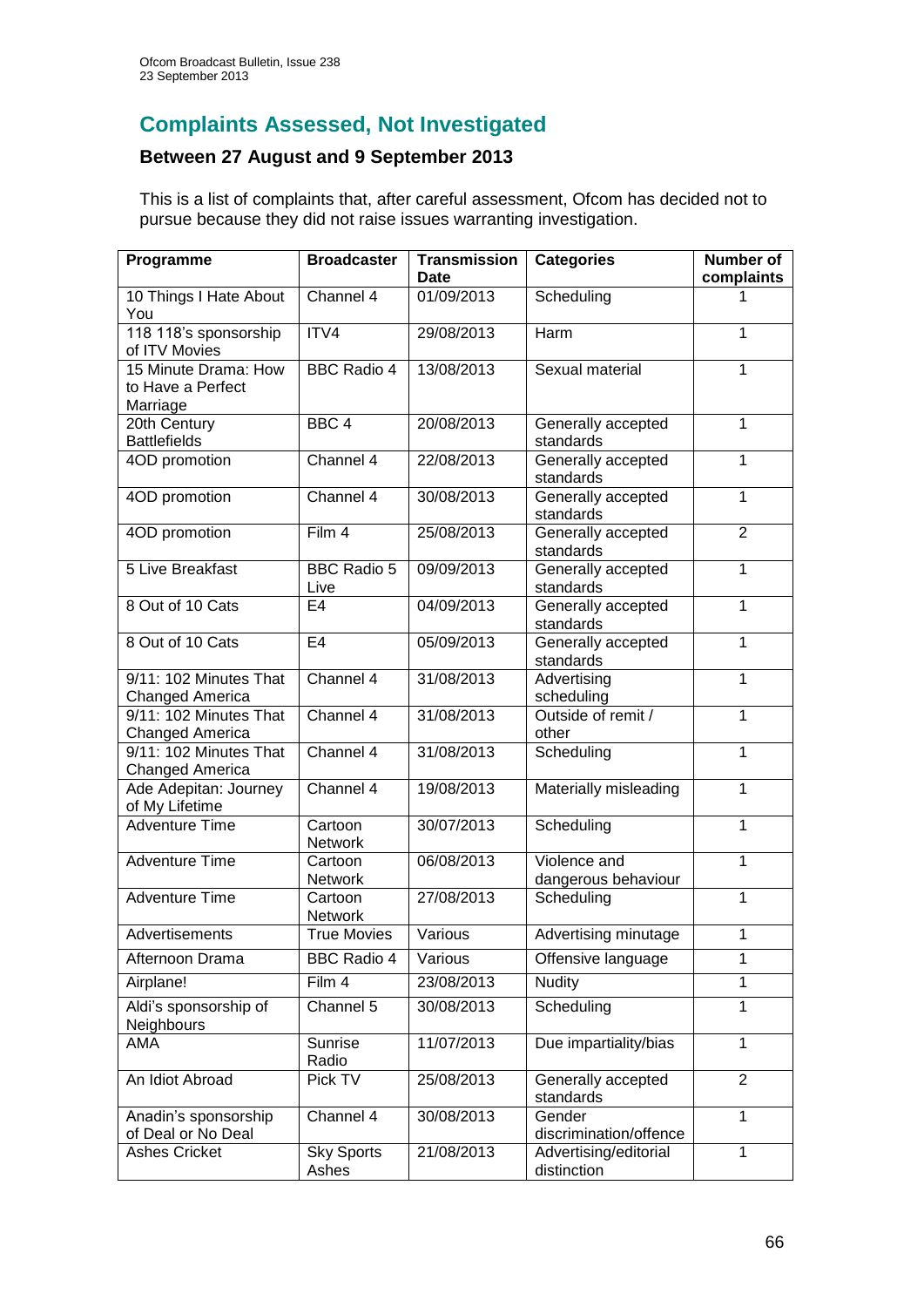## Complaints Assessed, Not Investigated

### Between 27 August and 9 September 2013

This is a list of complaints that, after careful assessment, Ofcom has decided not to pursue because they did not raise issues warranting investigation.

| Programme | Broadcaster | Transmission Date | Categories | Number of complaints |
|---|---|---|---|---|
| 10 Things I Hate About You | Channel 4 | 01/09/2013 | Scheduling | 1 |
| 118 118's sponsorship of ITV Movies | ITV4 | 29/08/2013 | Harm | 1 |
| 15 Minute Drama: How to Have a Perfect Marriage | BBC Radio 4 | 13/08/2013 | Sexual material | 1 |
| 20th Century Battlefields | BBC 4 | 20/08/2013 | Generally accepted standards | 1 |
| 4OD promotion | Channel 4 | 22/08/2013 | Generally accepted standards | 1 |
| 4OD promotion | Channel 4 | 30/08/2013 | Generally accepted standards | 1 |
| 4OD promotion | Film 4 | 25/08/2013 | Generally accepted standards | 2 |
| 5 Live Breakfast | BBC Radio 5 Live | 09/09/2013 | Generally accepted standards | 1 |
| 8 Out of 10 Cats | E4 | 04/09/2013 | Generally accepted standards | 1 |
| 8 Out of 10 Cats | E4 | 05/09/2013 | Generally accepted standards | 1 |
| 9/11: 102 Minutes That Changed America | Channel 4 | 31/08/2013 | Advertising scheduling | 1 |
| 9/11: 102 Minutes That Changed America | Channel 4 | 31/08/2013 | Outside of remit / other | 1 |
| 9/11: 102 Minutes That Changed America | Channel 4 | 31/08/2013 | Scheduling | 1 |
| Ade Adepitan: Journey of My Lifetime | Channel 4 | 19/08/2013 | Materially misleading | 1 |
| Adventure Time | Cartoon Network | 30/07/2013 | Scheduling | 1 |
| Adventure Time | Cartoon Network | 06/08/2013 | Violence and dangerous behaviour | 1 |
| Adventure Time | Cartoon Network | 27/08/2013 | Scheduling | 1 |
| Advertisements | True Movies | Various | Advertising minutage | 1 |
| Afternoon Drama | BBC Radio 4 | Various | Offensive language | 1 |
| Airplane! | Film 4 | 23/08/2013 | Nudity | 1 |
| Aldi's sponsorship of Neighbours | Channel 5 | 30/08/2013 | Scheduling | 1 |
| AMA | Sunrise Radio | 11/07/2013 | Due impartiality/bias | 1 |
| An Idiot Abroad | Pick TV | 25/08/2013 | Generally accepted standards | 2 |
| Anadin's sponsorship of Deal or No Deal | Channel 4 | 30/08/2013 | Gender discrimination/offence | 1 |
| Ashes Cricket | Sky Sports Ashes | 21/08/2013 | Advertising/editorial distinction | 1 |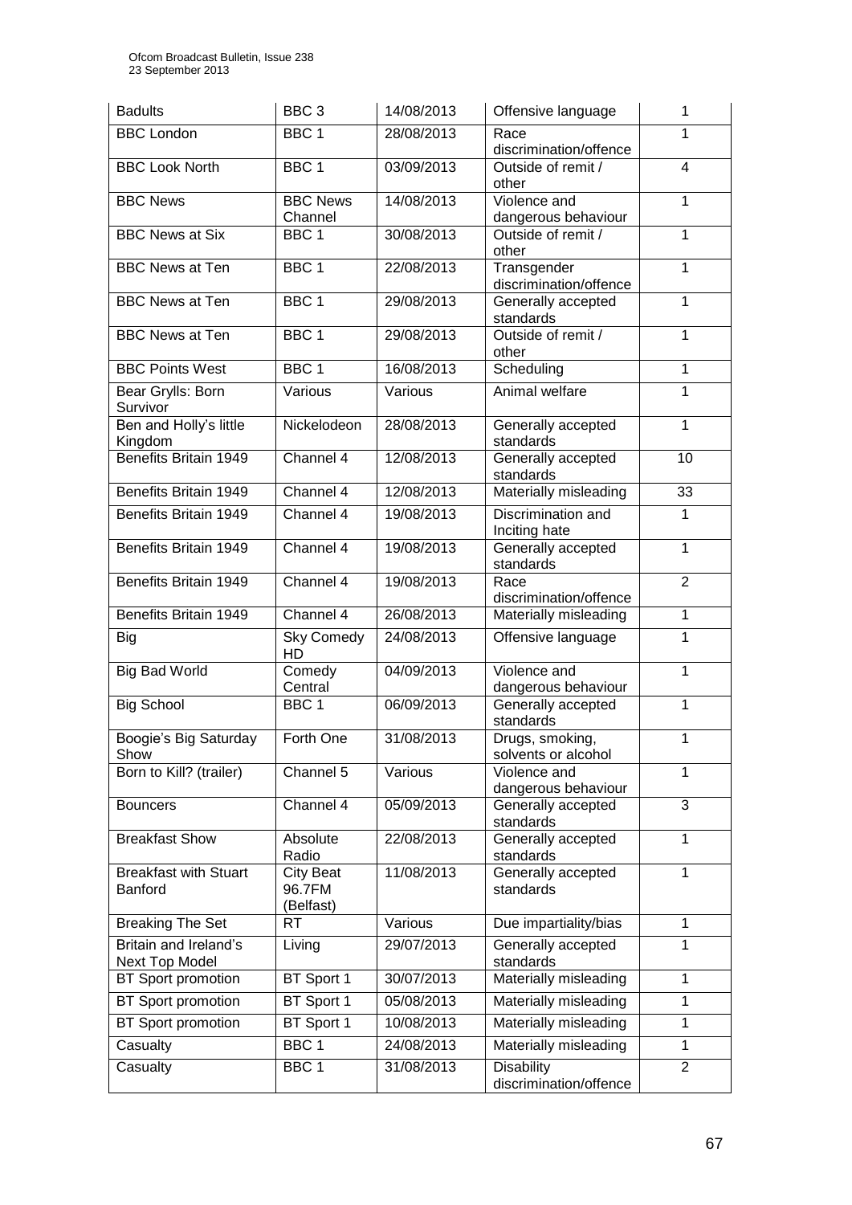| Badults | BBC 3 | 14/08/2013 | Offensive language | 1 |
|---|---|---|---|---|
| BBC London | BBC 1 | 28/08/2013 | Race discrimination/offence | 1 |
| BBC Look North | BBC 1 | 03/09/2013 | Outside of remit / other | 4 |
| BBC News | BBC News Channel | 14/08/2013 | Violence and dangerous behaviour | 1 |
| BBC News at Six | BBC 1 | 30/08/2013 | Outside of remit / other | 1 |
| BBC News at Ten | BBC 1 | 22/08/2013 | Transgender discrimination/offence | 1 |
| BBC News at Ten | BBC 1 | 29/08/2013 | Generally accepted standards | 1 |
| BBC News at Ten | BBC 1 | 29/08/2013 | Outside of remit / other | 1 |
| BBC Points West | BBC 1 | 16/08/2013 | Scheduling | 1 |
| Bear Grylls: Born Survivor | Various | Various | Animal welfare | 1 |
| Ben and Holly's little Kingdom | Nickelodeon | 28/08/2013 | Generally accepted standards | 1 |
| Benefits Britain 1949 | Channel 4 | 12/08/2013 | Generally accepted standards | 10 |
| Benefits Britain 1949 | Channel 4 | 12/08/2013 | Materially misleading | 33 |
| Benefits Britain 1949 | Channel 4 | 19/08/2013 | Discrimination and Inciting hate | 1 |
| Benefits Britain 1949 | Channel 4 | 19/08/2013 | Generally accepted standards | 1 |
| Benefits Britain 1949 | Channel 4 | 19/08/2013 | Race discrimination/offence | 2 |
| Benefits Britain 1949 | Channel 4 | 26/08/2013 | Materially misleading | 1 |
| Big | Sky Comedy HD | 24/08/2013 | Offensive language | 1 |
| Big Bad World | Comedy Central | 04/09/2013 | Violence and dangerous behaviour | 1 |
| Big School | BBC 1 | 06/09/2013 | Generally accepted standards | 1 |
| Boogie's Big Saturday Show | Forth One | 31/08/2013 | Drugs, smoking, solvents or alcohol | 1 |
| Born to Kill? (trailer) | Channel 5 | Various | Violence and dangerous behaviour | 1 |
| Bouncers | Channel 4 | 05/09/2013 | Generally accepted standards | 3 |
| Breakfast Show | Absolute Radio | 22/08/2013 | Generally accepted standards | 1 |
| Breakfast with Stuart Banford | City Beat 96.7FM (Belfast) | 11/08/2013 | Generally accepted standards | 1 |
| Breaking The Set | RT | Various | Due impartiality/bias | 1 |
| Britain and Ireland's Next Top Model | Living | 29/07/2013 | Generally accepted standards | 1 |
| BT Sport promotion | BT Sport 1 | 30/07/2013 | Materially misleading | 1 |
| BT Sport promotion | BT Sport 1 | 05/08/2013 | Materially misleading | 1 |
| BT Sport promotion | BT Sport 1 | 10/08/2013 | Materially misleading | 1 |
| Casualty | BBC 1 | 24/08/2013 | Materially misleading | 1 |
| Casualty | BBC 1 | 31/08/2013 | Disability discrimination/offence | 2 |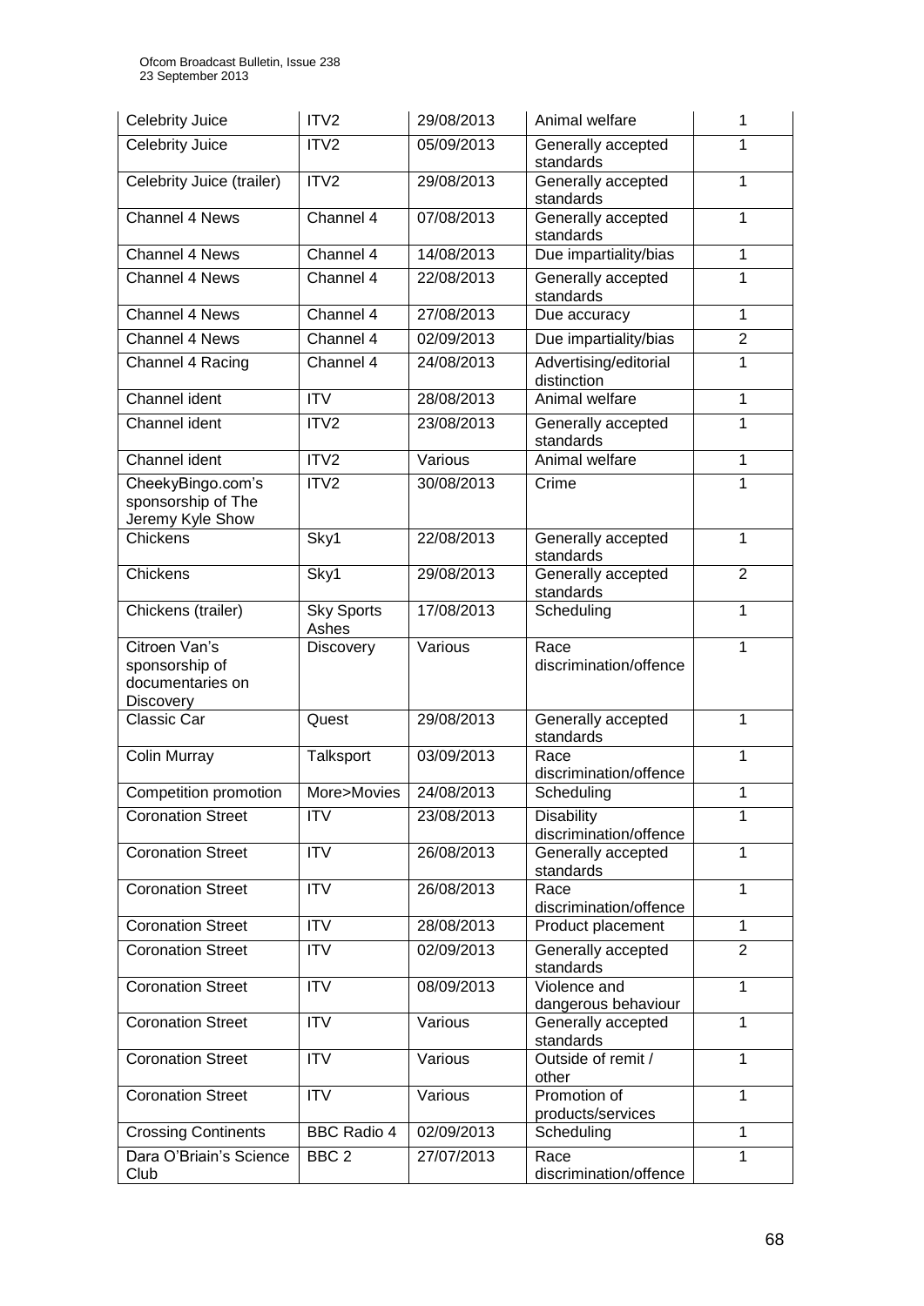| Celebrity Juice | ITV2 | 29/08/2013 | Animal welfare | 1 |
|---|---|---|---|---|
| Celebrity Juice | ITV2 | 05/09/2013 | Generally accepted standards | 1 |
| Celebrity Juice (trailer) | ITV2 | 29/08/2013 | Generally accepted standards | 1 |
| Channel 4 News | Channel 4 | 07/08/2013 | Generally accepted standards | 1 |
| Channel 4 News | Channel 4 | 14/08/2013 | Due impartiality/bias | 1 |
| Channel 4 News | Channel 4 | 22/08/2013 | Generally accepted standards | 1 |
| Channel 4 News | Channel 4 | 27/08/2013 | Due accuracy | 1 |
| Channel 4 News | Channel 4 | 02/09/2013 | Due impartiality/bias | 2 |
| Channel 4 Racing | Channel 4 | 24/08/2013 | Advertising/editorial distinction | 1 |
| Channel ident | ITV | 28/08/2013 | Animal welfare | 1 |
| Channel ident | ITV2 | 23/08/2013 | Generally accepted standards | 1 |
| Channel ident | ITV2 | Various | Animal welfare | 1 |
| CheekyBingo.com's sponsorship of The Jeremy Kyle Show | ITV2 | 30/08/2013 | Crime | 1 |
| Chickens | Sky1 | 22/08/2013 | Generally accepted standards | 1 |
| Chickens | Sky1 | 29/08/2013 | Generally accepted standards | 2 |
| Chickens (trailer) | Sky Sports Ashes | 17/08/2013 | Scheduling | 1 |
| Citroen Van's sponsorship of documentaries on Discovery | Discovery | Various | Race discrimination/offence | 1 |
| Classic Car | Quest | 29/08/2013 | Generally accepted standards | 1 |
| Colin Murray | Talksport | 03/09/2013 | Race discrimination/offence | 1 |
| Competition promotion | More>Movies | 24/08/2013 | Scheduling | 1 |
| Coronation Street | ITV | 23/08/2013 | Disability discrimination/offence | 1 |
| Coronation Street | ITV | 26/08/2013 | Generally accepted standards | 1 |
| Coronation Street | ITV | 26/08/2013 | Race discrimination/offence | 1 |
| Coronation Street | ITV | 28/08/2013 | Product placement | 1 |
| Coronation Street | ITV | 02/09/2013 | Generally accepted standards | 2 |
| Coronation Street | ITV | 08/09/2013 | Violence and dangerous behaviour | 1 |
| Coronation Street | ITV | Various | Generally accepted standards | 1 |
| Coronation Street | ITV | Various | Outside of remit / other | 1 |
| Coronation Street | ITV | Various | Promotion of products/services | 1 |
| Crossing Continents | BBC Radio 4 | 02/09/2013 | Scheduling | 1 |
| Dara O'Briain's Science Club | BBC 2 | 27/07/2013 | Race discrimination/offence | 1 |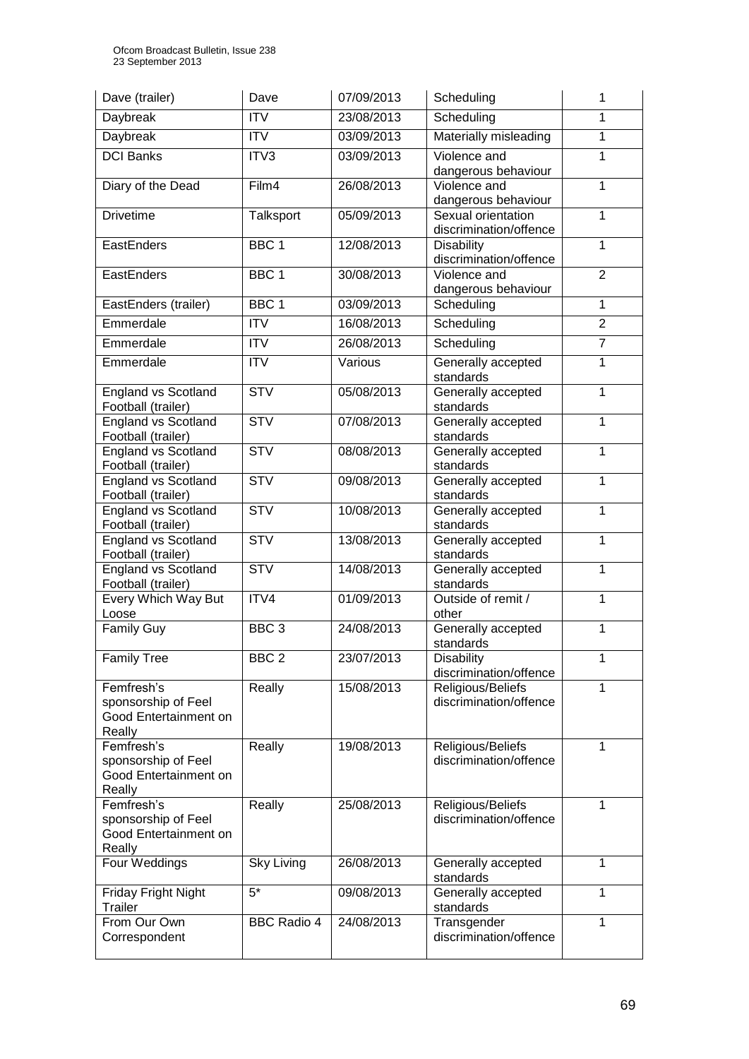| Dave (trailer) | Dave | 07/09/2013 | Scheduling | 1 |
|---|---|---|---|---|
| Daybreak | ITV | 23/08/2013 | Scheduling | 1 |
| Daybreak | ITV | 03/09/2013 | Materially misleading | 1 |
| DCI Banks | ITV3 | 03/09/2013 | Violence and dangerous behaviour | 1 |
| Diary of the Dead | Film4 | 26/08/2013 | Violence and dangerous behaviour | 1 |
| Drivetime | Talksport | 05/09/2013 | Sexual orientation discrimination/offence | 1 |
| EastEnders | BBC 1 | 12/08/2013 | Disability discrimination/offence | 1 |
| EastEnders | BBC 1 | 30/08/2013 | Violence and dangerous behaviour | 2 |
| EastEnders (trailer) | BBC 1 | 03/09/2013 | Scheduling | 1 |
| Emmerdale | ITV | 16/08/2013 | Scheduling | 2 |
| Emmerdale | ITV | 26/08/2013 | Scheduling | 7 |
| Emmerdale | ITV | Various | Generally accepted standards | 1 |
| England vs Scotland Football (trailer) | STV | 05/08/2013 | Generally accepted standards | 1 |
| England vs Scotland Football (trailer) | STV | 07/08/2013 | Generally accepted standards | 1 |
| England vs Scotland Football (trailer) | STV | 08/08/2013 | Generally accepted standards | 1 |
| England vs Scotland Football (trailer) | STV | 09/08/2013 | Generally accepted standards | 1 |
| England vs Scotland Football (trailer) | STV | 10/08/2013 | Generally accepted standards | 1 |
| England vs Scotland Football (trailer) | STV | 13/08/2013 | Generally accepted standards | 1 |
| England vs Scotland Football (trailer) | STV | 14/08/2013 | Generally accepted standards | 1 |
| Every Which Way But Loose | ITV4 | 01/09/2013 | Outside of remit / other | 1 |
| Family Guy | BBC 3 | 24/08/2013 | Generally accepted standards | 1 |
| Family Tree | BBC 2 | 23/07/2013 | Disability discrimination/offence | 1 |
| Femfresh's sponsorship of Feel Good Entertainment on Really | Really | 15/08/2013 | Religious/Beliefs discrimination/offence | 1 |
| Femfresh's sponsorship of Feel Good Entertainment on Really | Really | 19/08/2013 | Religious/Beliefs discrimination/offence | 1 |
| Femfresh's sponsorship of Feel Good Entertainment on Really | Really | 25/08/2013 | Religious/Beliefs discrimination/offence | 1 |
| Four Weddings | Sky Living | 26/08/2013 | Generally accepted standards | 1 |
| Friday Fright Night Trailer | 5* | 09/08/2013 | Generally accepted standards | 1 |
| From Our Own Correspondent | BBC Radio 4 | 24/08/2013 | Transgender discrimination/offence | 1 |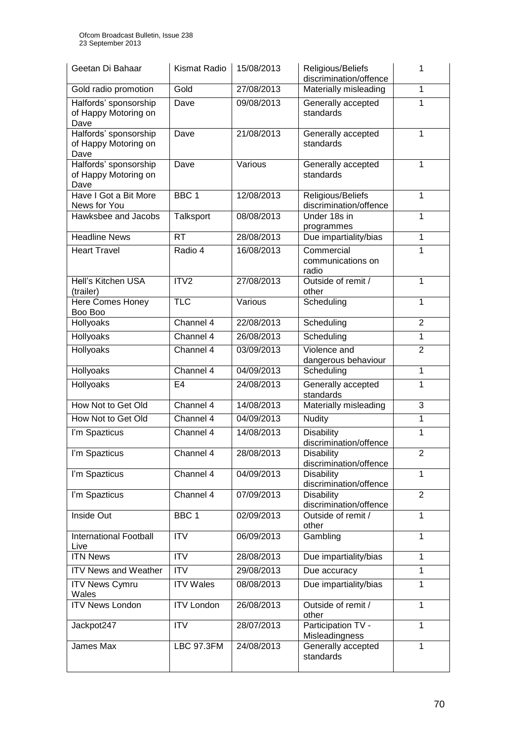| Geetan Di Bahaar | Kismat Radio | 15/08/2013 | Religious/Beliefs discrimination/offence | 1 |
|---|---|---|---|---|
| Gold radio promotion | Gold | 27/08/2013 | Materially misleading | 1 |
| Halfords' sponsorship of Happy Motoring on Dave | Dave | 09/08/2013 | Generally accepted standards | 1 |
| Halfords' sponsorship of Happy Motoring on Dave | Dave | 21/08/2013 | Generally accepted standards | 1 |
| Halfords' sponsorship of Happy Motoring on Dave | Dave | Various | Generally accepted standards | 1 |
| Have I Got a Bit More News for You | BBC 1 | 12/08/2013 | Religious/Beliefs discrimination/offence | 1 |
| Hawksbee and Jacobs | Talksport | 08/08/2013 | Under 18s in programmes | 1 |
| Headline News | RT | 28/08/2013 | Due impartiality/bias | 1 |
| Heart Travel | Radio 4 | 16/08/2013 | Commercial communications on radio | 1 |
| Hell's Kitchen USA (trailer) | ITV2 | 27/08/2013 | Outside of remit / other | 1 |
| Here Comes Honey Boo Boo | TLC | Various | Scheduling | 1 |
| Hollyoaks | Channel 4 | 22/08/2013 | Scheduling | 2 |
| Hollyoaks | Channel 4 | 26/08/2013 | Scheduling | 1 |
| Hollyoaks | Channel 4 | 03/09/2013 | Violence and dangerous behaviour | 2 |
| Hollyoaks | Channel 4 | 04/09/2013 | Scheduling | 1 |
| Hollyoaks | E4 | 24/08/2013 | Generally accepted standards | 1 |
| How Not to Get Old | Channel 4 | 14/08/2013 | Materially misleading | 3 |
| How Not to Get Old | Channel 4 | 04/09/2013 | Nudity | 1 |
| I'm Spazticus | Channel 4 | 14/08/2013 | Disability discrimination/offence | 1 |
| I'm Spazticus | Channel 4 | 28/08/2013 | Disability discrimination/offence | 2 |
| I'm Spazticus | Channel 4 | 04/09/2013 | Disability discrimination/offence | 1 |
| I'm Spazticus | Channel 4 | 07/09/2013 | Disability discrimination/offence | 2 |
| Inside Out | BBC 1 | 02/09/2013 | Outside of remit / other | 1 |
| International Football Live | ITV | 06/09/2013 | Gambling | 1 |
| ITN News | ITV | 28/08/2013 | Due impartiality/bias | 1 |
| ITV News and Weather | ITV | 29/08/2013 | Due accuracy | 1 |
| ITV News Cymru Wales | ITV Wales | 08/08/2013 | Due impartiality/bias | 1 |
| ITV News London | ITV London | 26/08/2013 | Outside of remit / other | 1 |
| Jackpot247 | ITV | 28/07/2013 | Participation TV - Misleadingness | 1 |
| James Max | LBC 97.3FM | 24/08/2013 | Generally accepted standards | 1 |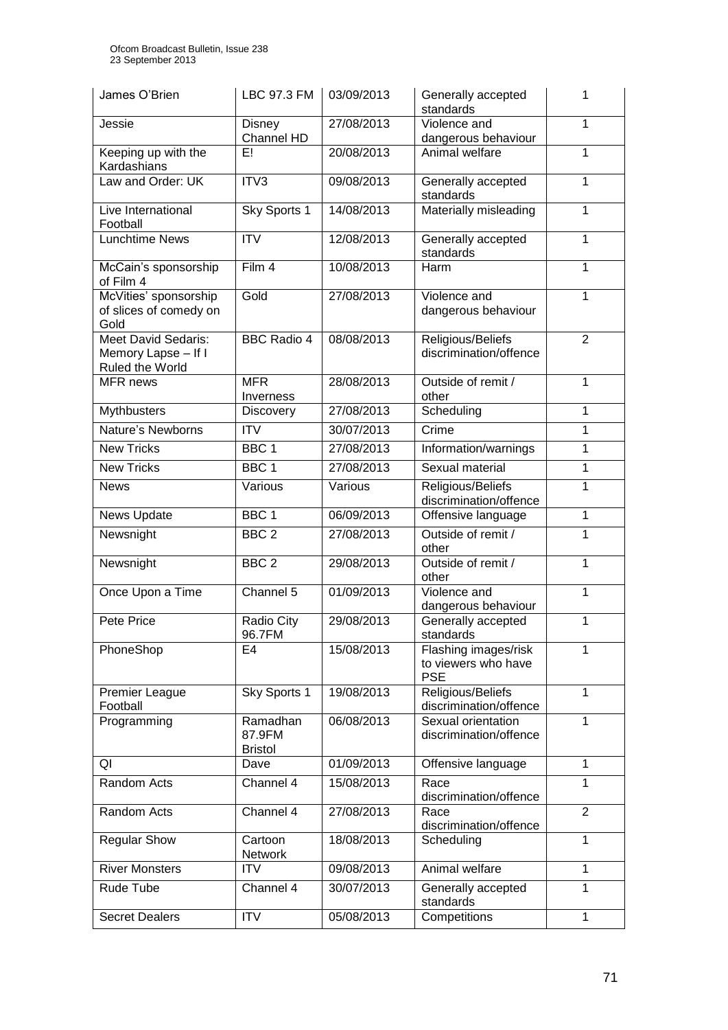| James O'Brien | LBC 97.3 FM | 03/09/2013 | Generally accepted standards | 1 |
|---|---|---|---|---|
| Jessie | Disney Channel HD | 27/08/2013 | Violence and dangerous behaviour | 1 |
| Keeping up with the Kardashians | E! | 20/08/2013 | Animal welfare | 1 |
| Law and Order: UK | ITV3 | 09/08/2013 | Generally accepted standards | 1 |
| Live International Football | Sky Sports 1 | 14/08/2013 | Materially misleading | 1 |
| Lunchtime News | ITV | 12/08/2013 | Generally accepted standards | 1 |
| McCain's sponsorship of Film 4 | Film 4 | 10/08/2013 | Harm | 1 |
| McVities' sponsorship of slices of comedy on Gold | Gold | 27/08/2013 | Violence and dangerous behaviour | 1 |
| Meet David Sedaris: Memory Lapse – If I Ruled the World | BBC Radio 4 | 08/08/2013 | Religious/Beliefs discrimination/offence | 2 |
| MFR news | MFR Inverness | 28/08/2013 | Outside of remit / other | 1 |
| Mythbusters | Discovery | 27/08/2013 | Scheduling | 1 |
| Nature's Newborns | ITV | 30/07/2013 | Crime | 1 |
| New Tricks | BBC 1 | 27/08/2013 | Information/warnings | 1 |
| New Tricks | BBC 1 | 27/08/2013 | Sexual material | 1 |
| News | Various | Various | Religious/Beliefs discrimination/offence | 1 |
| News Update | BBC 1 | 06/09/2013 | Offensive language | 1 |
| Newsnight | BBC 2 | 27/08/2013 | Outside of remit / other | 1 |
| Newsnight | BBC 2 | 29/08/2013 | Outside of remit / other | 1 |
| Once Upon a Time | Channel 5 | 01/09/2013 | Violence and dangerous behaviour | 1 |
| Pete Price | Radio City 96.7FM | 29/08/2013 | Generally accepted standards | 1 |
| PhoneShop | E4 | 15/08/2013 | Flashing images/risk to viewers who have PSE | 1 |
| Premier League Football | Sky Sports 1 | 19/08/2013 | Religious/Beliefs discrimination/offence | 1 |
| Programming | Ramadhan 87.9FM Bristol | 06/08/2013 | Sexual orientation discrimination/offence | 1 |
| QI | Dave | 01/09/2013 | Offensive language | 1 |
| Random Acts | Channel 4 | 15/08/2013 | Race discrimination/offence | 1 |
| Random Acts | Channel 4 | 27/08/2013 | Race discrimination/offence | 2 |
| Regular Show | Cartoon Network | 18/08/2013 | Scheduling | 1 |
| River Monsters | ITV | 09/08/2013 | Animal welfare | 1 |
| Rude Tube | Channel 4 | 30/07/2013 | Generally accepted standards | 1 |
| Secret Dealers | ITV | 05/08/2013 | Competitions | 1 |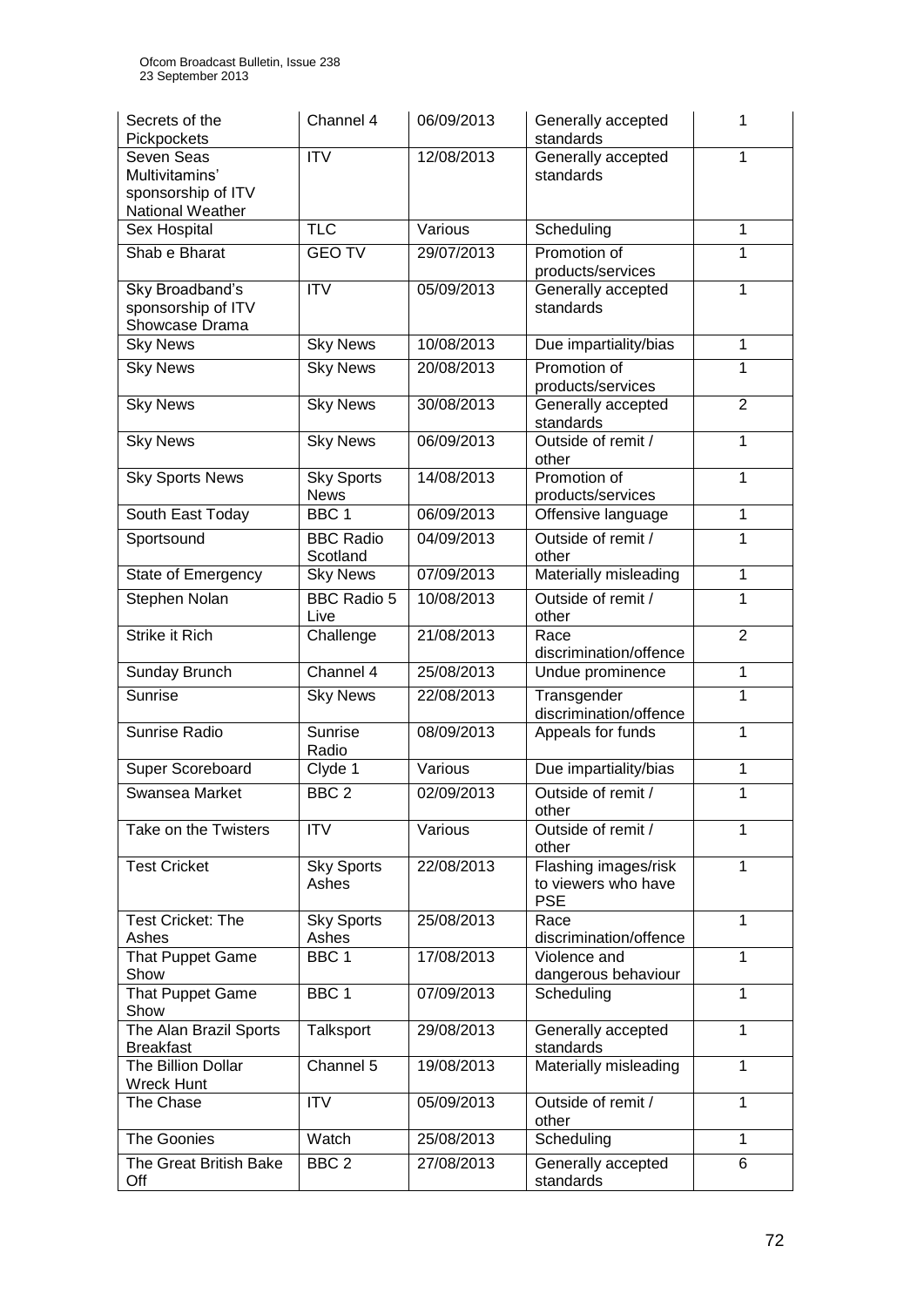| Secrets of the Pickpockets | Channel 4 | 06/09/2013 | Generally accepted standards | 1 |
|---|---|---|---|---|
| Seven Seas Multivitamins' sponsorship of ITV National Weather | ITV | 12/08/2013 | Generally accepted standards | 1 |
| Sex Hospital | TLC | Various | Scheduling | 1 |
| Shab e Bharat | GEO TV | 29/07/2013 | Promotion of products/services | 1 |
| Sky Broadband's sponsorship of ITV Showcase Drama | ITV | 05/09/2013 | Generally accepted standards | 1 |
| Sky News | Sky News | 10/08/2013 | Due impartiality/bias | 1 |
| Sky News | Sky News | 20/08/2013 | Promotion of products/services | 1 |
| Sky News | Sky News | 30/08/2013 | Generally accepted standards | 2 |
| Sky News | Sky News | 06/09/2013 | Outside of remit / other | 1 |
| Sky Sports News | Sky Sports News | 14/08/2013 | Promotion of products/services | 1 |
| South East Today | BBC 1 | 06/09/2013 | Offensive language | 1 |
| Sportsound | BBC Radio Scotland | 04/09/2013 | Outside of remit / other | 1 |
| State of Emergency | Sky News | 07/09/2013 | Materially misleading | 1 |
| Stephen Nolan | BBC Radio 5 Live | 10/08/2013 | Outside of remit / other | 1 |
| Strike it Rich | Challenge | 21/08/2013 | Race discrimination/offence | 2 |
| Sunday Brunch | Channel 4 | 25/08/2013 | Undue prominence | 1 |
| Sunrise | Sky News | 22/08/2013 | Transgender discrimination/offence | 1 |
| Sunrise Radio | Sunrise Radio | 08/09/2013 | Appeals for funds | 1 |
| Super Scoreboard | Clyde 1 | Various | Due impartiality/bias | 1 |
| Swansea Market | BBC 2 | 02/09/2013 | Outside of remit / other | 1 |
| Take on the Twisters | ITV | Various | Outside of remit / other | 1 |
| Test Cricket | Sky Sports Ashes | 22/08/2013 | Flashing images/risk to viewers who have PSE | 1 |
| Test Cricket: The Ashes | Sky Sports Ashes | 25/08/2013 | Race discrimination/offence | 1 |
| That Puppet Game Show | BBC 1 | 17/08/2013 | Violence and dangerous behaviour | 1 |
| That Puppet Game Show | BBC 1 | 07/09/2013 | Scheduling | 1 |
| The Alan Brazil Sports Breakfast | Talksport | 29/08/2013 | Generally accepted standards | 1 |
| The Billion Dollar Wreck Hunt | Channel 5 | 19/08/2013 | Materially misleading | 1 |
| The Chase | ITV | 05/09/2013 | Outside of remit / other | 1 |
| The Goonies | Watch | 25/08/2013 | Scheduling | 1 |
| The Great British Bake Off | BBC 2 | 27/08/2013 | Generally accepted standards | 6 |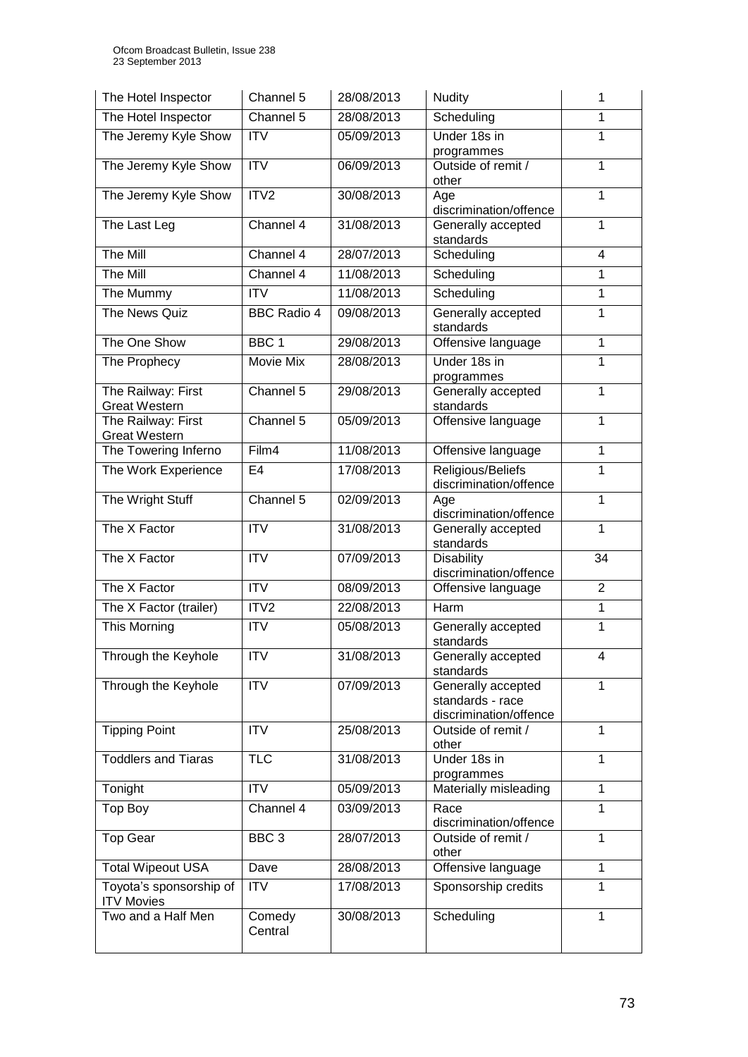| The Hotel Inspector | Channel 5 | 28/08/2013 | Nudity | 1 |
|---|---|---|---|---|
| The Hotel Inspector | Channel 5 | 28/08/2013 | Scheduling | 1 |
| The Jeremy Kyle Show | ITV | 05/09/2013 | Under 18s in programmes | 1 |
| The Jeremy Kyle Show | ITV | 06/09/2013 | Outside of remit / other | 1 |
| The Jeremy Kyle Show | ITV2 | 30/08/2013 | Age discrimination/offence | 1 |
| The Last Leg | Channel 4 | 31/08/2013 | Generally accepted standards | 1 |
| The Mill | Channel 4 | 28/07/2013 | Scheduling | 4 |
| The Mill | Channel 4 | 11/08/2013 | Scheduling | 1 |
| The Mummy | ITV | 11/08/2013 | Scheduling | 1 |
| The News Quiz | BBC Radio 4 | 09/08/2013 | Generally accepted standards | 1 |
| The One Show | BBC 1 | 29/08/2013 | Offensive language | 1 |
| The Prophecy | Movie Mix | 28/08/2013 | Under 18s in programmes | 1 |
| The Railway: First Great Western | Channel 5 | 29/08/2013 | Generally accepted standards | 1 |
| The Railway: First Great Western | Channel 5 | 05/09/2013 | Offensive language | 1 |
| The Towering Inferno | Film4 | 11/08/2013 | Offensive language | 1 |
| The Work Experience | E4 | 17/08/2013 | Religious/Beliefs discrimination/offence | 1 |
| The Wright Stuff | Channel 5 | 02/09/2013 | Age discrimination/offence | 1 |
| The X Factor | ITV | 31/08/2013 | Generally accepted standards | 1 |
| The X Factor | ITV | 07/09/2013 | Disability discrimination/offence | 34 |
| The X Factor | ITV | 08/09/2013 | Offensive language | 2 |
| The X Factor (trailer) | ITV2 | 22/08/2013 | Harm | 1 |
| This Morning | ITV | 05/08/2013 | Generally accepted standards | 1 |
| Through the Keyhole | ITV | 31/08/2013 | Generally accepted standards | 4 |
| Through the Keyhole | ITV | 07/09/2013 | Generally accepted standards - race discrimination/offence | 1 |
| Tipping Point | ITV | 25/08/2013 | Outside of remit / other | 1 |
| Toddlers and Tiaras | TLC | 31/08/2013 | Under 18s in programmes | 1 |
| Tonight | ITV | 05/09/2013 | Materially misleading | 1 |
| Top Boy | Channel 4 | 03/09/2013 | Race discrimination/offence | 1 |
| Top Gear | BBC 3 | 28/07/2013 | Outside of remit / other | 1 |
| Total Wipeout USA | Dave | 28/08/2013 | Offensive language | 1 |
| Toyota's sponsorship of ITV Movies | ITV | 17/08/2013 | Sponsorship credits | 1 |
| Two and a Half Men | Comedy Central | 30/08/2013 | Scheduling | 1 |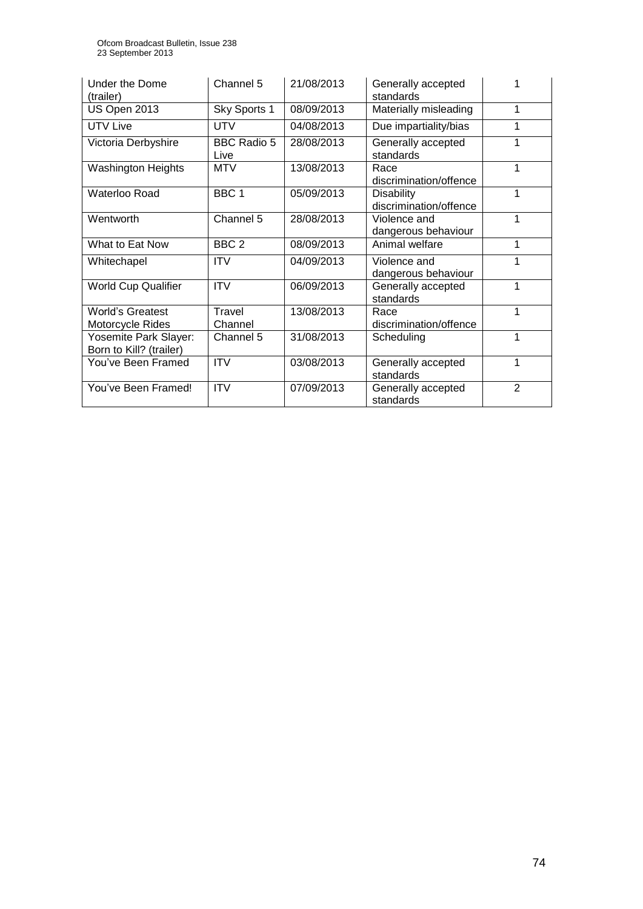| Under the Dome (trailer) | Channel 5 | 21/08/2013 | Generally accepted standards | 1 |
|---|---|---|---|---|
| US Open 2013 | Sky Sports 1 | 08/09/2013 | Materially misleading | 1 |
| UTV Live | UTV | 04/08/2013 | Due impartiality/bias | 1 |
| Victoria Derbyshire | BBC Radio 5 Live | 28/08/2013 | Generally accepted standards | 1 |
| Washington Heights | MTV | 13/08/2013 | Race discrimination/offence | 1 |
| Waterloo Road | BBC 1 | 05/09/2013 | Disability discrimination/offence | 1 |
| Wentworth | Channel 5 | 28/08/2013 | Violence and dangerous behaviour | 1 |
| What to Eat Now | BBC 2 | 08/09/2013 | Animal welfare | 1 |
| Whitechapel | ITV | 04/09/2013 | Violence and dangerous behaviour | 1 |
| World Cup Qualifier | ITV | 06/09/2013 | Generally accepted standards | 1 |
| World's Greatest Motorcycle Rides | Travel Channel | 13/08/2013 | Race discrimination/offence | 1 |
| Yosemite Park Slayer: Born to Kill? (trailer) | Channel 5 | 31/08/2013 | Scheduling | 1 |
| You've Been Framed | ITV | 03/08/2013 | Generally accepted standards | 1 |
| You've Been Framed! | ITV | 07/09/2013 | Generally accepted standards | 2 |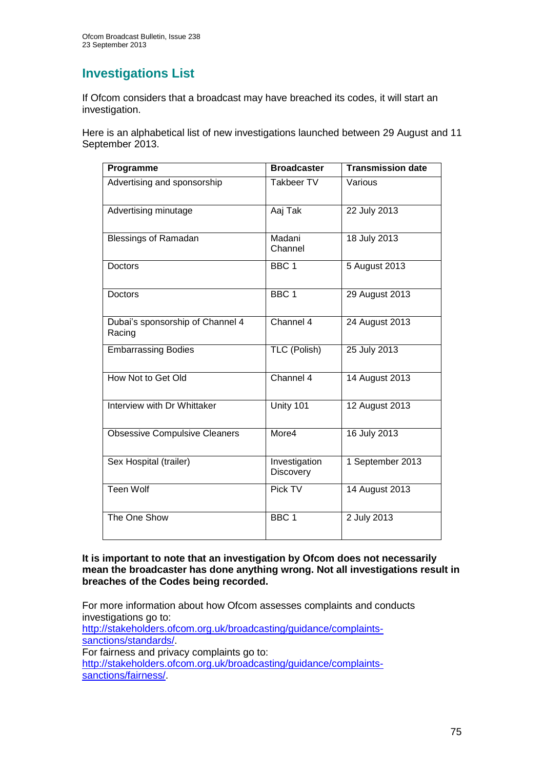## Investigations List

If Ofcom considers that a broadcast may have breached its codes, it will start an investigation.

Here is an alphabetical list of new investigations launched between 29 August and 11 September 2013.

| Programme | Broadcaster | Transmission date |
|---|---|---|
| Advertising and sponsorship | Takbeer TV | Various |
| Advertising minutage | Aaj Tak | 22 July 2013 |
| Blessings of Ramadan | Madani Channel | 18 July 2013 |
| Doctors | BBC 1 | 5 August 2013 |
| Doctors | BBC 1 | 29 August 2013 |
| Dubai's sponsorship of Channel 4 Racing | Channel 4 | 24 August 2013 |
| Embarrassing Bodies | TLC (Polish) | 25 July 2013 |
| How Not to Get Old | Channel 4 | 14 August 2013 |
| Interview with Dr Whittaker | Unity 101 | 12 August 2013 |
| Obsessive Compulsive Cleaners | More4 | 16 July 2013 |
| Sex Hospital (trailer) | Investigation Discovery | 1 September 2013 |
| Teen Wolf | Pick TV | 14 August 2013 |
| The One Show | BBC 1 | 2 July 2013 |

**It is important to note that an investigation by Ofcom does not necessarily mean the broadcaster has done anything wrong. Not all investigations result in breaches of the Codes being recorded.**

For more information about how Ofcom assesses complaints and conducts investigations go to:
http://stakeholders.ofcom.org.uk/broadcasting/guidance/complaints-sanctions/standards/.
For fairness and privacy complaints go to:
http://stakeholders.ofcom.org.uk/broadcasting/guidance/complaints-sanctions/fairness/.